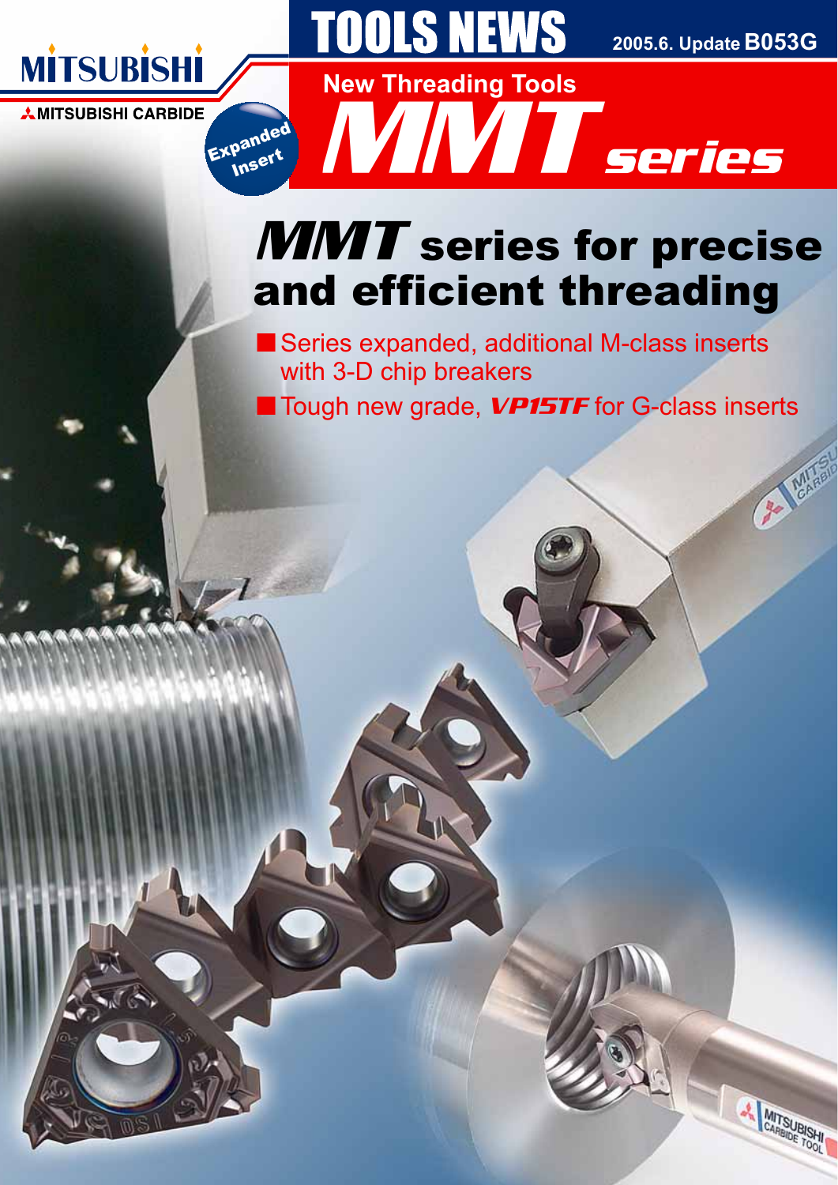MITSUBISHI

MITSUBISHI CARBIDE

# TOOLS NEWS

2005.6. Update B053G

Expanded Insert

## New Threading Tools

# MMT series

## MMT series for precise and efficient threading

- Series expanded, additional M-class inserts with 3-D chip breakers
- Tough new grade, ***VP15TF*** for G-class inserts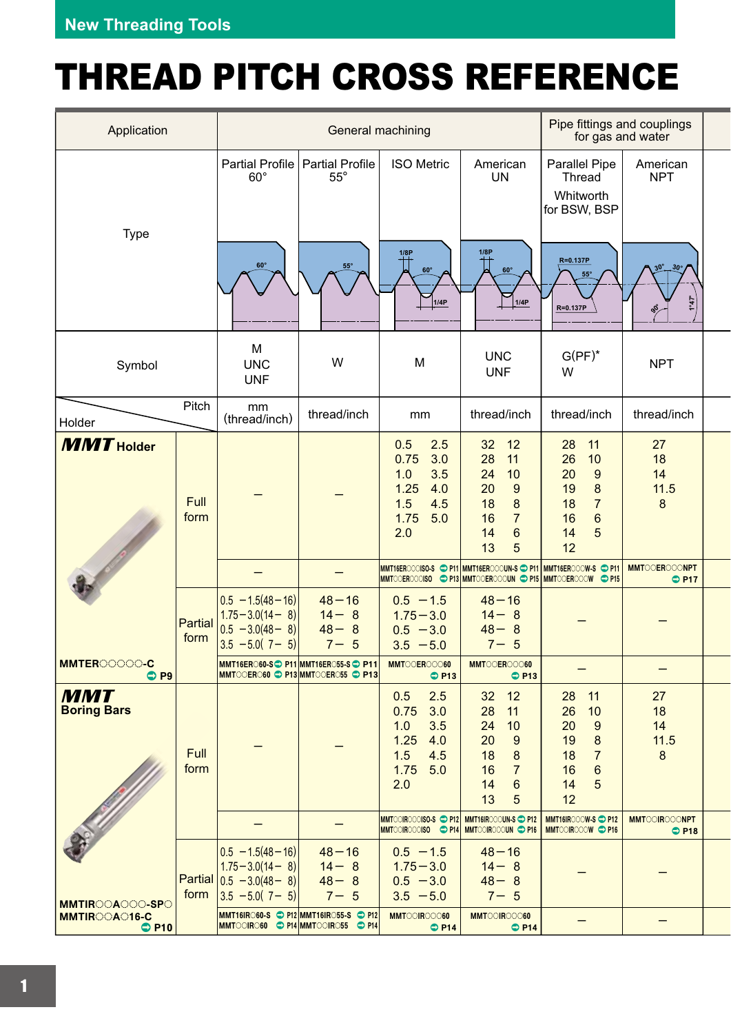New Threading Tools

# THREAD PITCH CROSS REFERENCE

| Application | | General machining | | | | Pipe fittings and couplings for gas and water | |
|---|---|---|---|---|---|---|---|
| Type | | Partial Profile 60° | Partial Profile 55° | ISO Metric | American UN | Parallel Pipe Thread Whitworth for BSW, BSP | American NPT |
| Symbol | | M UNC UNF | W | M | UNC UNF | G(PF)* W | NPT |
| Holder / Pitch | | mm (thread/inch) | thread/inch | mm | thread/inch | thread/inch | thread/inch |
| **MMT Holder** | Full form | – | – | 0.5 2.5<br>0.75 3.0<br>1.0 3.5<br>1.25 4.0<br>1.5 4.5<br>1.75 5.0<br>2.0 | 32 12<br>28 11<br>24 10<br>20 9<br>18 8<br>16 7<br>14 6<br>13 5 | 28 11<br>26 10<br>20 9<br>19 8<br>18 7<br>16 6<br>14 5<br>12 | 27<br>18<br>14<br>11.5<br>8 |
| | | – | – | MMT16ER○○○ISO-S ➲ P11<br>MMT○○ER○○○ISO ➲ P13 | MMT16ER○○○UN-S ➲ P11<br>MMT○○ER○○○UN ➲ P15 | MMT16ER○○○W-S ➲ P11<br>MMT○○ER○○○W ➲ P15 | MMT○○ER○○○NPT ➲ P17 |
| | Partial form | 0.5 –1.5(48–16)<br>1.75–3.0(14– 8)<br>0.5 –3.0(48– 8)<br>3.5 –5.0( 7– 5) | 48–16<br>14– 8<br>48– 8<br>7– 5 | 0.5 –1.5<br>1.75–3.0<br>0.5 –3.0<br>3.5 –5.0 | 48–16<br>14– 8<br>48– 8<br>7– 5 | – | – |
| MMTER○○○○○-C ➲ P9 | | MMT16ER○60-S ➲ P11<br>MMT○○ER○60 ➲ P13 | MMT16ER○55-S ➲ P11<br>MMT○○ER○55 ➲ P13 | MMT○○ER○○○60 ➲ P13 | MMT○○ER○○○60 ➲ P13 | – | – |
| **MMT Boring Bars** | Full form | – | – | 0.5 2.5<br>0.75 3.0<br>1.0 3.5<br>1.25 4.0<br>1.5 4.5<br>1.75 5.0<br>2.0 | 32 12<br>28 11<br>24 10<br>20 9<br>18 8<br>16 7<br>14 6<br>13 5 | 28 11<br>26 10<br>20 9<br>19 8<br>18 7<br>16 6<br>14 5<br>12 | 27<br>18<br>14<br>11.5<br>8 |
| | | – | – | MMT○○IR○○○ISO-S ➲ P12<br>MMT○○IR○○○ISO ➲ P14 | MMT16IR○○○UN-S ➲ P12<br>MMT○○IR○○○UN ➲ P16 | MMT16IR○○○W-S ➲ P12<br>MMT○○IR○○○W ➲ P16 | MMT○○IR○○○NPT ➲ P18 |
| | Partial form | 0.5 –1.5(48–16)<br>1.75–3.0(14– 8)<br>0.5 –3.0(48– 8)<br>3.5 –5.0( 7– 5) | 48–16<br>14– 8<br>48– 8<br>7– 5 | 0.5 –1.5<br>1.75–3.0<br>0.5 –3.0<br>3.5 –5.0 | 48–16<br>14– 8<br>48– 8<br>7– 5 | – | – |
| MMTIR○○A○○○-SP○<br>MMTIR○○A○16-C ➲ P10 | | MMT16IR○60-S ➲ P12<br>MMT○○IR○60 ➲ P14 | MMT16IR○55-S ➲ P12<br>MMT○○IR○55 ➲ P14 | MMT○○IR○○○60 ➲ P14 | MMT○○IR○○○60 ➲ P14 | – | – |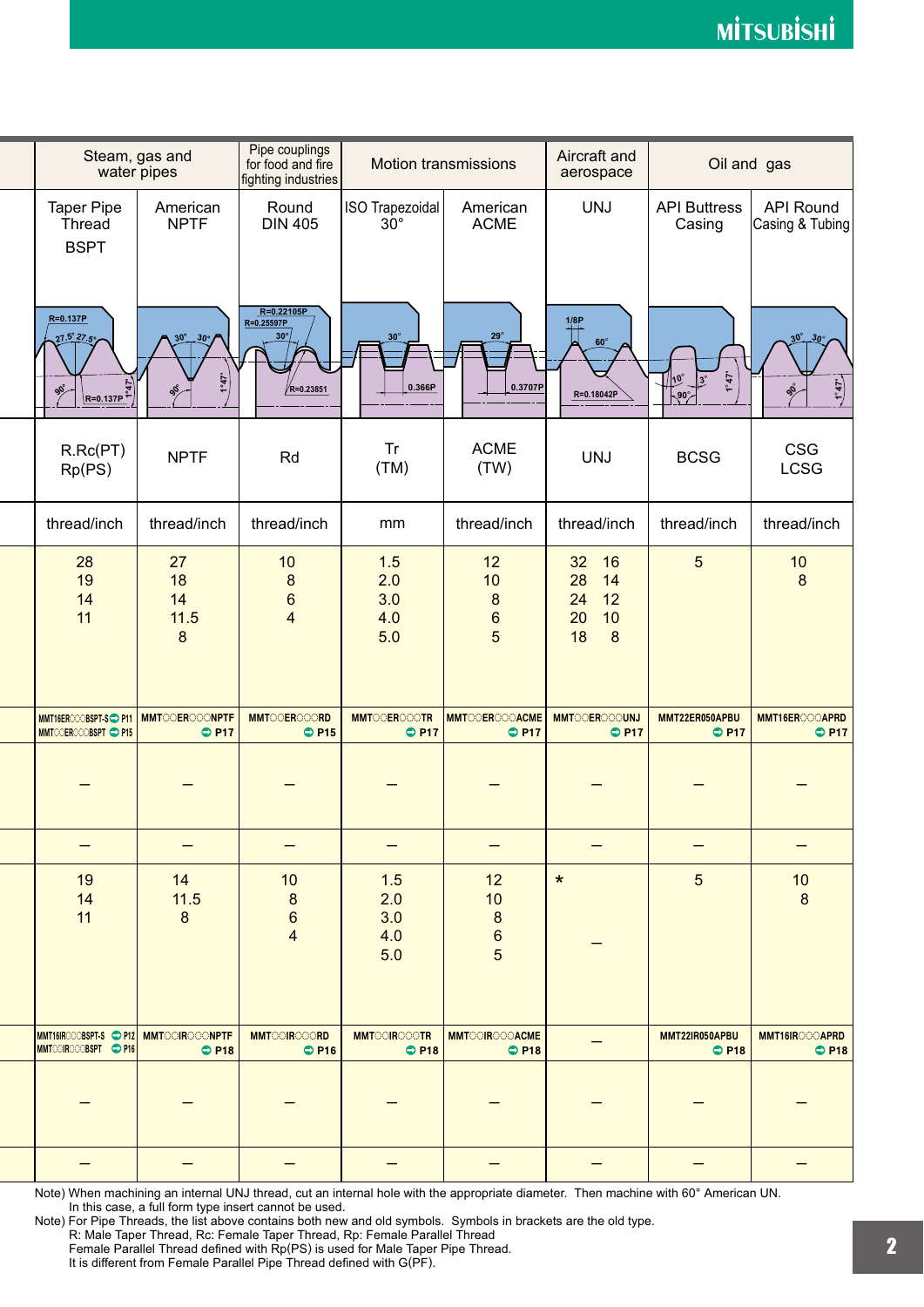| | Steam, gas and water pipes | | Pipe couplings for food and fire fighting industries | Motion transmissions | | Aircraft and aerospace | Oil and gas | |
|---|---|---|---|---|---|---|---|---|
| | Taper Pipe Thread BSPT | American NPTF | Round DIN 405 | ISO Trapezoidal 30° | American ACME | UNJ | API Buttress Casing | API Round Casing & Tubing |
| | R=0.137P 27.5° 27.5° 90° R=0.137P 1°47' | 30° 30° 90° 1°47' | R=0.22105P R=0.25597P 30° R=0.23851 | 30° 0.366P | 29° 0.3707P | 1/8P 60° R=0.18042P | 10° 3° 90° 1°47' | 30° 30° 90° 1°47' |
| | R.Rc(PT) Rp(PS) | NPTF | Rd | Tr (TM) | ACME (TW) | UNJ | BCSG | CSG LCSG |
| | thread/inch | thread/inch | thread/inch | mm | thread/inch | thread/inch | thread/inch | thread/inch |
| | 28 19 14 11 | 27 18 14 11.5 8 | 10 8 6 4 | 1.5 2.0 3.0 4.0 5.0 | 12 10 8 6 5 | 32 16 28 14 24 12 20 10 18 8 | 5 | 10 8 |
| | MMT16ER○○○BSPT-S ➡ P11 MMT○○ER○○○BSPT ➡ P15 | MMT○○ER○○○NPTF ➡ P17 | MMT○○ER○○○RD ➡ P15 | MMT○○ER○○○TR ➡ P17 | MMT○○ER○○○ACME ➡ P17 | MMT○○ER○○○UNJ ➡ P17 | MMT22ER050APBU ➡ P17 | MMT16ER○○○APRD ➡ P17 |
| | – | – | – | – | – | – | – | – |
| | – | – | – | – | – | – | – | – |
| | 19 14 11 | 14 11.5 8 | 10 8 6 4 | 1.5 2.0 3.0 4.0 5.0 | 12 10 8 6 5 | * – | 5 | 10 8 |
| | MMT16IR○○○BSPT-S ➡ P12 MMT○○IR○○○BSPT ➡ P16 | MMT○○IR○○○NPTF ➡ P18 | MMT○○IR○○○RD ➡ P16 | MMT○○IR○○○TR ➡ P18 | MMT○○IR○○○ACME ➡ P18 | – | MMT22IR050APBU ➡ P18 | MMT16IR○○○APRD ➡ P18 |
| | – | – | – | – | – | – | – | – |
| | – | – | – | – | – | – | – | – |

Note) When machining an internal UNJ thread, cut an internal hole with the appropriate diameter. Then machine with 60° American UN.
In this case, a full form type insert cannot be used.

Note) For Pipe Threads, the list above contains both new and old symbols. Symbols in brackets are the old type.
R: Male Taper Thread, Rc: Female Taper Thread, Rp: Female Parallel Thread
Female Parallel Thread defined with Rp(PS) is used for Male Taper Pipe Thread.
It is different from Female Parallel Pipe Thread defined with G(PF).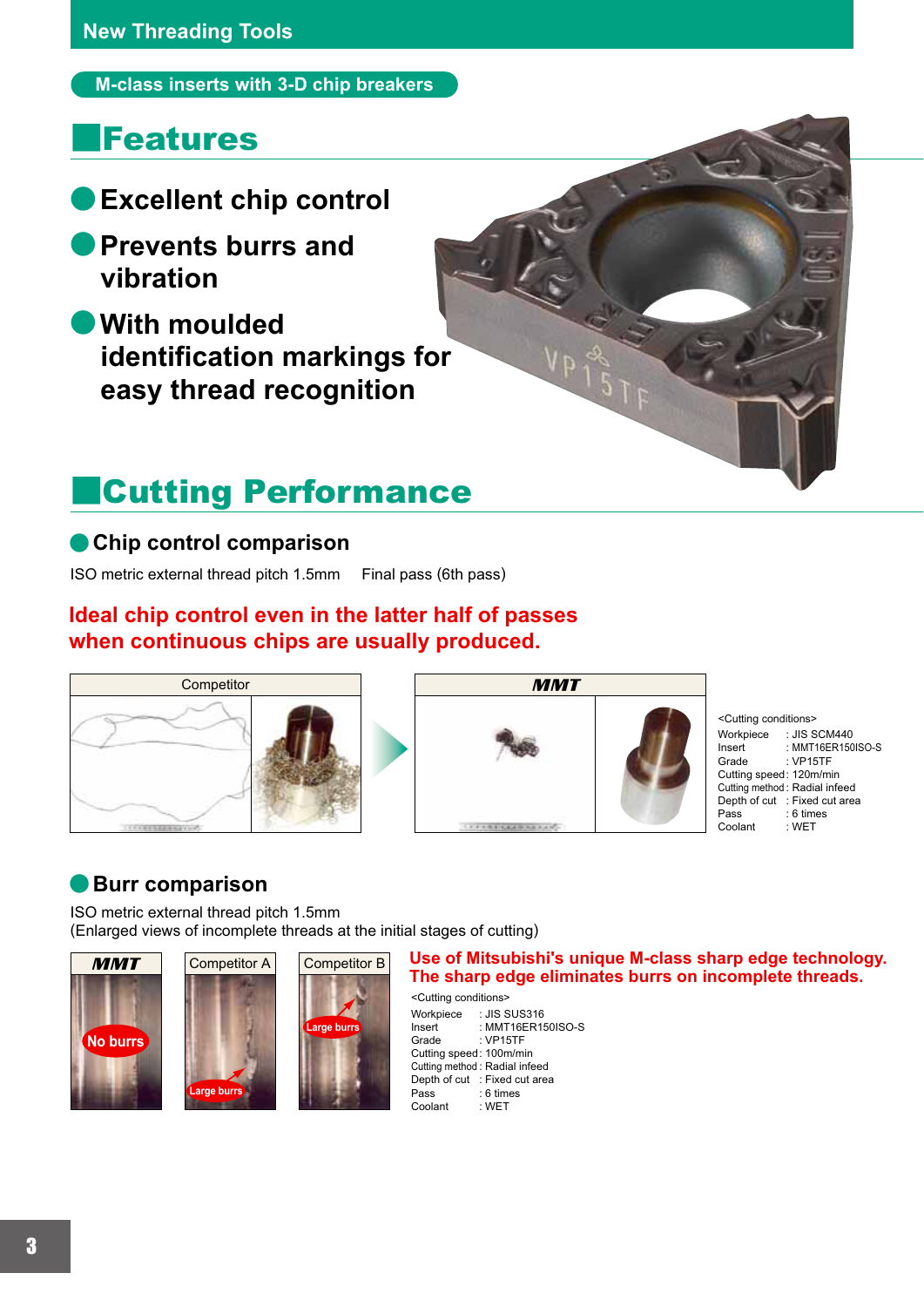New Threading Tools

M-class inserts with 3-D chip breakers

## Features

- Excellent chip control
- Prevents burrs and vibration
- With moulded identification markings for easy thread recognition

## Cutting Performance

### Chip control comparison

ISO metric external thread pitch 1.5mm Final pass (6th pass)

**Ideal chip control even in the latter half of passes when continuous chips are usually produced.**

Competitor

MMT

<Cutting conditions>

| | |
|---|---|
| Workpiece | : JIS SCM440 |
| Insert | : MMT16ER150ISO-S |
| Grade | : VP15TF |
| Cutting speed | : 120m/min |
| Cutting method | : Radial infeed |
| Depth of cut | : Fixed cut area |
| Pass | : 6 times |
| Coolant | : WET |

### Burr comparison

ISO metric external thread pitch 1.5mm
(Enlarged views of incomplete threads at the initial stages of cutting)

MMT — No burrs

Competitor A — Large burrs

Competitor B — Large burrs

**Use of Mitsubishi's unique M-class sharp edge technology. The sharp edge eliminates burrs on incomplete threads.**

<Cutting conditions>

| | |
|---|---|
| Workpiece | : JIS SUS316 |
| Insert | : MMT16ER150ISO-S |
| Grade | : VP15TF |
| Cutting speed | : 100m/min |
| Cutting method | : Radial infeed |
| Depth of cut | : Fixed cut area |
| Pass | : 6 times |
| Coolant | : WET |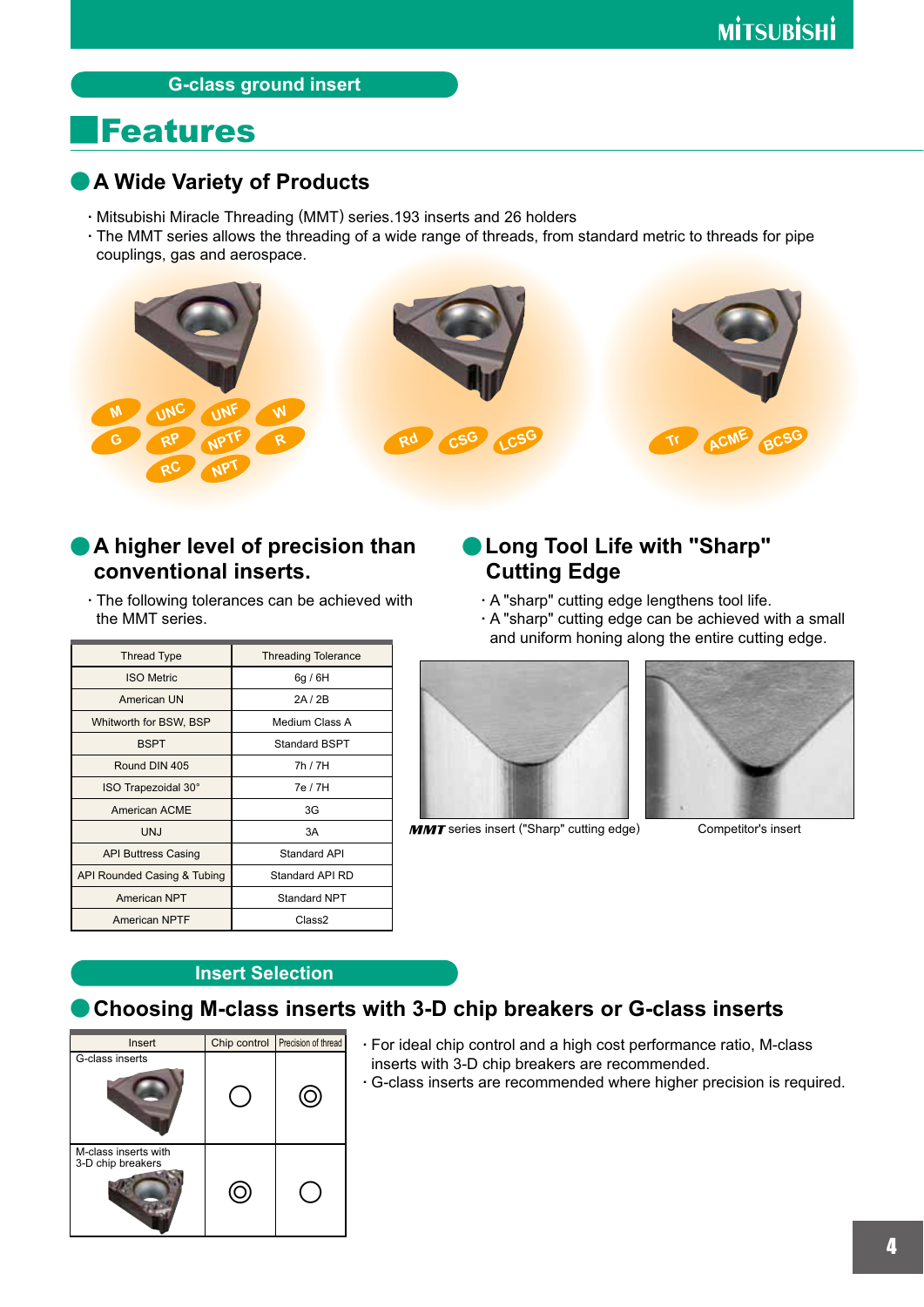G-class ground insert

# Features

## A Wide Variety of Products

- Mitsubishi Miracle Threading (MMT) series.193 inserts and 26 holders
- The MMT series allows the threading of a wide range of threads, from standard metric to threads for pipe couplings, gas and aerospace.

M, UNC, UNF, W, G, RP, NPTF, R, RC, NPT

Rd, CSG, LCSG

Tr, ACME, BCSG

## A higher level of precision than conventional inserts.

- The following tolerances can be achieved with the MMT series.

| Thread Type | Threading Tolerance |
|---|---|
| ISO Metric | 6g / 6H |
| American UN | 2A / 2B |
| Whitworth for BSW, BSP | Medium Class A |
| BSPT | Standard BSPT |
| Round DIN 405 | 7h / 7H |
| ISO Trapezoidal 30° | 7e / 7H |
| American ACME | 3G |
| UNJ | 3A |
| API Buttress Casing | Standard API |
| API Rounded Casing & Tubing | Standard API RD |
| American NPT | Standard NPT |
| American NPTF | Class2 |

## Long Tool Life with "Sharp" Cutting Edge

- A "sharp" cutting edge lengthens tool life.
- A "sharp" cutting edge can be achieved with a small and uniform honing along the entire cutting edge.

*MMT* series insert ("Sharp" cutting edge)

Competitor's insert

Insert Selection

## Choosing M-class inserts with 3-D chip breakers or G-class inserts

| Insert | Chip control | Precision of thread |
|---|---|---|
| G-class inserts | ○ | ◎ |
| M-class inserts with 3-D chip breakers | ◎ | ○ |

- For ideal chip control and a high cost performance ratio, M-class inserts with 3-D chip breakers are recommended.
- G-class inserts are recommended where higher precision is required.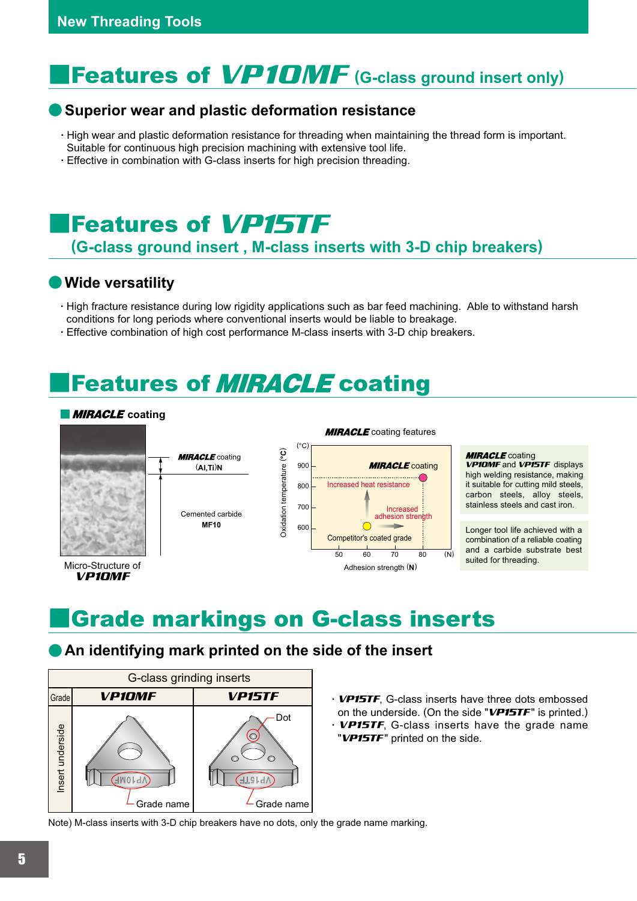## Features of *VP10MF* (G-class ground insert only)

### Superior wear and plastic deformation resistance

- High wear and plastic deformation resistance for threading when maintaining the thread form is important. Suitable for continuous high precision machining with extensive tool life.
- Effective in combination with G-class inserts for high precision threading.

## Features of *VP15TF*

(G-class ground insert , M-class inserts with 3-D chip breakers)

### Wide versatility

- High fracture resistance during low rigidity applications such as bar feed machining. Able to withstand harsh conditions for long periods where conventional inserts would be liable to breakage.
- Effective combination of high cost performance M-class inserts with 3-D chip breakers.

## Features of *MIRACLE* coating

**MIRACLE coating**

*MIRACLE* coating (Al,Ti)N

Cemented carbide MF10

Micro-Structure of *VP10MF*

*MIRACLE* coating features

Oxidation temperature (°C): 600, 700, 800, 900

Adhesion strength (N): 50, 60, 70, 80

*MIRACLE* coating — Increased heat resistance — Increased adhesion strength — Competitor's coated grade

*MIRACLE* coating *VP10MF* and *VP15TF* displays high welding resistance, making it suitable for cutting mild steels, carbon steels, alloy steels, stainless steels and cast iron.

Longer tool life achieved with a combination of a reliable coating and a carbide substrate best suited for threading.

## Grade markings on G-class inserts

### An identifying mark printed on the side of the insert

| G-class grinding inserts | | |
|---|---|---|
| Grade | *VP10MF* | *VP15TF* |
| Insert underside | Grade name | Dot, Grade name |

- *VP15TF*, G-class inserts have three dots embossed on the underside. (On the side "*VP15TF*" is printed.)
- *VP15TF*, G-class inserts have the grade name "*VP15TF*" printed on the side.

Note) M-class inserts with 3-D chip breakers have no dots, only the grade name marking.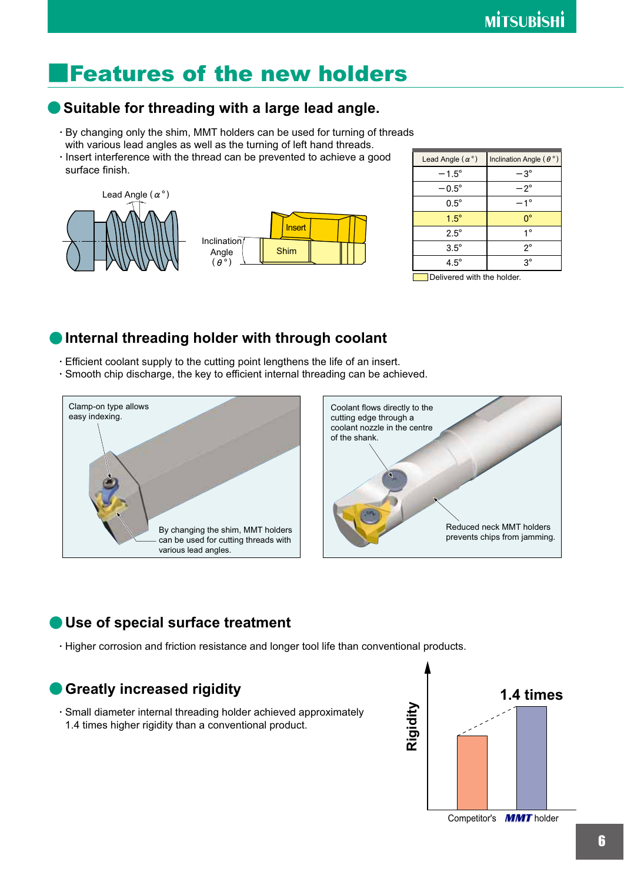# Features of the new holders

## Suitable for threading with a large lead angle.

- By changing only the shim, MMT holders can be used for turning of threads with various lead angles as well as the turning of left hand threads.
- Insert interference with the thread can be prevented to achieve a good surface finish.

Lead Angle ( $\alpha$° )

Inclination Angle ( $\theta$° )

Insert

Shim

| Lead Angle ( $\alpha$° ) | Inclination Angle ( $\theta$° ) |
|---|---|
| −1.5° | −3° |
| −0.5° | −2° |
| 0.5° | −1° |
| 1.5° | 0° |
| 2.5° | 1° |
| 3.5° | 2° |
| 4.5° | 3° |

Delivered with the holder.

## Internal threading holder with through coolant

- Efficient coolant supply to the cutting point lengthens the life of an insert.
- Smooth chip discharge, the key to efficient internal threading can be achieved.

Clamp-on type allows easy indexing.

By changing the shim, MMT holders can be used for cutting threads with various lead angles.

Coolant flows directly to the cutting edge through a coolant nozzle in the centre of the shank.

Reduced neck MMT holders prevents chips from jamming.

## Use of special surface treatment

- Higher corrosion and friction resistance and longer tool life than conventional products.

## Greatly increased rigidity

- Small diameter internal threading holder achieved approximately 1.4 times higher rigidity than a conventional product.

Rigidity

1.4 times

Competitor's — MMT holder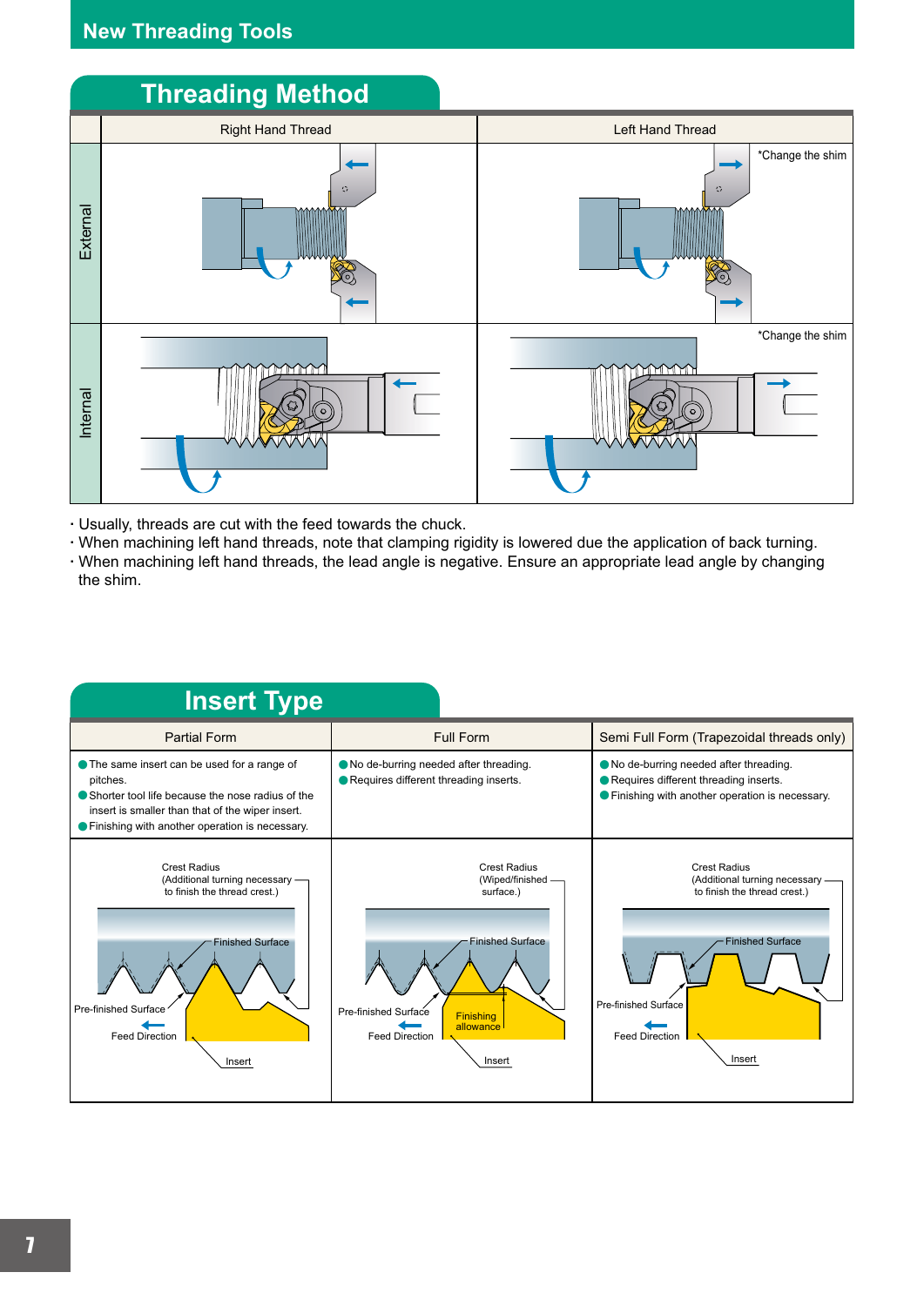## Threading Method

| | Right Hand Thread | Left Hand Thread |
|---|---|---|
| External | | *Change the shim |
| Internal | | *Change the shim |

· Usually, threads are cut with the feed towards the chuck.
· When machining left hand threads, note that clamping rigidity is lowered due the application of back turning.
· When machining left hand threads, the lead angle is negative. Ensure an appropriate lead angle by changing the shim.

## Insert Type

| Partial Form | Full Form | Semi Full Form (Trapezoidal threads only) |
|---|---|---|
| ● The same insert can be used for a range of pitches.<br>● Shorter tool life because the nose radius of the insert is smaller than that of the wiper insert.<br>● Finishing with another operation is necessary. | ● No de-burring needed after threading.<br>● Requires different threading inserts. | ● No de-burring needed after threading.<br>● Requires different threading inserts.<br>● Finishing with another operation is necessary. |
| Crest Radius (Additional turning necessary to finish the thread crest.)<br>Finished Surface<br>Pre-finished Surface<br>Feed Direction<br>Insert | Crest Radius (Wiped/finished surface.)<br>Finished Surface<br>Pre-finished Surface<br>Finishing allowance<br>Feed Direction<br>Insert | Crest Radius (Additional turning necessary to finish the thread crest.)<br>Finished Surface<br>Pre-finished Surface<br>Feed Direction<br>Insert |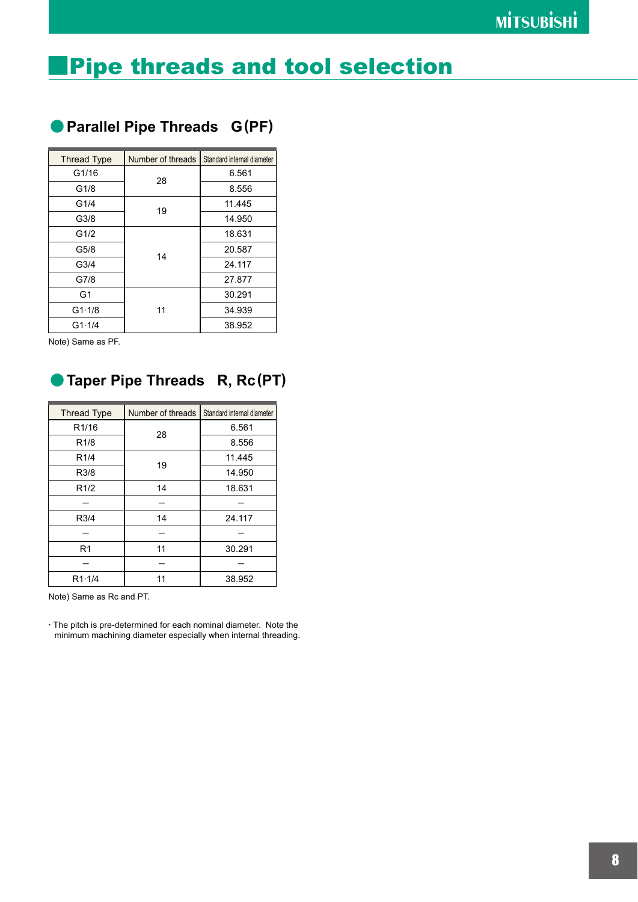# Pipe threads and tool selection

## Parallel Pipe Threads G (PF)

| Thread Type | Number of threads | Standard internal diameter |
|---|---|---|
| G1/16 | 28 | 6.561 |
| G1/8 | | 8.556 |
| G1/4 | 19 | 11.445 |
| G3/8 | | 14.950 |
| G1/2 | 14 | 18.631 |
| G5/8 | | 20.587 |
| G3/4 | | 24.117 |
| G7/8 | | 27.877 |
| G1 | 11 | 30.291 |
| G1·1/8 | | 34.939 |
| G1·1/4 | | 38.952 |

Note) Same as PF.

## Taper Pipe Threads R, Rc (PT)

| Thread Type | Number of threads | Standard internal diameter |
|---|---|---|
| R1/16 | 28 | 6.561 |
| R1/8 | | 8.556 |
| R1/4 | 19 | 11.445 |
| R3/8 | | 14.950 |
| R1/2 | 14 | 18.631 |
| – | – | – |
| R3/4 | 14 | 24.117 |
| – | – | – |
| R1 | 11 | 30.291 |
| – | – | – |
| R1·1/4 | 11 | 38.952 |

Note) Same as Rc and PT.

· The pitch is pre-determined for each nominal diameter. Note the minimum machining diameter especially when internal threading.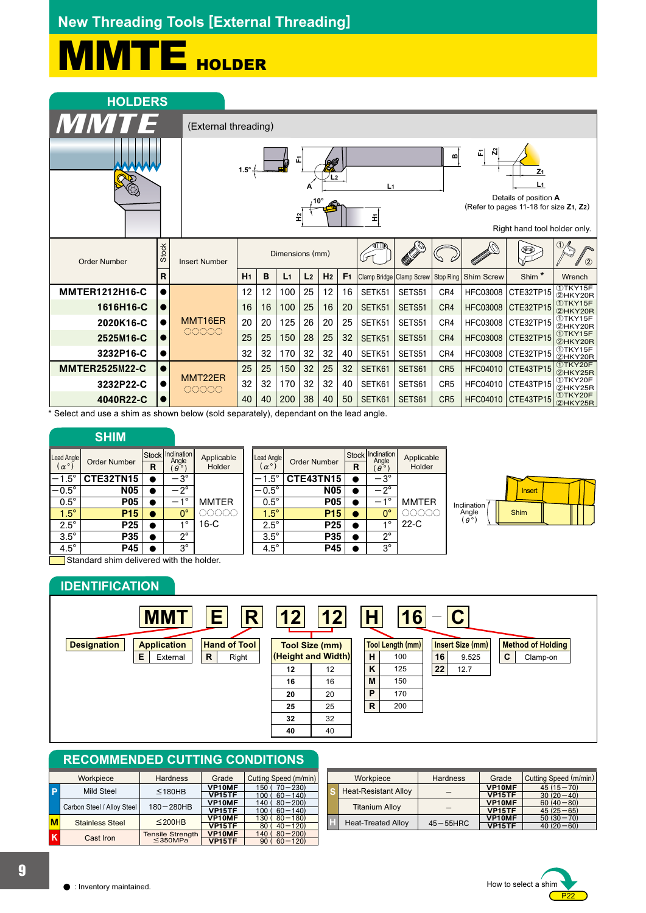# New Threading Tools [External Threading]

# MMTE HOLDER

## HOLDERS

**MMTE** (External threading)

1.5° F1 B L2 A L1 10° H2 H1 F1 Z2 Z1 L1

Details of position **A**
(Refer to pages 11-18 for size $Z_1$, $Z_2$)

Right hand tool holder only.

| Order Number | Stock R | Insert Number | $H_1$ | B | $L_1$ | $L_2$ | $H_2$ | $F_1$ | Clamp Bridge | Clamp Screw | Stop Ring | Shim Screw | Shim * | Wrench |
|---|---|---|---|---|---|---|---|---|---|---|---|---|---|---|
| MMTER1212H16-C | ● | MMT16ER○○○○○ | 12 | 12 | 100 | 25 | 12 | 16 | SETK51 | SETS51 | CR4 | HFC03008 | CTE32TP15 | ①TKY15F ②HKY20R |
| 1616H16-C | ● | | 16 | 16 | 100 | 25 | 16 | 20 | SETK51 | SETS51 | CR4 | HFC03008 | CTE32TP15 | ①TKY15F ②HKY20R |
| 2020K16-C | ● | | 20 | 20 | 125 | 26 | 20 | 25 | SETK51 | SETS51 | CR4 | HFC03008 | CTE32TP15 | ①TKY15F ②HKY20R |
| 2525M16-C | ● | | 25 | 25 | 150 | 28 | 25 | 32 | SETK51 | SETS51 | CR4 | HFC03008 | CTE32TP15 | ①TKY15F ②HKY20R |
| 3232P16-C | ● | | 32 | 32 | 170 | 32 | 32 | 40 | SETK51 | SETS51 | CR4 | HFC03008 | CTE32TP15 | ①TKY15F ②HKY20R |
| MMTER2525M22-C | ● | MMT22ER○○○○○ | 25 | 25 | 150 | 32 | 25 | 32 | SETK61 | SETS61 | CR5 | HFC04010 | CTE43TP15 | ①TKY20F ②HKY25R |
| 3232P22-C | ● | | 32 | 32 | 170 | 32 | 32 | 40 | SETK61 | SETS61 | CR5 | HFC04010 | CTE43TP15 | ①TKY20F ②HKY25R |
| 4040R22-C | ● | | 40 | 40 | 200 | 38 | 40 | 50 | SETK61 | SETS61 | CR5 | HFC04010 | CTE43TP15 | ①TKY20F ②HKY25R |

\* Select and use a shim as shown below (sold separately), dependant on the lead angle.

## SHIM

| Lead Angle (α°) | Order Number | Stock R | Inclination Angle (θ°) | Applicable Holder |
|---|---|---|---|---|
| −1.5° | CTE32TN15 | ● | −3° | MMTER○○○○○16-C |
| −0.5° | N05 | ● | −2° | |
| 0.5° | P05 | ● | −1° | |
| 1.5° | P15 | ● | 0° | |
| 2.5° | P25 | ● | 1° | |
| 3.5° | P35 | ● | 2° | |
| 4.5° | P45 | ● | 3° | |

| Lead Angle (α°) | Order Number | Stock R | Inclination Angle (θ°) | Applicable Holder |
|---|---|---|---|---|
| −1.5° | CTE43TN15 | ● | −3° | MMTER○○○○○22-C |
| −0.5° | N05 | ● | −2° | |
| 0.5° | P05 | ● | −1° | |
| 1.5° | P15 | ● | 0° | |
| 2.5° | P25 | ● | 1° | |
| 3.5° | P35 | ● | 2° | |
| 4.5° | P45 | ● | 3° | |

Insert / Shim / Inclination Angle (θ°)

Standard shim delivered with the holder.

## IDENTIFICATION

**MMT E R 12 12 H 16 − C**

- **Designation**: MMT
- **Application**: E — External
- **Hand of Tool**: R — Right
- **Tool Size (mm) (Height and Width)**: 12 — 12; 16 — 16; 20 — 20; 25 — 25; 32 — 32; 40 — 40
- **Tool Length (mm)**: H — 100; K — 125; M — 150; P — 170; R — 200
- **Insert Size (mm)**: 16 — 9.525; 22 — 12.7
- **Method of Holding**: C — Clamp-on

## RECOMMENDED CUTTING CONDITIONS

| | Workpiece | Hardness | Grade | Cutting Speed (m/min) |
|---|---|---|---|---|
| P | Mild Steel | ≤180HB | VP10MF | 150 (70−230) |
| | | | VP15TF | 100 (60−140) |
| | Carbon Steel / Alloy Steel | 180−280HB | VP10MF | 140 (80−200) |
| | | | VP15TF | 100 (60−140) |
| M | Stainless Steel | ≤200HB | VP10MF | 130 (80−180) |
| | | | VP15TF | 80 (40−120) |
| K | Cast Iron | Tensile Strength ≤350MPa | VP10MF | 140 (80−200) |
| | | | VP15TF | 90 (60−120) |

| | Workpiece | Hardness | Grade | Cutting Speed (m/min) |
|---|---|---|---|---|
| S | Heat-Resistant Alloy | − | VP10MF | 45 (15−70) |
| | | | VP15TF | 30 (20−40) |
| | Titanium Alloy | − | VP10MF | 60 (40−80) |
| | | | VP15TF | 45 (25−65) |
| H | Heat-Treated Alloy | 45−55HRC | VP10MF | 50 (30−70) |
| | | | VP15TF | 40 (20−60) |

● : Inventory maintained.

How to select a shim P22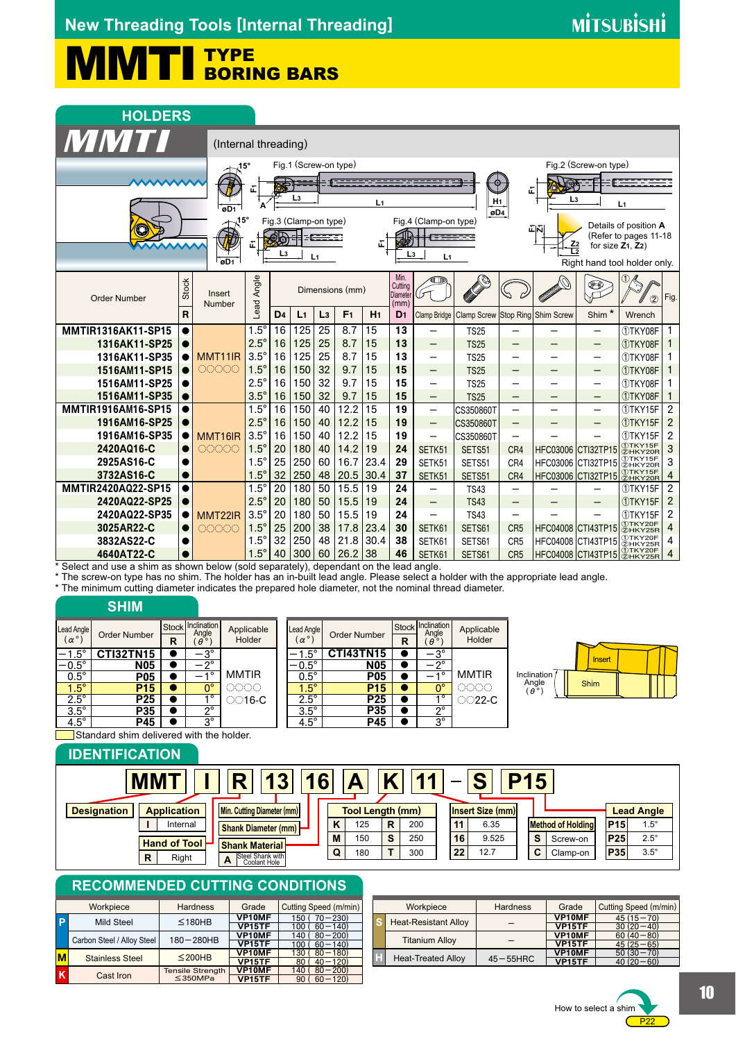# New Threading Tools [Internal Threading]

# MMTI TYPE BORING BARS

## HOLDERS

**MMTI** (Internal threading)

Fig.1 (Screw-on type) Fig.2 (Screw-on type) Fig.3 (Clamp-on type) Fig.4 (Clamp-on type)

Details of position A (Refer to pages 11-18 for size $Z_1$, $Z_2$)

Right hand tool holder only.

| Order Number | Stock R | Insert Number | Lead Angle | D4 | L1 | L3 | F1 | H1 | Min. Cutting Diameter (mm) D1 | Clamp Bridge | Clamp Screw | Stop Ring | Shim Screw | Shim * | Wrench | Fig. |
|---|---|---|---|---|---|---|---|---|---|---|---|---|---|---|---|---|
| MMTIR1316AK11-SP15 | ● | MMT11IR○○○○○ | 1.5° | 16 | 125 | 25 | 8.7 | 15 | 13 | – | TS25 | – | – | – | ①TKY08F | 1 |
| 1316AK11-SP25 | ● | | 2.5° | 16 | 125 | 25 | 8.7 | 15 | 13 | – | TS25 | – | – | – | ①TKY08F | 1 |
| 1316AK11-SP35 | ● | | 3.5° | 16 | 125 | 25 | 8.7 | 15 | 13 | – | TS25 | – | – | – | ①TKY08F | 1 |
| 1516AM11-SP15 | ● | | 1.5° | 16 | 150 | 32 | 9.7 | 15 | 15 | – | TS25 | – | – | – | ①TKY08F | 1 |
| 1516AM11-SP25 | ● | | 2.5° | 16 | 150 | 32 | 9.7 | 15 | 15 | – | TS25 | – | – | – | ①TKY08F | 1 |
| 1516AM11-SP35 | ● | | 3.5° | 16 | 150 | 32 | 9.7 | 15 | 15 | – | TS25 | – | – | – | ①TKY08F | 1 |
| MMTIR1916AM16-SP15 | ● | MMT16IR○○○○○ | 1.5° | 16 | 150 | 40 | 12.2 | 15 | 19 | – | CS350860T | – | – | – | ①TKY15F | 2 |
| 1916AM16-SP25 | ● | | 2.5° | 16 | 150 | 40 | 12.2 | 15 | 19 | – | CS350860T | – | – | – | ①TKY15F | 2 |
| 1916AM16-SP35 | ● | | 3.5° | 16 | 150 | 40 | 12.2 | 15 | 19 | – | CS350860T | – | – | – | ①TKY15F | 2 |
| 2420AQ16-C | ● | | 1.5° | 20 | 180 | 40 | 14.2 | 19 | 24 | SETK51 | SETS51 | CR4 | HFC03006 | CTI32TP15 | ①TKY15F ②HKY20R | 3 |
| 2925AS16-C | ● | | 1.5° | 25 | 250 | 60 | 16.7 | 23.4 | 29 | SETK51 | SETS51 | CR4 | HFC03006 | CTI32TP15 | ①TKY15F ②HKY20R | 3 |
| 3732AS16-C | ● | | 1.5° | 32 | 250 | 48 | 20.5 | 30.4 | 37 | SETK51 | SETS51 | CR4 | HFC03006 | CTI32TP15 | ①TKY15F ②HKY20R | 4 |
| MMTIR2420AQ22-SP15 | ● | MMT22IR○○○○○ | 1.5° | 20 | 180 | 50 | 15.5 | 19 | 24 | – | TS43 | – | – | – | ①TKY15F | 2 |
| 2420AQ22-SP25 | ● | | 2.5° | 20 | 180 | 50 | 15.5 | 19 | 24 | – | TS43 | – | – | – | ①TKY15F | 2 |
| 2420AQ22-SP35 | ● | | 3.5° | 20 | 180 | 50 | 15.5 | 19 | 24 | – | TS43 | – | – | – | ①TKY15F | 2 |
| 3025AR22-C | ● | | 1.5° | 25 | 200 | 38 | 17.8 | 23.4 | 30 | SETK61 | SETS61 | CR5 | HFC04008 | CTI43TP15 | ①TKY20F ②HKY25R | 4 |
| 3832AS22-C | ● | | 1.5° | 32 | 250 | 48 | 21.8 | 30.4 | 38 | SETK61 | SETS61 | CR5 | HFC04008 | CTI43TP15 | ①TKY20F ②HKY25R | 4 |
| 4640AT22-C | ● | | 1.5° | 40 | 300 | 60 | 26.2 | 38 | 46 | SETK61 | SETS61 | CR5 | HFC04008 | CTI43TP15 | ①TKY20F ②HKY25R | 4 |

\* Select and use a shim as shown below (sold separately), dependant on the lead angle.
\* The screw-on type has no shim. The holder has an in-built lead angle. Please select a holder with the appropriate lead angle.
\* The minimum cutting diameter indicates the prepared hole diameter, not the nominal thread diameter.

## SHIM

| Lead Angle (α°) | Order Number | Stock R | Inclination Angle (θ°) | Applicable Holder |
|---|---|---|---|---|
| −1.5° | CTI32TN15 | ● | −3° | MMTIR○○○○16-C |
| −0.5° | N05 | ● | −2° | |
| 0.5° | P05 | ● | −1° | |
| 1.5° | P15 | ● | 0° | |
| 2.5° | P25 | ● | 1° | |
| 3.5° | P35 | ● | 2° | |
| 4.5° | P45 | ● | 3° | |

| Lead Angle (α°) | Order Number | Stock R | Inclination Angle (θ°) | Applicable Holder |
|---|---|---|---|---|
| −1.5° | CTI43TN15 | ● | −3° | MMTIR○○○○22-C |
| −0.5° | N05 | ● | −2° | |
| 0.5° | P05 | ● | −1° | |
| 1.5° | P15 | ● | 0° | |
| 2.5° | P25 | ● | 1° | |
| 3.5° | P35 | ● | 2° | |
| 4.5° | P45 | ● | 3° | |

Standard shim delivered with the holder. (1.5° / P15 rows)

Inclination Angle (θ°) — Insert / Shim

## IDENTIFICATION

**MMT I R 13 16 A K 11 – S P15**

- **Designation**: MMT
- **Application**: I — Internal
- **Hand of Tool**: R — Right
- **Min. Cutting Diameter (mm)**: 13
- **Shank Diameter (mm)**: 16
- **Shank Material**: A — Steel Shank with Coolant Hole
- **Tool Length (mm)**: K 125, M 150, Q 180, R 200, S 250, T 300
- **Insert Size (mm)**: 11 — 6.35, 16 — 9.525, 22 — 12.7
- **Method of Holding**: S — Screw-on, C — Clamp-on
- **Lead Angle**: P15 — 1.5°, P25 — 2.5°, P35 — 3.5°

## RECOMMENDED CUTTING CONDITIONS

| | Workpiece | Hardness | Grade | Cutting Speed (m/min) |
|---|---|---|---|---|
| P | Mild Steel | ≤180HB | VP10MF | 150 (70−230) |
| | | | VP15TF | 100 (60−140) |
| | Carbon Steel / Alloy Steel | 180−280HB | VP10MF | 140 (80−200) |
| | | | VP15TF | 100 (60−140) |
| M | Stainless Steel | ≤200HB | VP10MF | 130 (80−180) |
| | | | VP15TF | 80 (40−120) |
| K | Cast Iron | Tensile Strength ≤350MPa | VP10MF | 140 (80−200) |
| | | | VP15TF | 90 (60−120) |

| | Workpiece | Hardness | Grade | Cutting Speed (m/min) |
|---|---|---|---|---|
| S | Heat-Resistant Alloy | – | VP10MF | 45 (15−70) |
| | | | VP15TF | 30 (20−40) |
| | Titanium Alloy | – | VP10MF | 60 (40−80) |
| | | | VP15TF | 45 (25−65) |
| H | Heat-Treated Alloy | 45−55HRC | VP10MF | 50 (30−70) |
| | | | VP15TF | 40 (20−60) |

How to select a shim P22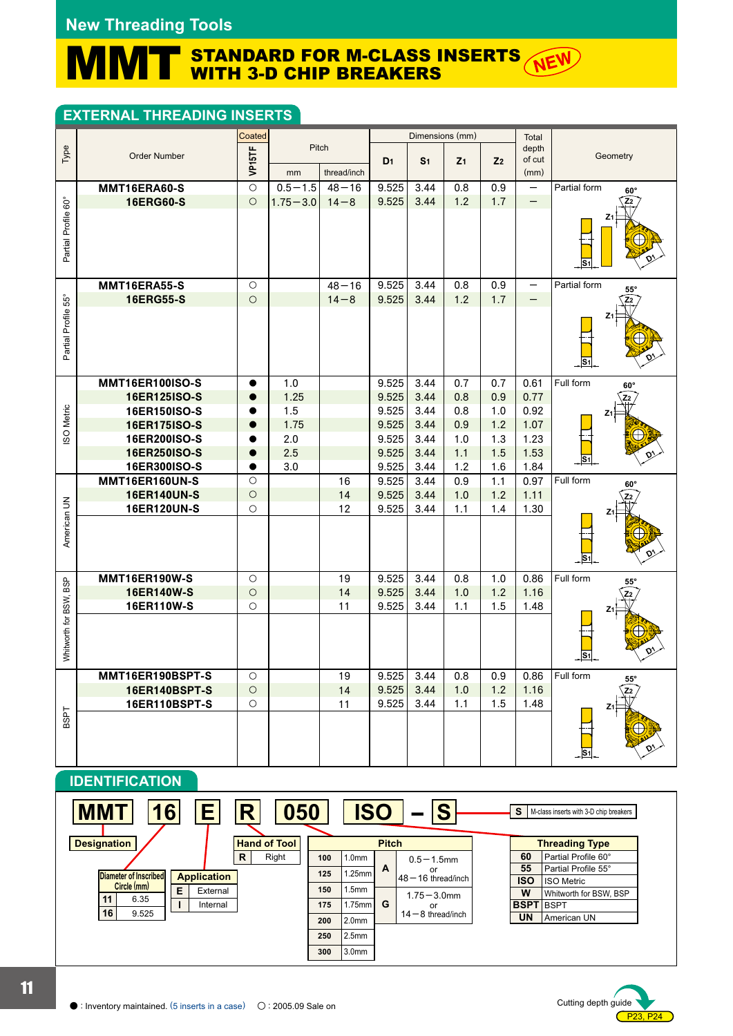# New Threading Tools

# MMT STANDARD FOR M-CLASS INSERTS WITH 3-D CHIP BREAKERS

NEW

## EXTERNAL THREADING INSERTS

| Type | Order Number | Coated VP15TF | Pitch mm | Pitch thread/inch | Dimensions (mm) $D_1$ | $S_1$ | $Z_1$ | $Z_2$ | Total depth of cut (mm) | Geometry |
|---|---|---|---|---|---|---|---|---|---|---|
| Partial Profile 60° | MMT16ERA60-S | ○ | 0.5−1.5 | 48−16 | 9.525 | 3.44 | 0.8 | 0.9 | − | Partial form 60° |
| | 16ERG60-S | ○ | 1.75−3.0 | 14−8 | 9.525 | 3.44 | 1.2 | 1.7 | − | |
| Partial Profile 55° | MMT16ERA55-S | ○ | | 48−16 | 9.525 | 3.44 | 0.8 | 0.9 | − | Partial form 55° |
| | 16ERG55-S | ○ | | 14−8 | 9.525 | 3.44 | 1.2 | 1.7 | − | |
| ISO Metric | MMT16ER100ISO-S | ● | 1.0 | | 9.525 | 3.44 | 0.7 | 0.7 | 0.61 | Full form 60° |
| | 16ER125ISO-S | ● | 1.25 | | 9.525 | 3.44 | 0.8 | 0.9 | 0.77 | |
| | 16ER150ISO-S | ● | 1.5 | | 9.525 | 3.44 | 0.8 | 1.0 | 0.92 | |
| | 16ER175ISO-S | ● | 1.75 | | 9.525 | 3.44 | 0.9 | 1.2 | 1.07 | |
| | 16ER200ISO-S | ● | 2.0 | | 9.525 | 3.44 | 1.0 | 1.3 | 1.23 | |
| | 16ER250ISO-S | ● | 2.5 | | 9.525 | 3.44 | 1.1 | 1.5 | 1.53 | |
| | 16ER300ISO-S | ● | 3.0 | | 9.525 | 3.44 | 1.2 | 1.6 | 1.84 | |
| American UN | MMT16ER160UN-S | ○ | | 16 | 9.525 | 3.44 | 0.9 | 1.1 | 0.97 | Full form 60° |
| | 16ER140UN-S | ○ | | 14 | 9.525 | 3.44 | 1.0 | 1.2 | 1.11 | |
| | 16ER120UN-S | ○ | | 12 | 9.525 | 3.44 | 1.1 | 1.4 | 1.30 | |
| Whitworth for BSW, BSP | MMT16ER190W-S | ○ | | 19 | 9.525 | 3.44 | 0.8 | 1.0 | 0.86 | Full form 55° |
| | 16ER140W-S | ○ | | 14 | 9.525 | 3.44 | 1.0 | 1.2 | 1.16 | |
| | 16ER110W-S | ○ | | 11 | 9.525 | 3.44 | 1.1 | 1.5 | 1.48 | |
| BSPT | MMT16ER190BSPT-S | ○ | | 19 | 9.525 | 3.44 | 0.8 | 0.9 | 0.86 | Full form 55° |
| | 16ER140BSPT-S | ○ | | 14 | 9.525 | 3.44 | 1.0 | 1.2 | 1.16 | |
| | 16ER110BSPT-S | ○ | | 11 | 9.525 | 3.44 | 1.1 | 1.5 | 1.48 | |

## IDENTIFICATION

**MMT 16 E R 050 ISO − S**

- MMT: Designation
- S: M-class inserts with 3-D chip breakers

| Diameter of Inscribed Circle (mm) | |
|---|---|
| 11 | 6.35 |
| 16 | 9.525 |

| Application | |
|---|---|
| E | External |
| I | Internal |

| Hand of Tool | |
|---|---|
| R | Right |

| Pitch | | | |
|---|---|---|---|
| 100 | 1.0mm | A | 0.5−1.5mm or 48−16 thread/inch |
| 125 | 1.25mm | | |
| 150 | 1.5mm | | |
| 175 | 1.75mm | G | 1.75−3.0mm or 14−8 thread/inch |
| 200 | 2.0mm | | |
| 250 | 2.5mm | | |
| 300 | 3.0mm | | |

| Threading Type | |
|---|---|
| 60 | Partial Profile 60° |
| 55 | Partial Profile 55° |
| ISO | ISO Metric |
| W | Whitworth for BSW, BSP |
| BSPT | BSPT |
| UN | American UN |

● : Inventory maintained. (5 inserts in a case) ○ : 2005.09 Sale on

Cutting depth guide P23, P24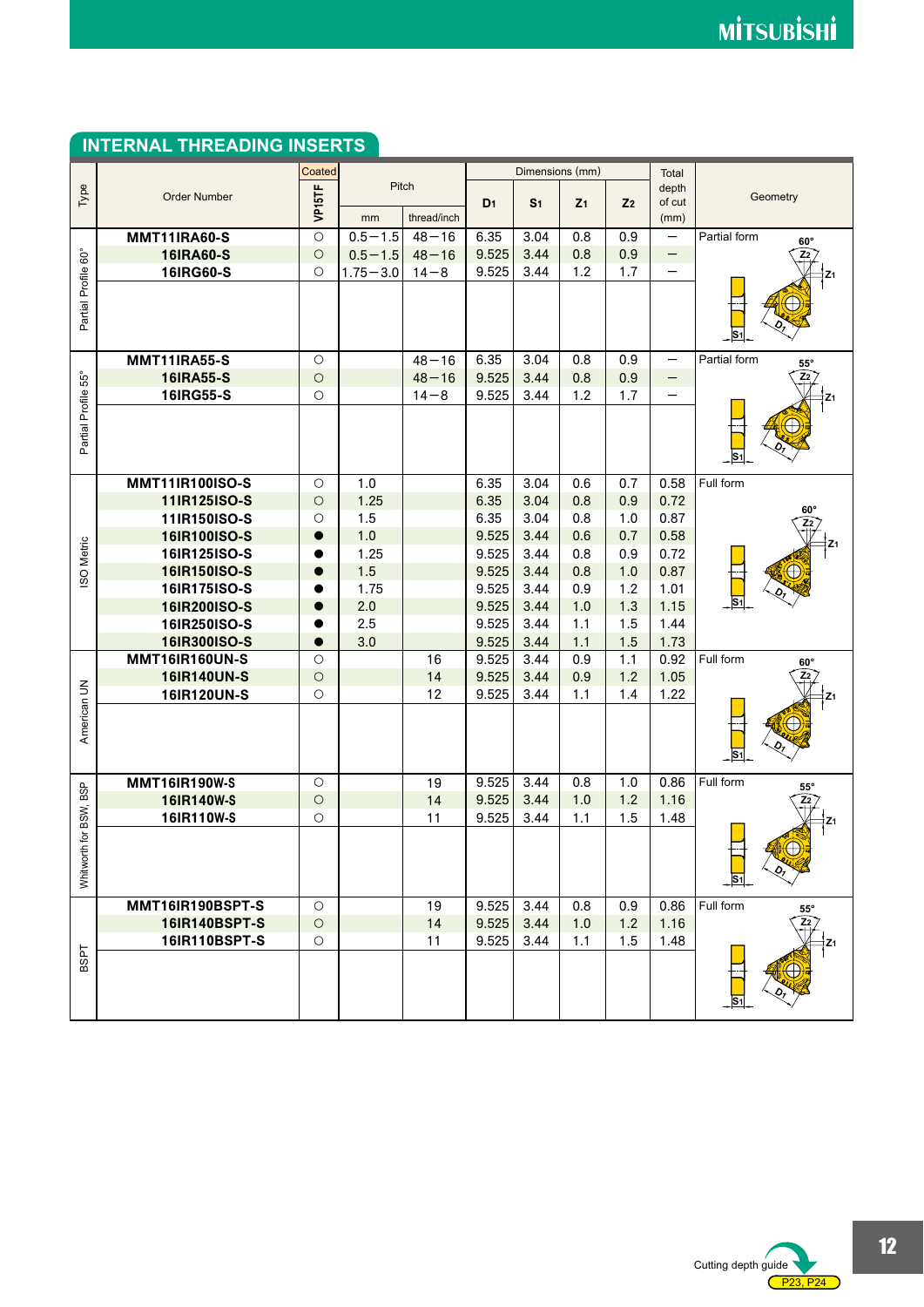## INTERNAL THREADING INSERTS

| Type | Order Number | Coated VP15TF | Pitch mm | Pitch thread/inch | Dimensions (mm) $D_1$ | $S_1$ | $Z_1$ | $Z_2$ | Total depth of cut (mm) | Geometry |
|---|---|---|---|---|---|---|---|---|---|---|
| Partial Profile 60° | **MMT11IRA60-S** | ○ | 0.5−1.5 | 48−16 | 6.35 | 3.04 | 0.8 | 0.9 | − | Partial form 60° |
| | **16IRA60-S** | ○ | 0.5−1.5 | 48−16 | 9.525 | 3.44 | 0.8 | 0.9 | − | |
| | **16IRG60-S** | ○ | 1.75−3.0 | 14−8 | 9.525 | 3.44 | 1.2 | 1.7 | − | |
| Partial Profile 55° | **MMT11IRA55-S** | ○ | | 48−16 | 6.35 | 3.04 | 0.8 | 0.9 | − | Partial form 55° |
| | **16IRA55-S** | ○ | | 48−16 | 9.525 | 3.44 | 0.8 | 0.9 | − | |
| | **16IRG55-S** | ○ | | 14−8 | 9.525 | 3.44 | 1.2 | 1.7 | − | |
| ISO Metric | **MMT11IR100ISO-S** | ○ | 1.0 | | 6.35 | 3.04 | 0.6 | 0.7 | 0.58 | Full form 60° |
| | **11IR125ISO-S** | ○ | 1.25 | | 6.35 | 3.04 | 0.8 | 0.9 | 0.72 | |
| | **11IR150ISO-S** | ○ | 1.5 | | 6.35 | 3.04 | 0.8 | 1.0 | 0.87 | |
| | **16IR100ISO-S** | ● | 1.0 | | 9.525 | 3.44 | 0.6 | 0.7 | 0.58 | |
| | **16IR125ISO-S** | ● | 1.25 | | 9.525 | 3.44 | 0.8 | 0.9 | 0.72 | |
| | **16IR150ISO-S** | ● | 1.5 | | 9.525 | 3.44 | 0.8 | 1.0 | 0.87 | |
| | **16IR175ISO-S** | ● | 1.75 | | 9.525 | 3.44 | 0.9 | 1.2 | 1.01 | |
| | **16IR200ISO-S** | ● | 2.0 | | 9.525 | 3.44 | 1.0 | 1.3 | 1.15 | |
| | **16IR250ISO-S** | ● | 2.5 | | 9.525 | 3.44 | 1.1 | 1.5 | 1.44 | |
| | **16IR300ISO-S** | ● | 3.0 | | 9.525 | 3.44 | 1.1 | 1.5 | 1.73 | |
| American UN | **MMT16IR160UN-S** | ○ | | 16 | 9.525 | 3.44 | 0.9 | 1.1 | 0.92 | Full form 60° |
| | **16IR140UN-S** | ○ | | 14 | 9.525 | 3.44 | 0.9 | 1.2 | 1.05 | |
| | **16IR120UN-S** | ○ | | 12 | 9.525 | 3.44 | 1.1 | 1.4 | 1.22 | |
| Whitworth for BSW, BSP | **MMT16IR190W-S** | ○ | | 19 | 9.525 | 3.44 | 0.8 | 1.0 | 0.86 | Full form 55° |
| | **16IR140W-S** | ○ | | 14 | 9.525 | 3.44 | 1.0 | 1.2 | 1.16 | |
| | **16IR110W-S** | ○ | | 11 | 9.525 | 3.44 | 1.1 | 1.5 | 1.48 | |
| BSPT | **MMT16IR190BSPT-S** | ○ | | 19 | 9.525 | 3.44 | 0.8 | 0.9 | 0.86 | Full form 55° |
| | **16IR140BSPT-S** | ○ | | 14 | 9.525 | 3.44 | 1.0 | 1.2 | 1.16 | |
| | **16IR110BSPT-S** | ○ | | 11 | 9.525 | 3.44 | 1.1 | 1.5 | 1.48 | |

Cutting depth guide P23, P24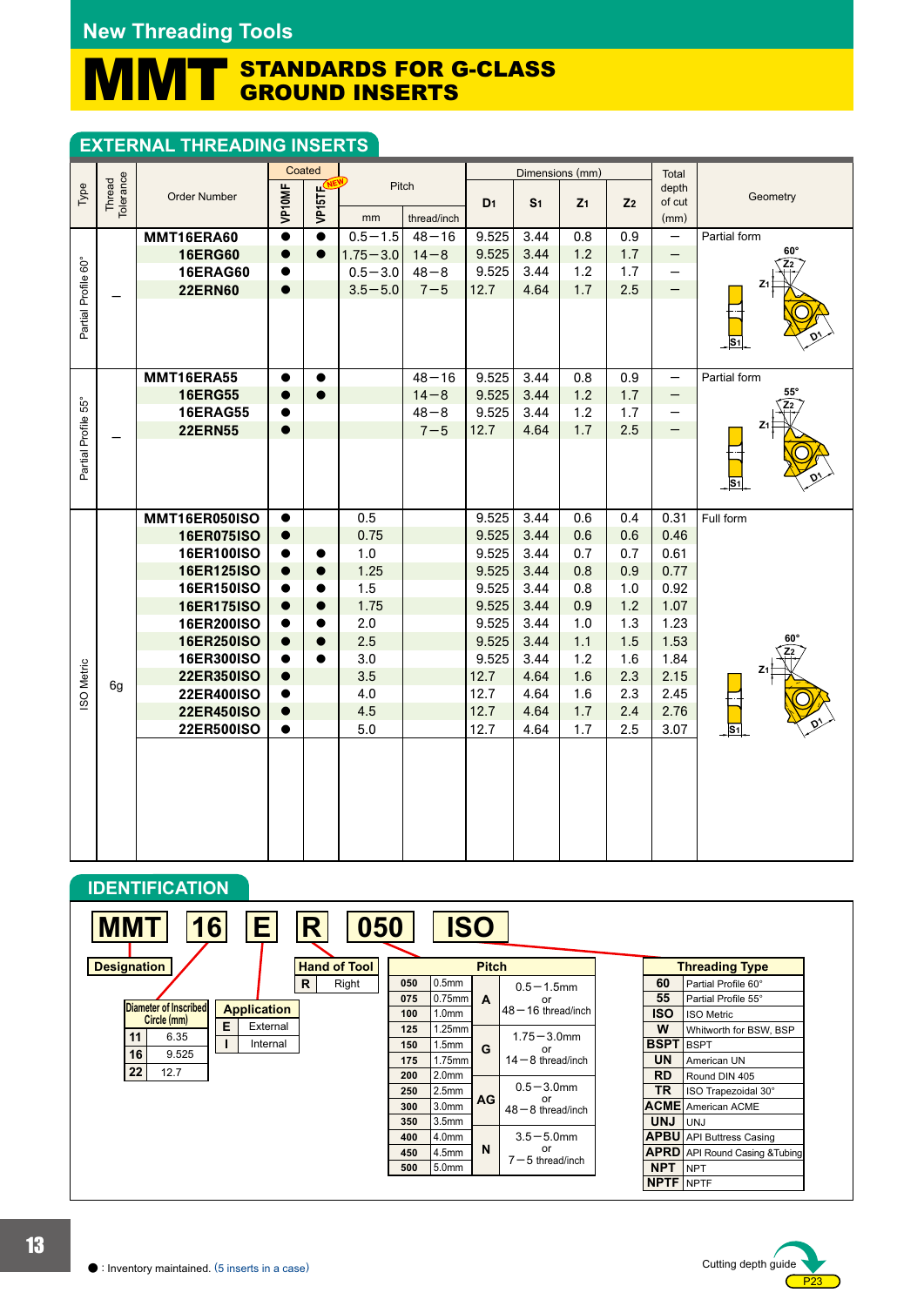New Threading Tools

# MMT STANDARDS FOR G-CLASS GROUND INSERTS

## EXTERNAL THREADING INSERTS

| Type | Thread Tolerance | Order Number | Coated VP10MF | Coated VP15TF (NEW) | Pitch mm | Pitch thread/inch | $D_1$ | $S_1$ | $Z_1$ | $Z_2$ | Total depth of cut (mm) | Geometry |
|---|---|---|---|---|---|---|---|---|---|---|---|---|
| Partial Profile 60° | – | MMT16ERA60 | ● | ● | 0.5−1.5 | 48−16 | 9.525 | 3.44 | 0.8 | 0.9 | – | Partial form (60°) |
| | | 16ERG60 | ● | ● | 1.75−3.0 | 14−8 | 9.525 | 3.44 | 1.2 | 1.7 | – | |
| | | 16ERAG60 | ● | | 0.5−3.0 | 48−8 | 9.525 | 3.44 | 1.2 | 1.7 | – | |
| | | 22ERN60 | ● | | 3.5−5.0 | 7−5 | 12.7 | 4.64 | 1.7 | 2.5 | – | |
| Partial Profile 55° | – | MMT16ERA55 | ● | ● | | 48−16 | 9.525 | 3.44 | 0.8 | 0.9 | – | Partial form (55°) |
| | | 16ERG55 | ● | ● | | 14−8 | 9.525 | 3.44 | 1.2 | 1.7 | – | |
| | | 16ERAG55 | ● | | | 48−8 | 9.525 | 3.44 | 1.2 | 1.7 | – | |
| | | 22ERN55 | ● | | | 7−5 | 12.7 | 4.64 | 1.7 | 2.5 | – | |
| ISO Metric | 6g | MMT16ER050ISO | ● | | 0.5 | | 9.525 | 3.44 | 0.6 | 0.4 | 0.31 | Full form (60°) |
| | | 16ER075ISO | ● | | 0.75 | | 9.525 | 3.44 | 0.6 | 0.6 | 0.46 | |
| | | 16ER100ISO | ● | ● | 1.0 | | 9.525 | 3.44 | 0.7 | 0.7 | 0.61 | |
| | | 16ER125ISO | ● | ● | 1.25 | | 9.525 | 3.44 | 0.8 | 0.9 | 0.77 | |
| | | 16ER150ISO | ● | ● | 1.5 | | 9.525 | 3.44 | 0.8 | 1.0 | 0.92 | |
| | | 16ER175ISO | ● | ● | 1.75 | | 9.525 | 3.44 | 0.9 | 1.2 | 1.07 | |
| | | 16ER200ISO | ● | ● | 2.0 | | 9.525 | 3.44 | 1.0 | 1.3 | 1.23 | |
| | | 16ER250ISO | ● | ● | 2.5 | | 9.525 | 3.44 | 1.1 | 1.5 | 1.53 | |
| | | 16ER300ISO | ● | ● | 3.0 | | 9.525 | 3.44 | 1.2 | 1.6 | 1.84 | |
| | | 22ER350ISO | ● | | 3.5 | | 12.7 | 4.64 | 1.6 | 2.3 | 2.15 | |
| | | 22ER400ISO | ● | | 4.0 | | 12.7 | 4.64 | 1.6 | 2.3 | 2.45 | |
| | | 22ER450ISO | ● | | 4.5 | | 12.7 | 4.64 | 1.7 | 2.4 | 2.76 | |
| | | 22ER500ISO | ● | | 5.0 | | 12.7 | 4.64 | 1.7 | 2.5 | 3.07 | |

## IDENTIFICATION

**MMT** | **16** | **E** | **R** | **050** | **ISO**

**Designation**: MMT

**Diameter of Inscribed Circle (mm)**

| Code | mm |
|---|---|
| 11 | 6.35 |
| 16 | 9.525 |
| 22 | 12.7 |

**Application**

| Code | |
|---|---|
| E | External |
| I | Internal |

**Hand of Tool**

| Code | |
|---|---|
| R | Right |

**Pitch**

| Code | Pitch | Group | Range |
|---|---|---|---|
| 050 | 0.5mm | A | 0.5−1.5mm or 48−16 thread/inch |
| 075 | 0.75mm | | |
| 100 | 1.0mm | | |
| 125 | 1.25mm | G | 1.75−3.0mm or 14−8 thread/inch |
| 150 | 1.5mm | | |
| 175 | 1.75mm | | |
| 200 | 2.0mm | AG | 0.5−3.0mm or 48−8 thread/inch |
| 250 | 2.5mm | | |
| 300 | 3.0mm | | |
| 350 | 3.5mm | N | 3.5−5.0mm or 7−5 thread/inch |
| 400 | 4.0mm | | |
| 450 | 4.5mm | | |
| 500 | 5.0mm | | |

**Threading Type**

| Code | Type |
|---|---|
| 60 | Partial Profile 60° |
| 55 | Partial Profile 55° |
| ISO | ISO Metric |
| W | Whitworth for BSW, BSP |
| BSPT | BSPT |
| UN | American UN |
| RD | Round DIN 405 |
| TR | ISO Trapezoidal 30° |
| ACME | American ACME |
| UNJ | UNJ |
| APBU | API Buttress Casing |
| APRD | API Round Casing &Tubing |
| NPT | NPT |
| NPTF | NPTF |

● : Inventory maintained. (5 inserts in a case)

Cutting depth guide P23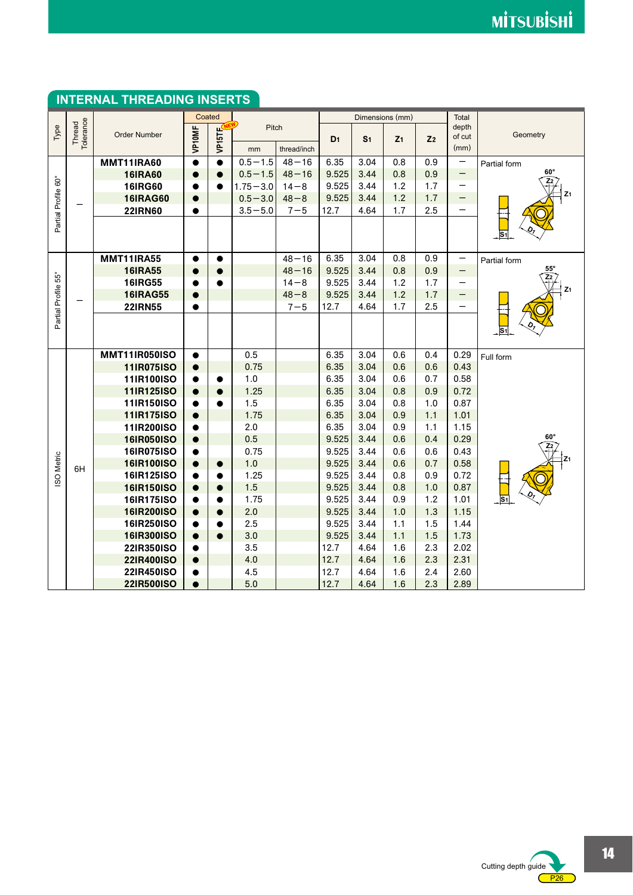## INTERNAL THREADING INSERTS

| Type | Thread Tolerance | Order Number | Coated VP10MF | Coated VP15TF (NEW) | Pitch mm | Pitch thread/inch | $D_1$ | $S_1$ | $Z_1$ | $Z_2$ | Total depth of cut (mm) | Geometry |
|---|---|---|---|---|---|---|---|---|---|---|---|---|
| Partial Profile 60° | – | MMT11IRA60 | ● | ● | 0.5–1.5 | 48–16 | 6.35 | 3.04 | 0.8 | 0.9 | – | Partial form 60° |
| | | 16IRA60 | ● | ● | 0.5–1.5 | 48–16 | 9.525 | 3.44 | 0.8 | 0.9 | – | |
| | | 16IRG60 | ● | ● | 1.75–3.0 | 14–8 | 9.525 | 3.44 | 1.2 | 1.7 | – | |
| | | 16IRAG60 | ● | | 0.5–3.0 | 48–8 | 9.525 | 3.44 | 1.2 | 1.7 | – | |
| | | 22IRN60 | ● | | 3.5–5.0 | 7–5 | 12.7 | 4.64 | 1.7 | 2.5 | – | |
| Partial Profile 55° | – | MMT11IRA55 | ● | ● | | 48–16 | 6.35 | 3.04 | 0.8 | 0.9 | – | Partial form 55° |
| | | 16IRA55 | ● | ● | | 48–16 | 9.525 | 3.44 | 0.8 | 0.9 | – | |
| | | 16IRG55 | ● | ● | | 14–8 | 9.525 | 3.44 | 1.2 | 1.7 | – | |
| | | 16IRAG55 | ● | | | 48–8 | 9.525 | 3.44 | 1.2 | 1.7 | – | |
| | | 22IRN55 | ● | | | 7–5 | 12.7 | 4.64 | 1.7 | 2.5 | – | |
| ISO Metric | 6H | MMT11IR050ISO | ● | | 0.5 | | 6.35 | 3.04 | 0.6 | 0.4 | 0.29 | Full form 60° |
| | | 11IR075ISO | ● | | 0.75 | | 6.35 | 3.04 | 0.6 | 0.6 | 0.43 | |
| | | 11IR100ISO | ● | ● | 1.0 | | 6.35 | 3.04 | 0.6 | 0.7 | 0.58 | |
| | | 11IR125ISO | ● | ● | 1.25 | | 6.35 | 3.04 | 0.8 | 0.9 | 0.72 | |
| | | 11IR150ISO | ● | ● | 1.5 | | 6.35 | 3.04 | 0.8 | 1.0 | 0.87 | |
| | | 11IR175ISO | ● | | 1.75 | | 6.35 | 3.04 | 0.9 | 1.1 | 1.01 | |
| | | 11IR200ISO | ● | | 2.0 | | 6.35 | 3.04 | 0.9 | 1.1 | 1.15 | |
| | | 16IR050ISO | ● | | 0.5 | | 9.525 | 3.44 | 0.6 | 0.4 | 0.29 | |
| | | 16IR075ISO | ● | | 0.75 | | 9.525 | 3.44 | 0.6 | 0.6 | 0.43 | |
| | | 16IR100ISO | ● | ● | 1.0 | | 9.525 | 3.44 | 0.6 | 0.7 | 0.58 | |
| | | 16IR125ISO | ● | ● | 1.25 | | 9.525 | 3.44 | 0.8 | 0.9 | 0.72 | |
| | | 16IR150ISO | ● | ● | 1.5 | | 9.525 | 3.44 | 0.8 | 1.0 | 0.87 | |
| | | 16IR175ISO | ● | ● | 1.75 | | 9.525 | 3.44 | 0.9 | 1.2 | 1.01 | |
| | | 16IR200ISO | ● | ● | 2.0 | | 9.525 | 3.44 | 1.0 | 1.3 | 1.15 | |
| | | 16IR250ISO | ● | ● | 2.5 | | 9.525 | 3.44 | 1.1 | 1.5 | 1.44 | |
| | | 16IR300ISO | ● | ● | 3.0 | | 9.525 | 3.44 | 1.1 | 1.5 | 1.73 | |
| | | 22IR350ISO | ● | | 3.5 | | 12.7 | 4.64 | 1.6 | 2.3 | 2.02 | |
| | | 22IR400ISO | ● | | 4.0 | | 12.7 | 4.64 | 1.6 | 2.3 | 2.31 | |
| | | 22IR450ISO | ● | | 4.5 | | 12.7 | 4.64 | 1.6 | 2.4 | 2.60 | |
| | | 22IR500ISO | ● | | 5.0 | | 12.7 | 4.64 | 1.6 | 2.3 | 2.89 | |

Dimensions (mm)

Cutting depth guide P26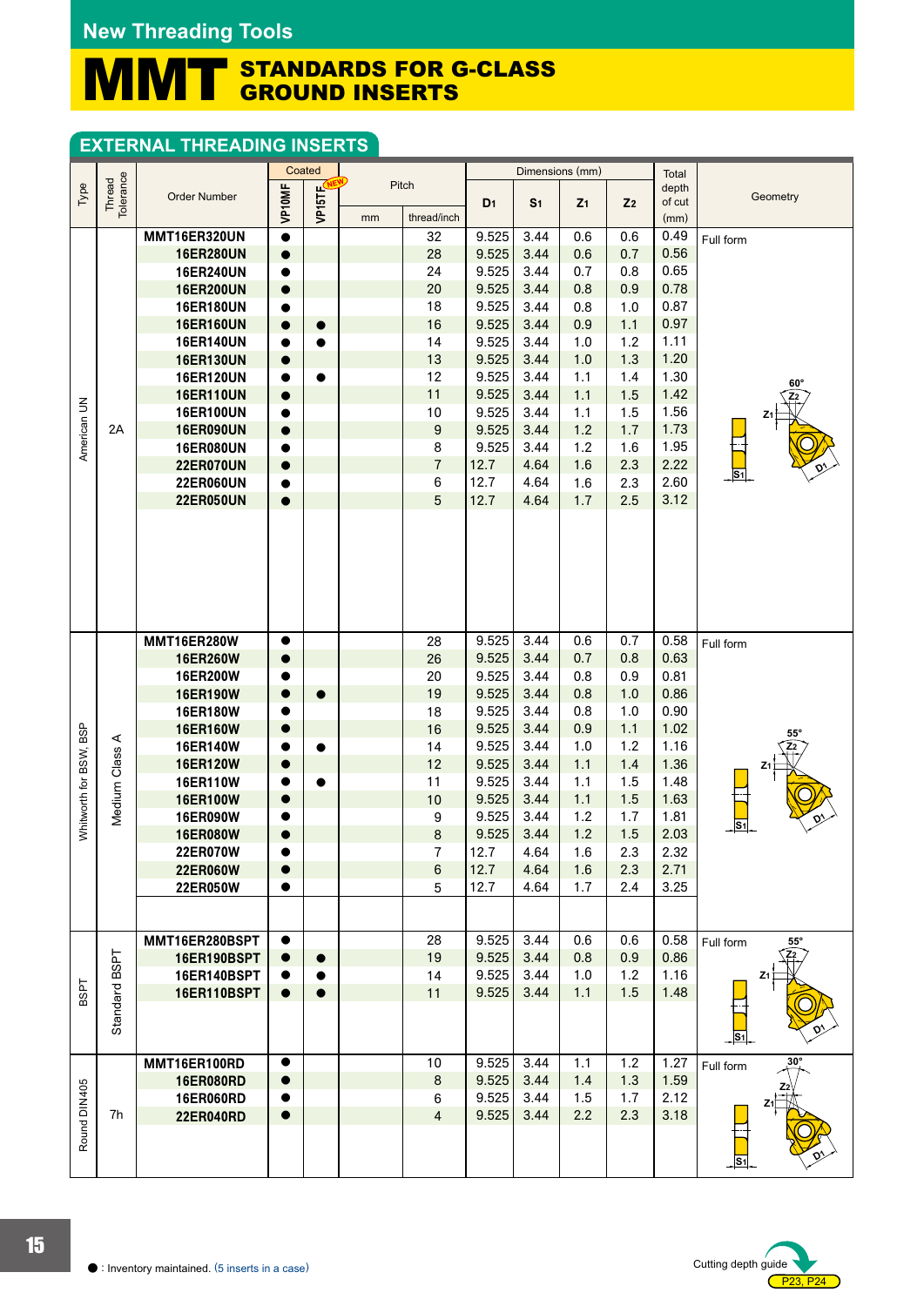# New Threading Tools

## MMT STANDARDS FOR G-CLASS GROUND INSERTS

### EXTERNAL THREADING INSERTS

| Type | Thread Tolerance | Order Number | Coated VP10MF | Coated VP15TF (NEW) | Pitch mm | Pitch thread/inch | D1 | S1 | Z1 | Z2 | Total depth of cut (mm) | Geometry |
|---|---|---|---|---|---|---|---|---|---|---|---|---|
| American UN | 2A | MMT16ER320UN | ● | | | 32 | 9.525 | 3.44 | 0.6 | 0.6 | 0.49 | Full form, 60° |
| | | 16ER280UN | ● | | | 28 | 9.525 | 3.44 | 0.6 | 0.7 | 0.56 | |
| | | 16ER240UN | ● | | | 24 | 9.525 | 3.44 | 0.7 | 0.8 | 0.65 | |
| | | 16ER200UN | ● | | | 20 | 9.525 | 3.44 | 0.8 | 0.9 | 0.78 | |
| | | 16ER180UN | ● | | | 18 | 9.525 | 3.44 | 0.8 | 1.0 | 0.87 | |
| | | 16ER160UN | ● | ● | | 16 | 9.525 | 3.44 | 0.9 | 1.1 | 0.97 | |
| | | 16ER140UN | ● | ● | | 14 | 9.525 | 3.44 | 1.0 | 1.2 | 1.11 | |
| | | 16ER130UN | ● | | | 13 | 9.525 | 3.44 | 1.0 | 1.3 | 1.20 | |
| | | 16ER120UN | ● | ● | | 12 | 9.525 | 3.44 | 1.1 | 1.4 | 1.30 | |
| | | 16ER110UN | ● | | | 11 | 9.525 | 3.44 | 1.1 | 1.5 | 1.42 | |
| | | 16ER100UN | ● | | | 10 | 9.525 | 3.44 | 1.1 | 1.5 | 1.56 | |
| | | 16ER090UN | ● | | | 9 | 9.525 | 3.44 | 1.2 | 1.7 | 1.73 | |
| | | 16ER080UN | ● | | | 8 | 9.525 | 3.44 | 1.2 | 1.6 | 1.95 | |
| | | 22ER070UN | ● | | | 7 | 12.7 | 4.64 | 1.6 | 2.3 | 2.22 | |
| | | 22ER060UN | ● | | | 6 | 12.7 | 4.64 | 1.6 | 2.3 | 2.60 | |
| | | 22ER050UN | ● | | | 5 | 12.7 | 4.64 | 1.7 | 2.5 | 3.12 | |
| Whitworth for BSW, BSP | Medium Class A | MMT16ER280W | ● | | | 28 | 9.525 | 3.44 | 0.6 | 0.7 | 0.58 | Full form, 55° |
| | | 16ER260W | ● | | | 26 | 9.525 | 3.44 | 0.7 | 0.8 | 0.63 | |
| | | 16ER200W | ● | | | 20 | 9.525 | 3.44 | 0.8 | 0.9 | 0.81 | |
| | | 16ER190W | ● | ● | | 19 | 9.525 | 3.44 | 0.8 | 1.0 | 0.86 | |
| | | 16ER180W | ● | | | 18 | 9.525 | 3.44 | 0.8 | 1.0 | 0.90 | |
| | | 16ER160W | ● | | | 16 | 9.525 | 3.44 | 0.9 | 1.1 | 1.02 | |
| | | 16ER140W | ● | ● | | 14 | 9.525 | 3.44 | 1.0 | 1.2 | 1.16 | |
| | | 16ER120W | ● | | | 12 | 9.525 | 3.44 | 1.1 | 1.4 | 1.36 | |
| | | 16ER110W | ● | ● | | 11 | 9.525 | 3.44 | 1.1 | 1.5 | 1.48 | |
| | | 16ER100W | ● | | | 10 | 9.525 | 3.44 | 1.1 | 1.5 | 1.63 | |
| | | 16ER090W | ● | | | 9 | 9.525 | 3.44 | 1.2 | 1.7 | 1.81 | |
| | | 16ER080W | ● | | | 8 | 9.525 | 3.44 | 1.2 | 1.5 | 2.03 | |
| | | 22ER070W | ● | | | 7 | 12.7 | 4.64 | 1.6 | 2.3 | 2.32 | |
| | | 22ER060W | ● | | | 6 | 12.7 | 4.64 | 1.6 | 2.3 | 2.71 | |
| | | 22ER050W | ● | | | 5 | 12.7 | 4.64 | 1.7 | 2.4 | 3.25 | |
| BSPT | Standard BSPT | MMT16ER280BSPT | ● | | | 28 | 9.525 | 3.44 | 0.6 | 0.6 | 0.58 | Full form, 55° |
| | | 16ER190BSPT | ● | ● | | 19 | 9.525 | 3.44 | 0.8 | 0.9 | 0.86 | |
| | | 16ER140BSPT | ● | ● | | 14 | 9.525 | 3.44 | 1.0 | 1.2 | 1.16 | |
| | | 16ER110BSPT | ● | ● | | 11 | 9.525 | 3.44 | 1.1 | 1.5 | 1.48 | |
| Round DIN405 | 7h | MMT16ER100RD | ● | | | 10 | 9.525 | 3.44 | 1.1 | 1.2 | 1.27 | Full form, 30° |
| | | 16ER080RD | ● | | | 8 | 9.525 | 3.44 | 1.4 | 1.3 | 1.59 | |
| | | 16ER060RD | ● | | | 6 | 9.525 | 3.44 | 1.5 | 1.7 | 2.12 | |
| | | 22ER040RD | ● | | | 4 | 9.525 | 3.44 | 2.2 | 2.3 | 3.18 | |

● : Inventory maintained. (5 inserts in a case)

Cutting depth guide P23, P24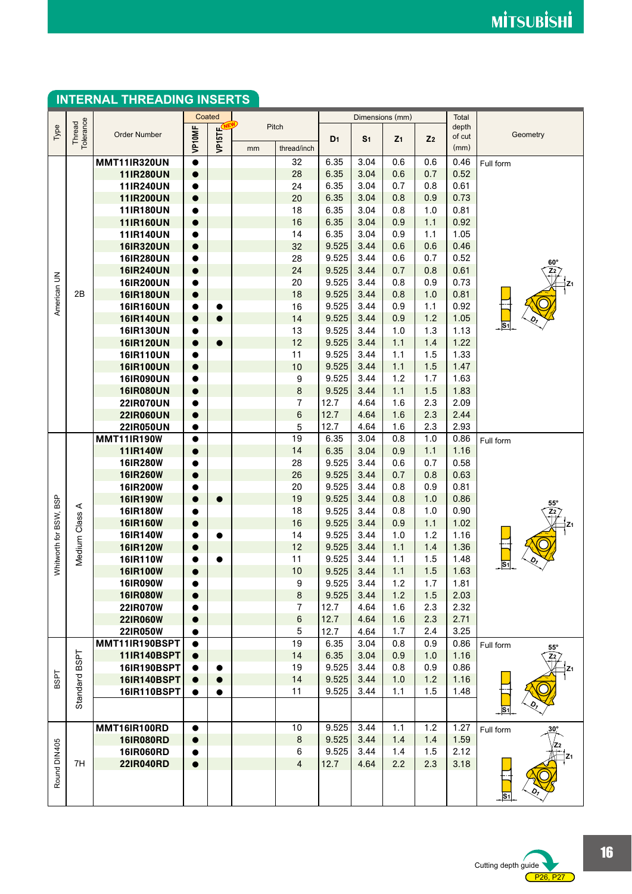## INTERNAL THREADING INSERTS

| Type | Thread Tolerance | Order Number | Coated VP10MF | Coated VP15TF (NEW) | Pitch mm | Pitch thread/inch | $D_1$ | $S_1$ | $Z_1$ | $Z_2$ | Total depth of cut (mm) | Geometry |
|---|---|---|---|---|---|---|---|---|---|---|---|---|
| American UN | 2B | MMT11IR320UN | ● | | | 32 | 6.35 | 3.04 | 0.6 | 0.6 | 0.46 | Full form 60° |
| | | 11IR280UN | ● | | | 28 | 6.35 | 3.04 | 0.6 | 0.7 | 0.52 | |
| | | 11IR240UN | ● | | | 24 | 6.35 | 3.04 | 0.7 | 0.8 | 0.61 | |
| | | 11IR200UN | ● | | | 20 | 6.35 | 3.04 | 0.8 | 0.9 | 0.73 | |
| | | 11IR180UN | ● | | | 18 | 6.35 | 3.04 | 0.8 | 1.0 | 0.81 | |
| | | 11IR160UN | ● | | | 16 | 6.35 | 3.04 | 0.9 | 1.1 | 0.92 | |
| | | 11IR140UN | ● | | | 14 | 6.35 | 3.04 | 0.9 | 1.1 | 1.05 | |
| | | 16IR320UN | ● | | | 32 | 9.525 | 3.44 | 0.6 | 0.6 | 0.46 | |
| | | 16IR280UN | ● | | | 28 | 9.525 | 3.44 | 0.6 | 0.7 | 0.52 | |
| | | 16IR240UN | ● | | | 24 | 9.525 | 3.44 | 0.7 | 0.8 | 0.61 | |
| | | 16IR200UN | ● | | | 20 | 9.525 | 3.44 | 0.8 | 0.9 | 0.73 | |
| | | 16IR180UN | ● | | | 18 | 9.525 | 3.44 | 0.8 | 1.0 | 0.81 | |
| | | 16IR160UN | ● | ● | | 16 | 9.525 | 3.44 | 0.9 | 1.1 | 0.92 | |
| | | 16IR140UN | ● | ● | | 14 | 9.525 | 3.44 | 0.9 | 1.2 | 1.05 | |
| | | 16IR130UN | ● | | | 13 | 9.525 | 3.44 | 1.0 | 1.3 | 1.13 | |
| | | 16IR120UN | ● | ● | | 12 | 9.525 | 3.44 | 1.1 | 1.4 | 1.22 | |
| | | 16IR110UN | ● | | | 11 | 9.525 | 3.44 | 1.1 | 1.5 | 1.33 | |
| | | 16IR100UN | ● | | | 10 | 9.525 | 3.44 | 1.1 | 1.5 | 1.47 | |
| | | 16IR090UN | ● | | | 9 | 9.525 | 3.44 | 1.2 | 1.7 | 1.63 | |
| | | 16IR080UN | ● | | | 8 | 9.525 | 3.44 | 1.1 | 1.5 | 1.83 | |
| | | 22IR070UN | ● | | | 7 | 12.7 | 4.64 | 1.6 | 2.3 | 2.09 | |
| | | 22IR060UN | ● | | | 6 | 12.7 | 4.64 | 1.6 | 2.3 | 2.44 | |
| | | 22IR050UN | ● | | | 5 | 12.7 | 4.64 | 1.6 | 2.3 | 2.93 | |
| Whitworth for BSW, BSP | Medium Class A | MMT11IR190W | ● | | | 19 | 6.35 | 3.04 | 0.8 | 1.0 | 0.86 | Full form 55° |
| | | 11IR140W | ● | | | 14 | 6.35 | 3.04 | 0.9 | 1.1 | 1.16 | |
| | | 16IR280W | ● | | | 28 | 9.525 | 3.44 | 0.6 | 0.7 | 0.58 | |
| | | 16IR260W | ● | | | 26 | 9.525 | 3.44 | 0.7 | 0.8 | 0.63 | |
| | | 16IR200W | ● | | | 20 | 9.525 | 3.44 | 0.8 | 0.9 | 0.81 | |
| | | 16IR190W | ● | ● | | 19 | 9.525 | 3.44 | 0.8 | 1.0 | 0.86 | |
| | | 16IR180W | ● | | | 18 | 9.525 | 3.44 | 0.8 | 1.0 | 0.90 | |
| | | 16IR160W | ● | | | 16 | 9.525 | 3.44 | 0.9 | 1.1 | 1.02 | |
| | | 16IR140W | ● | ● | | 14 | 9.525 | 3.44 | 1.0 | 1.2 | 1.16 | |
| | | 16IR120W | ● | | | 12 | 9.525 | 3.44 | 1.1 | 1.4 | 1.36 | |
| | | 16IR110W | ● | ● | | 11 | 9.525 | 3.44 | 1.1 | 1.5 | 1.48 | |
| | | 16IR100W | ● | | | 10 | 9.525 | 3.44 | 1.1 | 1.5 | 1.63 | |
| | | 16IR090W | ● | | | 9 | 9.525 | 3.44 | 1.2 | 1.7 | 1.81 | |
| | | 16IR080W | ● | | | 8 | 9.525 | 3.44 | 1.2 | 1.5 | 2.03 | |
| | | 22IR070W | ● | | | 7 | 12.7 | 4.64 | 1.6 | 2.3 | 2.32 | |
| | | 22IR060W | ● | | | 6 | 12.7 | 4.64 | 1.6 | 2.3 | 2.71 | |
| | | 22IR050W | ● | | | 5 | 12.7 | 4.64 | 1.7 | 2.4 | 3.25 | |
| BSPT | Standard BSPT | MMT11IR190BSPT | ● | | | 19 | 6.35 | 3.04 | 0.8 | 0.9 | 0.86 | Full form 55° |
| | | 11IR140BSPT | ● | | | 14 | 6.35 | 3.04 | 0.9 | 1.0 | 1.16 | |
| | | 16IR190BSPT | ● | ● | | 19 | 9.525 | 3.44 | 0.8 | 0.9 | 0.86 | |
| | | 16IR140BSPT | ● | ● | | 14 | 9.525 | 3.44 | 1.0 | 1.2 | 1.16 | |
| | | 16IR110BSPT | ● | ● | | 11 | 9.525 | 3.44 | 1.1 | 1.5 | 1.48 | |
| Round DIN405 | 7H | MMT16IR100RD | ● | | | 10 | 9.525 | 3.44 | 1.1 | 1.2 | 1.27 | Full form 30° |
| | | 16IR080RD | ● | | | 8 | 9.525 | 3.44 | 1.4 | 1.4 | 1.59 | |
| | | 16IR060RD | ● | | | 6 | 9.525 | 3.44 | 1.4 | 1.5 | 2.12 | |
| | | 22IR040RD | ● | | | 4 | 12.7 | 4.64 | 2.2 | 2.3 | 3.18 | |

Cutting depth guide P26, P27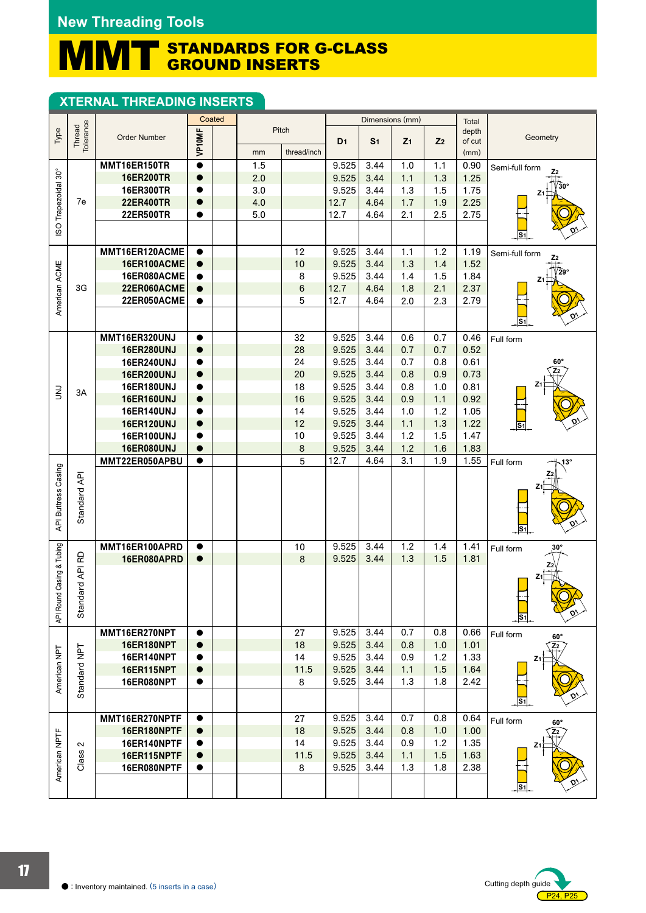New Threading Tools

# MMT STANDARDS FOR G-CLASS GROUND INSERTS

## XTERNAL THREADING INSERTS

| Type | Thread Tolerance | Order Number | Coated VP10MF | | Pitch mm | Pitch thread/inch | $D_1$ | $S_1$ | $Z_1$ | $Z_2$ | Total depth of cut (mm) | Geometry |
|---|---|---|---|---|---|---|---|---|---|---|---|---|
| ISO Trapezoidal 30° | 7e | MMT16ER150TR | ● | | 1.5 | | 9.525 | 3.44 | 1.0 | 1.1 | 0.90 | Semi-full form 30° |
| | | 16ER200TR | ● | | 2.0 | | 9.525 | 3.44 | 1.1 | 1.3 | 1.25 | |
| | | 16ER300TR | ● | | 3.0 | | 9.525 | 3.44 | 1.3 | 1.5 | 1.75 | |
| | | 22ER400TR | ● | | 4.0 | | 12.7 | 4.64 | 1.7 | 1.9 | 2.25 | |
| | | 22ER500TR | ● | | 5.0 | | 12.7 | 4.64 | 2.1 | 2.5 | 2.75 | |
| American ACME | 3G | MMT16ER120ACME | ● | | | 12 | 9.525 | 3.44 | 1.1 | 1.2 | 1.19 | Semi-full form 29° |
| | | 16ER100ACME | ● | | | 10 | 9.525 | 3.44 | 1.3 | 1.4 | 1.52 | |
| | | 16ER080ACME | ● | | | 8 | 9.525 | 3.44 | 1.4 | 1.5 | 1.84 | |
| | | 22ER060ACME | ● | | | 6 | 12.7 | 4.64 | 1.8 | 2.1 | 2.37 | |
| | | 22ER050ACME | ● | | | 5 | 12.7 | 4.64 | 2.0 | 2.3 | 2.79 | |
| UNJ | 3A | MMT16ER320UNJ | ● | | | 32 | 9.525 | 3.44 | 0.6 | 0.7 | 0.46 | Full form 60° |
| | | 16ER280UNJ | ● | | | 28 | 9.525 | 3.44 | 0.7 | 0.7 | 0.52 | |
| | | 16ER240UNJ | ● | | | 24 | 9.525 | 3.44 | 0.7 | 0.8 | 0.61 | |
| | | 16ER200UNJ | ● | | | 20 | 9.525 | 3.44 | 0.8 | 0.9 | 0.73 | |
| | | 16ER180UNJ | ● | | | 18 | 9.525 | 3.44 | 0.8 | 1.0 | 0.81 | |
| | | 16ER160UNJ | ● | | | 16 | 9.525 | 3.44 | 0.9 | 1.1 | 0.92 | |
| | | 16ER140UNJ | ● | | | 14 | 9.525 | 3.44 | 1.0 | 1.2 | 1.05 | |
| | | 16ER120UNJ | ● | | | 12 | 9.525 | 3.44 | 1.1 | 1.3 | 1.22 | |
| | | 16ER100UNJ | ● | | | 10 | 9.525 | 3.44 | 1.2 | 1.5 | 1.47 | |
| | | 16ER080UNJ | ● | | | 8 | 9.525 | 3.44 | 1.2 | 1.6 | 1.83 | |
| API Buttress Casing | Standard API | MMT22ER050APBU | ● | | | 5 | 12.7 | 4.64 | 3.1 | 1.9 | 1.55 | Full form 13° |
| API Round Casing & Tubing | Standard API RD | MMT16ER100APRD | ● | | | 10 | 9.525 | 3.44 | 1.2 | 1.4 | 1.41 | Full form 30° |
| | | 16ER080APRD | ● | | | 8 | 9.525 | 3.44 | 1.3 | 1.5 | 1.81 | |
| American NPT | Standard NPT | MMT16ER270NPT | ● | | | 27 | 9.525 | 3.44 | 0.7 | 0.8 | 0.66 | Full form 60° |
| | | 16ER180NPT | ● | | | 18 | 9.525 | 3.44 | 0.8 | 1.0 | 1.01 | |
| | | 16ER140NPT | ● | | | 14 | 9.525 | 3.44 | 0.9 | 1.2 | 1.33 | |
| | | 16ER115NPT | ● | | | 11.5 | 9.525 | 3.44 | 1.1 | 1.5 | 1.64 | |
| | | 16ER080NPT | ● | | | 8 | 9.525 | 3.44 | 1.3 | 1.8 | 2.42 | |
| American NPTF | Class 2 | MMT16ER270NPTF | ● | | | 27 | 9.525 | 3.44 | 0.7 | 0.8 | 0.64 | Full form 60° |
| | | 16ER180NPTF | ● | | | 18 | 9.525 | 3.44 | 0.8 | 1.0 | 1.00 | |
| | | 16ER140NPTF | ● | | | 14 | 9.525 | 3.44 | 0.9 | 1.2 | 1.35 | |
| | | 16ER115NPTF | ● | | | 11.5 | 9.525 | 3.44 | 1.1 | 1.5 | 1.63 | |
| | | 16ER080NPTF | ● | | | 8 | 9.525 | 3.44 | 1.3 | 1.8 | 2.38 | |

● : Inventory maintained. (5 inserts in a case)

Cutting depth guide P24, P25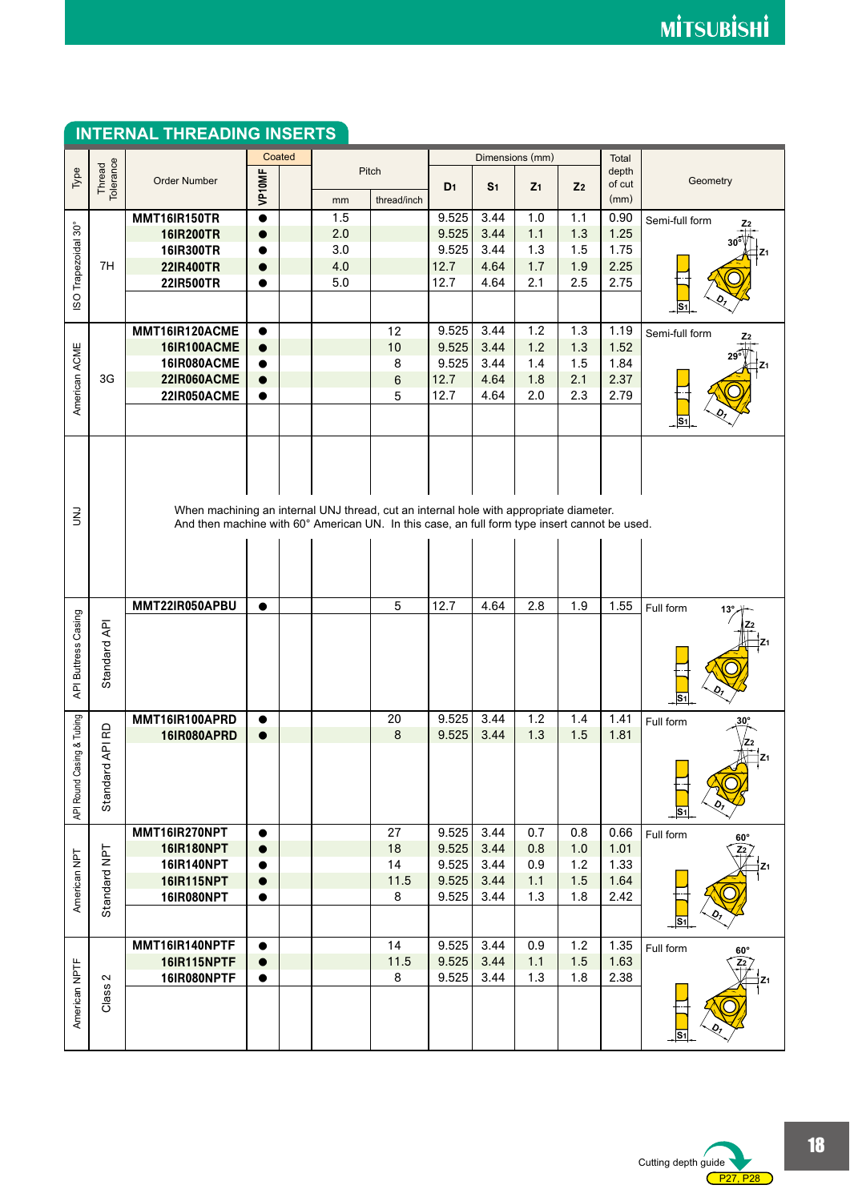## INTERNAL THREADING INSERTS

| Type | Thread Tolerance | Order Number | Coated VP10MF | | Pitch mm | Pitch thread/inch | D1 | S1 | Z1 | Z2 | Total depth of cut (mm) | Geometry |
|---|---|---|---|---|---|---|---|---|---|---|---|---|
| ISO Trapezoidal 30° | 7H | MMT16IR150TR | ● | | 1.5 | | 9.525 | 3.44 | 1.0 | 1.1 | 0.90 | Semi-full form (30°) |
| | | 16IR200TR | ● | | 2.0 | | 9.525 | 3.44 | 1.1 | 1.3 | 1.25 | |
| | | 16IR300TR | ● | | 3.0 | | 9.525 | 3.44 | 1.3 | 1.5 | 1.75 | |
| | | 22IR400TR | ● | | 4.0 | | 12.7 | 4.64 | 1.7 | 1.9 | 2.25 | |
| | | 22IR500TR | ● | | 5.0 | | 12.7 | 4.64 | 2.1 | 2.5 | 2.75 | |
| American ACME | 3G | MMT16IR120ACME | ● | | | 12 | 9.525 | 3.44 | 1.2 | 1.3 | 1.19 | Semi-full form (29°) |
| | | 16IR100ACME | ● | | | 10 | 9.525 | 3.44 | 1.2 | 1.3 | 1.52 | |
| | | 16IR080ACME | ● | | | 8 | 9.525 | 3.44 | 1.4 | 1.5 | 1.84 | |
| | | 22IR060ACME | ● | | | 6 | 12.7 | 4.64 | 1.8 | 2.1 | 2.37 | |
| | | 22IR050ACME | ● | | | 5 | 12.7 | 4.64 | 2.0 | 2.3 | 2.79 | |
| UNJ | | When machining an internal UNJ thread, cut an internal hole with appropriate diameter. And then machine with 60° American UN. In this case, an full form type insert cannot be used. | | | | | | | | | | |
| API Buttress Casing | Standard API | MMT22IR050APBU | ● | | | 5 | 12.7 | 4.64 | 2.8 | 1.9 | 1.55 | Full form (13°) |
| API Round Casing & Tubing | Standard API RD | MMT16IR100APRD | ● | | | 20 | 9.525 | 3.44 | 1.2 | 1.4 | 1.41 | Full form (30°) |
| | | 16IR080APRD | ● | | | 8 | 9.525 | 3.44 | 1.3 | 1.5 | 1.81 | |
| American NPT | Standard NPT | MMT16IR270NPT | ● | | | 27 | 9.525 | 3.44 | 0.7 | 0.8 | 0.66 | Full form (60°) |
| | | 16IR180NPT | ● | | | 18 | 9.525 | 3.44 | 0.8 | 1.0 | 1.01 | |
| | | 16IR140NPT | ● | | | 14 | 9.525 | 3.44 | 0.9 | 1.2 | 1.33 | |
| | | 16IR115NPT | ● | | | 11.5 | 9.525 | 3.44 | 1.1 | 1.5 | 1.64 | |
| | | 16IR080NPT | ● | | | 8 | 9.525 | 3.44 | 1.3 | 1.8 | 2.42 | |
| American NPTF | Class 2 | MMT16IR140NPTF | ● | | | 14 | 9.525 | 3.44 | 0.9 | 1.2 | 1.35 | Full form (60°) |
| | | 16IR115NPTF | ● | | | 11.5 | 9.525 | 3.44 | 1.1 | 1.5 | 1.63 | |
| | | 16IR080NPTF | ● | | | 8 | 9.525 | 3.44 | 1.3 | 1.8 | 2.38 | |

Cutting depth guide P27, P28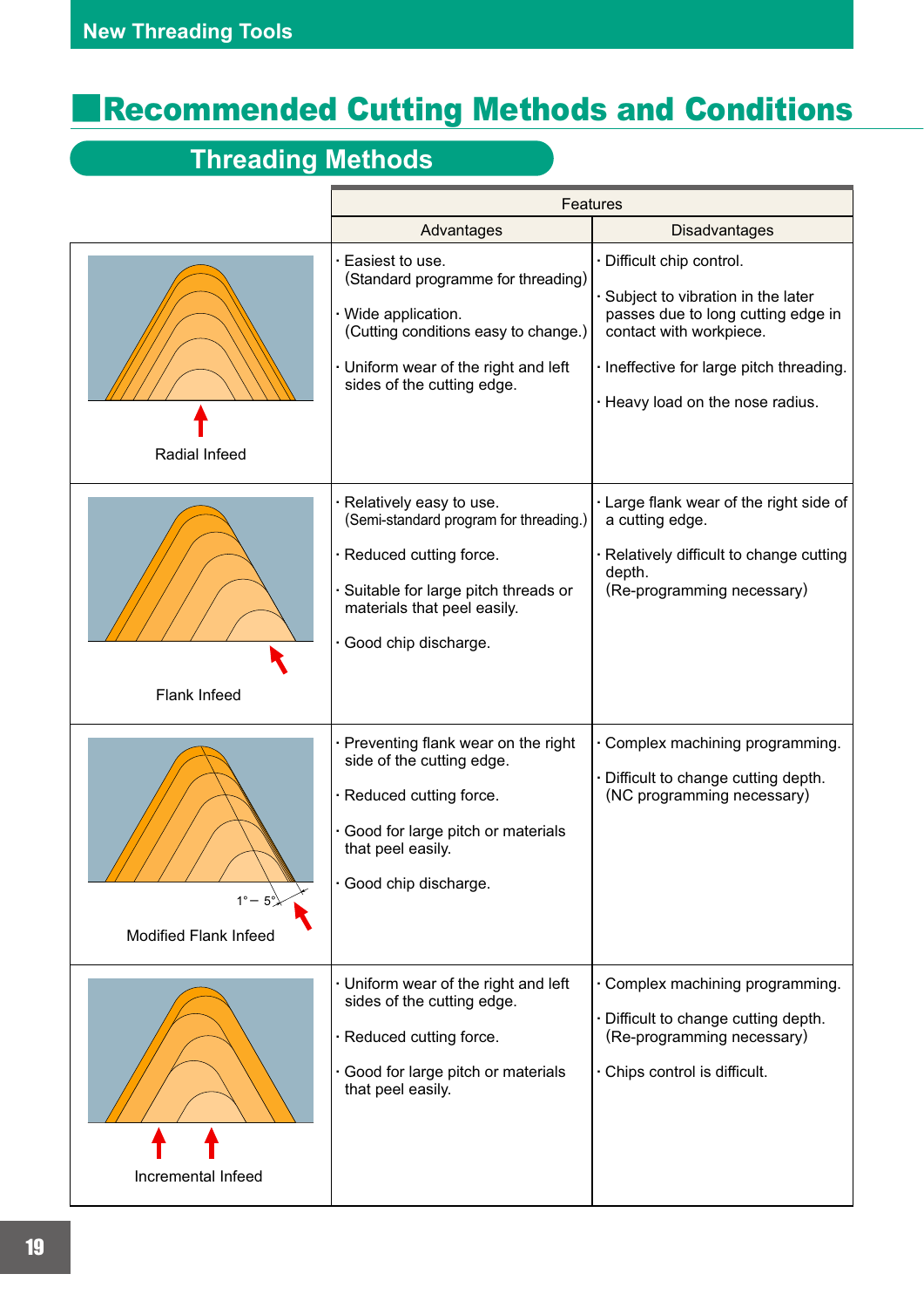# Recommended Cutting Methods and Conditions

## Threading Methods

| | Features | |
|---|---|---|
| | Advantages | Disadvantages |
| Radial Infeed | · Easiest to use. (Standard programme for threading)<br>· Wide application. (Cutting conditions easy to change.)<br>· Uniform wear of the right and left sides of the cutting edge. | · Difficult chip control.<br>· Subject to vibration in the later passes due to long cutting edge in contact with workpiece.<br>· Ineffective for large pitch threading.<br>· Heavy load on the nose radius. |
| Flank Infeed | · Relatively easy to use. (Semi-standard program for threading.)<br>· Reduced cutting force.<br>· Suitable for large pitch threads or materials that peel easily.<br>· Good chip discharge. | · Large flank wear of the right side of a cutting edge.<br>· Relatively difficult to change cutting depth. (Re-programming necessary) |
| Modified Flank Infeed (1° – 5°) | · Preventing flank wear on the right side of the cutting edge.<br>· Reduced cutting force.<br>· Good for large pitch or materials that peel easily.<br>· Good chip discharge. | · Complex machining programming.<br>· Difficult to change cutting depth. (NC programming necessary) |
| Incremental Infeed | · Uniform wear of the right and left sides of the cutting edge.<br>· Reduced cutting force.<br>· Good for large pitch or materials that peel easily. | · Complex machining programming.<br>· Difficult to change cutting depth. (Re-programming necessary)<br>· Chips control is difficult. |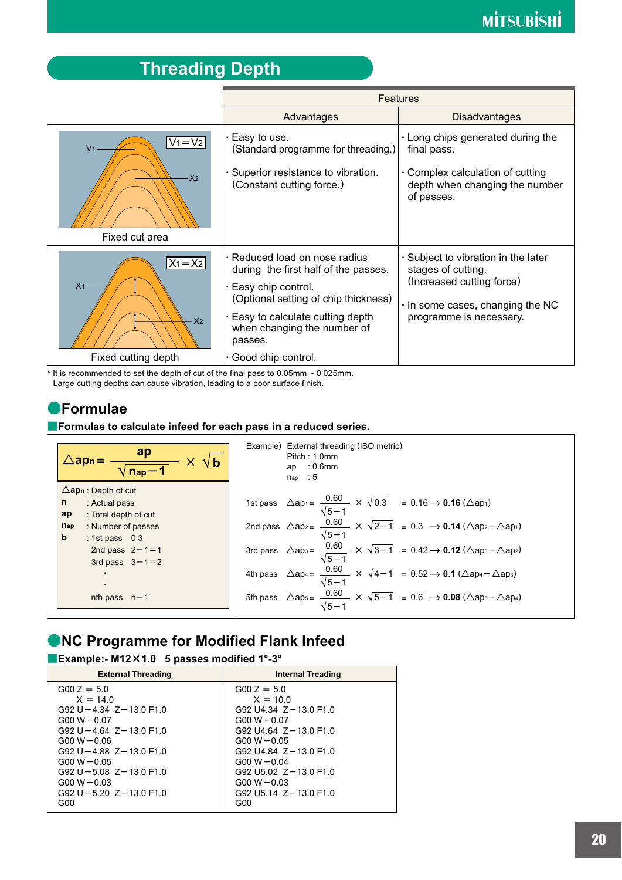# Threading Depth

| | Features | |
|---|---|---|
| | Advantages | Disadvantages |
| $V_1 = V_2$ (V1, X2) Fixed cut area | · Easy to use. (Standard programme for threading.)<br>· Superior resistance to vibration. (Constant cutting force.) | · Long chips generated during the final pass.<br>· Complex calculation of cutting depth when changing the number of passes. |
| $X_1 = X_2$ (X1, X2) Fixed cutting depth | · Reduced load on nose radius during the first half of the passes.<br>· Easy chip control. (Optional setting of chip thickness)<br>· Easy to calculate cutting depth when changing the number of passes.<br>· Good chip control. | · Subject to vibration in the later stages of cutting. (Increased cutting force)<br>· In some cases, changing the NC programme is necessary. |

\* It is recommended to set the depth of cut of the final pass to 0.05mm ~ 0.025mm.
Large cutting depths can cause vibration, leading to a poor surface finish.

## Formulae

### Formulae to calculate infeed for each pass in a reduced series.

$$\triangle ap_n = \frac{ap}{\sqrt{n_{ap} - 1}} \times \sqrt{b}$$

- $\triangle ap_n$ : Depth of cut
- **n** : Actual pass
- **ap** : Total depth of cut
- $n_{ap}$ : Number of passes
- **b** : 1st pass 0.3
  - 2nd pass 2−1=1
  - 3rd pass 3−1=2
  - ·
  - ·
  - nth pass n−1

Example) External threading (ISO metric)
Pitch : 1.0mm
ap : 0.6mm
$n_{ap}$ : 5

1st pass $\triangle ap_1 = \frac{0.60}{\sqrt{5-1}} \times \sqrt{0.3} = 0.16 \rightarrow$ **0.16** ($\triangle ap_1$)

2nd pass $\triangle ap_2 = \frac{0.60}{\sqrt{5-1}} \times \sqrt{2-1} = 0.3 \rightarrow$ **0.14** ($\triangle ap_2 - \triangle ap_1$)

3rd pass $\triangle ap_3 = \frac{0.60}{\sqrt{5-1}} \times \sqrt{3-1} = 0.42 \rightarrow$ **0.12** ($\triangle ap_3 - \triangle ap_2$)

4th pass $\triangle ap_4 = \frac{0.60}{\sqrt{5-1}} \times \sqrt{4-1} = 0.52 \rightarrow$ **0.1** ($\triangle ap_4 - \triangle ap_3$)

5th pass $\triangle ap_5 = \frac{0.60}{\sqrt{5-1}} \times \sqrt{5-1} = 0.6 \rightarrow$ **0.08** ($\triangle ap_5 - \triangle ap_4$)

## NC Programme for Modified Flank Infeed

### Example:- M12×1.0 5 passes modified 1°-3°

| External Threading | Internal Treading |
|---|---|
| G00 Z = 5.0 | G00 Z = 5.0 |
| X = 14.0 | X = 10.0 |
| G92 U−4.34 Z−13.0 F1.0 | G92 U4.34 Z−13.0 F1.0 |
| G00 W−0.07 | G00 W−0.07 |
| G92 U−4.64 Z−13.0 F1.0 | G92 U4.64 Z−13.0 F1.0 |
| G00 W−0.06 | G00 W−0.05 |
| G92 U−4.88 Z−13.0 F1.0 | G92 U4.84 Z−13.0 F1.0 |
| G00 W−0.05 | G00 W−0.04 |
| G92 U−5.08 Z−13.0 F1.0 | G92 U5.02 Z−13.0 F1.0 |
| G00 W−0.03 | G00 W−0.03 |
| G92 U−5.20 Z−13.0 F1.0 | G92 U5.14 Z−13.0 F1.0 |
| G00 | G00 |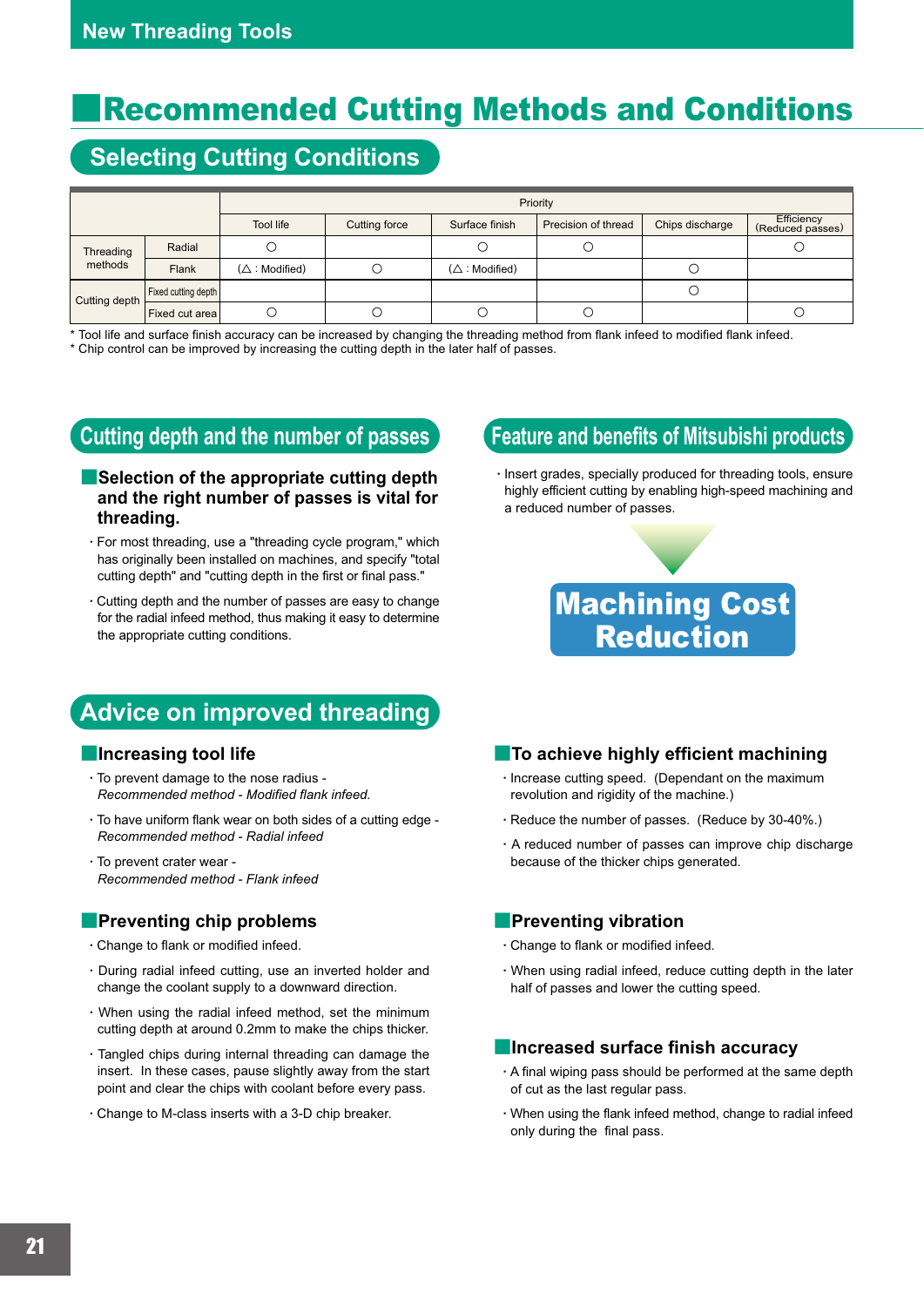# Recommended Cutting Methods and Conditions

## Selecting Cutting Conditions

| | | Priority | | | | | |
|---|---|---|---|---|---|---|---|
| | | Tool life | Cutting force | Surface finish | Precision of thread | Chips discharge | Efficiency (Reduced passes) |
| Threading methods | Radial | ○ | | ○ | ○ | | ○ |
| | Flank | (△ : Modified) | ○ | (△ : Modified) | | ○ | |
| Cutting depth | Fixed cutting depth | | | | | ○ | |
| | Fixed cut area | ○ | ○ | ○ | ○ | | ○ |

\* Tool life and surface finish accuracy can be increased by changing the threading method from flank infeed to modified flank infeed.
\* Chip control can be improved by increasing the cutting depth in the later half of passes.

## Cutting depth and the number of passes

### Selection of the appropriate cutting depth and the right number of passes is vital for threading.

- For most threading, use a "threading cycle program," which has originally been installed on machines, and specify "total cutting depth" and "cutting depth in the first or final pass."
- Cutting depth and the number of passes are easy to change for the radial infeed method, thus making it easy to determine the appropriate cutting conditions.

## Feature and benefits of Mitsubishi products

- Insert grades, specially produced for threading tools, ensure highly efficient cutting by enabling high-speed machining and a reduced number of passes.

**Machining Cost Reduction**

## Advice on improved threading

### Increasing tool life

- To prevent damage to the nose radius -
  *Recommended method - Modified flank infeed.*
- To have uniform flank wear on both sides of a cutting edge -
  *Recommended method - Radial infeed*
- To prevent crater wear -
  *Recommended method - Flank infeed*

### Preventing chip problems

- Change to flank or modified infeed.
- During radial infeed cutting, use an inverted holder and change the coolant supply to a downward direction.
- When using the radial infeed method, set the minimum cutting depth at around 0.2mm to make the chips thicker.
- Tangled chips during internal threading can damage the insert. In these cases, pause slightly away from the start point and clear the chips with coolant before every pass.
- Change to M-class inserts with a 3-D chip breaker.

### To achieve highly efficient machining

- Increase cutting speed. (Dependant on the maximum revolution and rigidity of the machine.)
- Reduce the number of passes. (Reduce by 30-40%.)
- A reduced number of passes can improve chip discharge because of the thicker chips generated.

### Preventing vibration

- Change to flank or modified infeed.
- When using radial infeed, reduce cutting depth in the later half of passes and lower the cutting speed.

### Increased surface finish accuracy

- A final wiping pass should be performed at the same depth of cut as the last regular pass.
- When using the flank infeed method, change to radial infeed only during the final pass.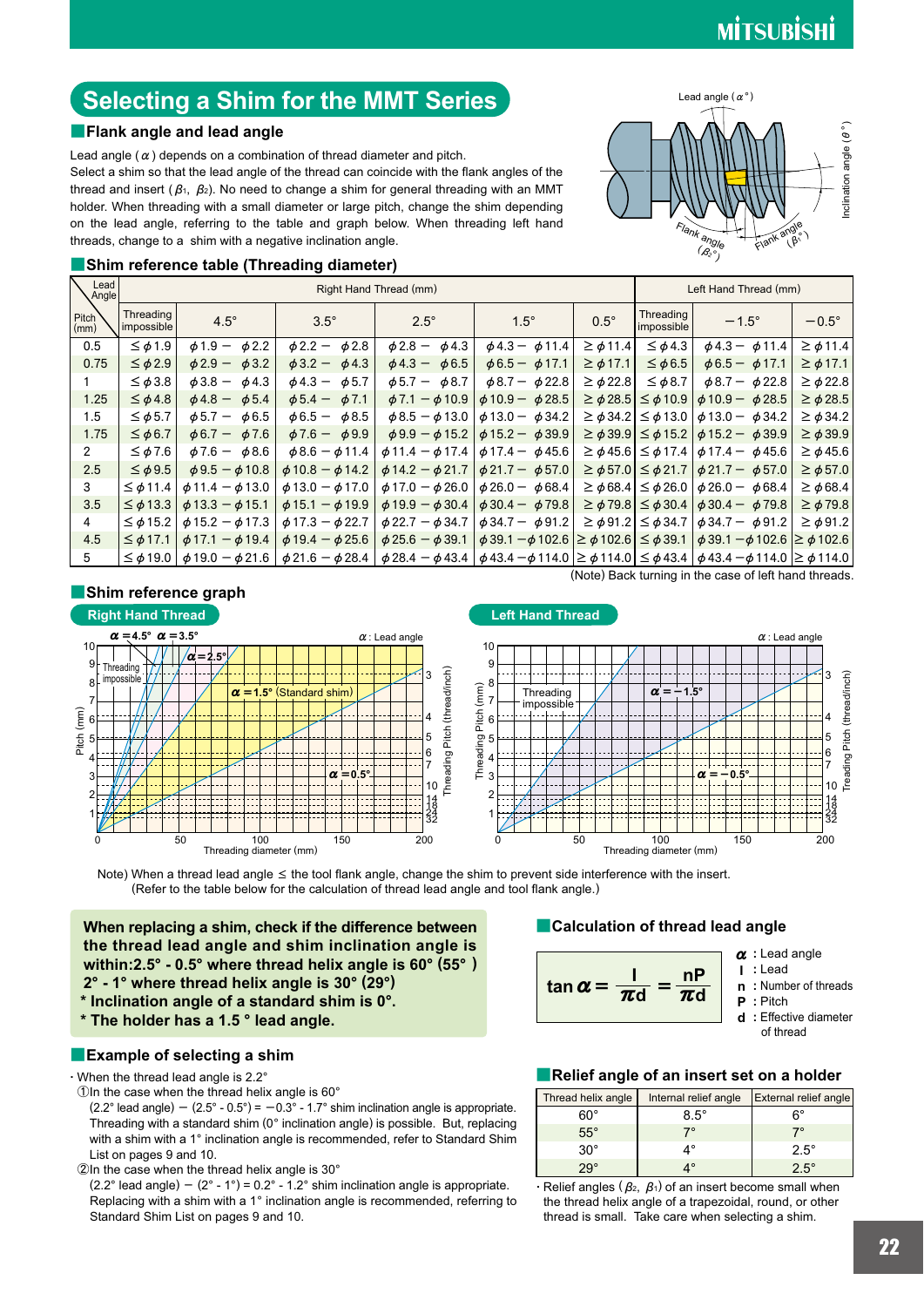# Selecting a Shim for the MMT Series

## Flank angle and lead angle

Lead angle ( $\alpha$ ) depends on a combination of thread diameter and pitch.
Select a shim so that the lead angle of the thread can coincide with the flank angles of the thread and insert ( $\beta_1$, $\beta_2$). No need to change a shim for general threading with an MMT holder. When threading with a small diameter or large pitch, change the shim depending on the lead angle, referring to the table and graph below. When threading left hand threads, change to a shim with a negative inclination angle.

## Shim reference table (Threading diameter)

| Pitch (mm) \ Lead Angle | Right Hand Thread (mm) | | | | | | Left Hand Thread (mm) | | |
|---|---|---|---|---|---|---|---|---|---|
| | Threading impossible | 4.5° | 3.5° | 2.5° | 1.5° | 0.5° | Threading impossible | −1.5° | −0.5° |
| 0.5 | ≤ ϕ1.9 | ϕ1.9 − ϕ2.2 | ϕ2.2 − ϕ2.8 | ϕ2.8 − ϕ4.3 | ϕ4.3 − ϕ11.4 | ≥ ϕ11.4 | ≤ ϕ4.3 | ϕ4.3 − ϕ11.4 | ≥ ϕ11.4 |
| 0.75 | ≤ ϕ2.9 | ϕ2.9 − ϕ3.2 | ϕ3.2 − ϕ4.3 | ϕ4.3 − ϕ6.5 | ϕ6.5 − ϕ17.1 | ≥ ϕ17.1 | ≤ ϕ6.5 | ϕ6.5 − ϕ17.1 | ≥ ϕ17.1 |
| 1 | ≤ ϕ3.8 | ϕ3.8 − ϕ4.3 | ϕ4.3 − ϕ5.7 | ϕ5.7 − ϕ8.7 | ϕ8.7 − ϕ22.8 | ≥ ϕ22.8 | ≤ ϕ8.7 | ϕ8.7 − ϕ22.8 | ≥ ϕ22.8 |
| 1.25 | ≤ ϕ4.8 | ϕ4.8 − ϕ5.4 | ϕ5.4 − ϕ7.1 | ϕ7.1 − ϕ10.9 | ϕ10.9 − ϕ28.5 | ≥ ϕ28.5 | ≤ ϕ10.9 | ϕ10.9 − ϕ28.5 | ≥ ϕ28.5 |
| 1.5 | ≤ ϕ5.7 | ϕ5.7 − ϕ6.5 | ϕ6.5 − ϕ8.5 | ϕ8.5 − ϕ13.0 | ϕ13.0 − ϕ34.2 | ≥ ϕ34.2 | ≤ ϕ13.0 | ϕ13.0 − ϕ34.2 | ≥ ϕ34.2 |
| 1.75 | ≤ ϕ6.7 | ϕ6.7 − ϕ7.6 | ϕ7.6 − ϕ9.9 | ϕ9.9 − ϕ15.2 | ϕ15.2 − ϕ39.9 | ≥ ϕ39.9 | ≤ ϕ15.2 | ϕ15.2 − ϕ39.9 | ≥ ϕ39.9 |
| 2 | ≤ ϕ7.6 | ϕ7.6 − ϕ8.6 | ϕ8.6 − ϕ11.4 | ϕ11.4 − ϕ17.4 | ϕ17.4 − ϕ45.6 | ≥ ϕ45.6 | ≤ ϕ17.4 | ϕ17.4 − ϕ45.6 | ≥ ϕ45.6 |
| 2.5 | ≤ ϕ9.5 | ϕ9.5 − ϕ10.8 | ϕ10.8 − ϕ14.2 | ϕ14.2 − ϕ21.7 | ϕ21.7 − ϕ57.0 | ≥ ϕ57.0 | ≤ ϕ21.7 | ϕ21.7 − ϕ57.0 | ≥ ϕ57.0 |
| 3 | ≤ ϕ11.4 | ϕ11.4 − ϕ13.0 | ϕ13.0 − ϕ17.0 | ϕ17.0 − ϕ26.0 | ϕ26.0 − ϕ68.4 | ≥ ϕ68.4 | ≤ ϕ26.0 | ϕ26.0 − ϕ68.4 | ≥ ϕ68.4 |
| 3.5 | ≤ ϕ13.3 | ϕ13.3 − ϕ15.1 | ϕ15.1 − ϕ19.9 | ϕ19.9 − ϕ30.4 | ϕ30.4 − ϕ79.8 | ≥ ϕ79.8 | ≤ ϕ30.4 | ϕ30.4 − ϕ79.8 | ≥ ϕ79.8 |
| 4 | ≤ ϕ15.2 | ϕ15.2 − ϕ17.3 | ϕ17.3 − ϕ22.7 | ϕ22.7 − ϕ34.7 | ϕ34.7 − ϕ91.2 | ≥ ϕ91.2 | ≤ ϕ34.7 | ϕ34.7 − ϕ91.2 | ≥ ϕ91.2 |
| 4.5 | ≤ ϕ17.1 | ϕ17.1 − ϕ19.4 | ϕ19.4 − ϕ25.6 | ϕ25.6 − ϕ39.1 | ϕ39.1 − ϕ102.6 | ≥ ϕ102.6 | ≤ ϕ39.1 | ϕ39.1 − ϕ102.6 | ≥ ϕ102.6 |
| 5 | ≤ ϕ19.0 | ϕ19.0 − ϕ21.6 | ϕ21.6 − ϕ28.4 | ϕ28.4 − ϕ43.4 | ϕ43.4 − ϕ114.0 | ≥ ϕ114.0 | ≤ ϕ43.4 | ϕ43.4 − ϕ114.0 | ≥ ϕ114.0 |

(Note) Back turning in the case of left hand threads.

## Shim reference graph

Note) When a thread lead angle ≤ the tool flank angle, change the shim to prevent side interference with the insert.
(Refer to the table below for the calculation of thread lead angle and tool flank angle.)

**When replacing a shim, check if the difference between the thread lead angle and shim inclination angle is within:2.5° - 0.5° where thread helix angle is 60° (55° ) 2° - 1° where thread helix angle is 30° (29°)**
**\* Inclination angle of a standard shim is 0°.**
**\* The holder has a 1.5 ° lead angle.**

## Example of selecting a shim

· When the thread lead angle is 2.2°

① In the case when the thread helix angle is 60°
(2.2° lead angle) − (2.5° - 0.5°) = −0.3° - 1.7° shim inclination angle is appropriate. Threading with a standard shim (0° inclination angle) is possible. But, replacing with a shim with a 1° inclination angle is recommended, refer to Standard Shim List on pages 9 and 10.

② In the case when the thread helix angle is 30°
(2.2° lead angle) − (2° - 1°) = 0.2° - 1.2° shim inclination angle is appropriate. Replacing with a shim with a 1° inclination angle is recommended, referring to Standard Shim List on pages 9 and 10.

## Calculation of thread lead angle

$$\tan \alpha = \frac{l}{\pi d} = \frac{nP}{\pi d}$$

- $\alpha$ : Lead angle
- $l$ : Lead
- $n$ : Number of threads
- $P$ : Pitch
- $d$ : Effective diameter of thread

## Relief angle of an insert set on a holder

| Thread helix angle | Internal relief angle | External relief angle |
|---|---|---|
| 60° | 8.5° | 6° |
| 55° | 7° | 7° |
| 30° | 4° | 2.5° |
| 29° | 4° | 2.5° |

· Relief angles ( $\beta_2$, $\beta_1$) of an insert become small when the thread helix angle of a trapezoidal, round, or other thread is small. Take care when selecting a shim.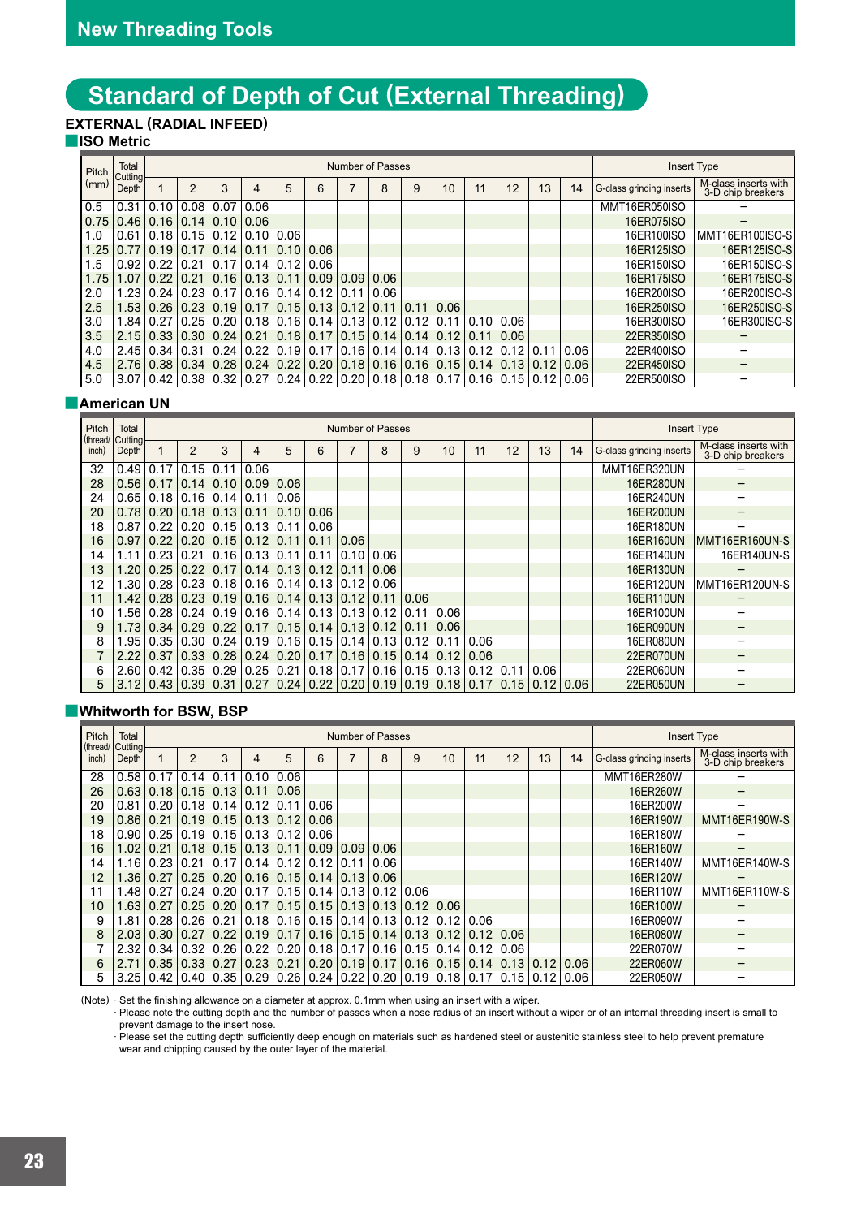# New Threading Tools

## Standard of Depth of Cut (External Threading)

### EXTERNAL (RADIAL INFEED)

#### ISO Metric

| Pitch (mm) | Total Cutting Depth | Number of Passes | | | | | | | | | | | | | | Insert Type | |
|---|---|---|---|---|---|---|---|---|---|---|---|---|---|---|---|---|---|
| | | 1 | 2 | 3 | 4 | 5 | 6 | 7 | 8 | 9 | 10 | 11 | 12 | 13 | 14 | G-class grinding inserts | M-class inserts with 3-D chip breakers |
| 0.5 | 0.31 | 0.10 | 0.08 | 0.07 | 0.06 | | | | | | | | | | | MMT16ER050ISO | – |
| 0.75 | 0.46 | 0.16 | 0.14 | 0.10 | 0.06 | | | | | | | | | | | 16ER075ISO | – |
| 1.0 | 0.61 | 0.18 | 0.15 | 0.12 | 0.10 | 0.06 | | | | | | | | | | 16ER100ISO | MMT16ER100ISO-S |
| 1.25 | 0.77 | 0.19 | 0.17 | 0.14 | 0.11 | 0.10 | 0.06 | | | | | | | | | 16ER125ISO | 16ER125ISO-S |
| 1.5 | 0.92 | 0.22 | 0.21 | 0.17 | 0.14 | 0.12 | 0.06 | | | | | | | | | 16ER150ISO | 16ER150ISO-S |
| 1.75 | 1.07 | 0.22 | 0.21 | 0.16 | 0.13 | 0.11 | 0.09 | 0.09 | 0.06 | | | | | | | 16ER175ISO | 16ER175ISO-S |
| 2.0 | 1.23 | 0.24 | 0.23 | 0.17 | 0.16 | 0.14 | 0.12 | 0.11 | 0.06 | | | | | | | 16ER200ISO | 16ER200ISO-S |
| 2.5 | 1.53 | 0.26 | 0.23 | 0.19 | 0.17 | 0.15 | 0.13 | 0.12 | 0.11 | 0.11 | 0.06 | | | | | 16ER250ISO | 16ER250ISO-S |
| 3.0 | 1.84 | 0.27 | 0.25 | 0.20 | 0.18 | 0.16 | 0.14 | 0.13 | 0.12 | 0.12 | 0.11 | 0.10 | 0.06 | | | 16ER300ISO | 16ER300ISO-S |
| 3.5 | 2.15 | 0.33 | 0.30 | 0.24 | 0.21 | 0.18 | 0.17 | 0.15 | 0.14 | 0.14 | 0.12 | 0.11 | 0.06 | | | 22ER350ISO | – |
| 4.0 | 2.45 | 0.34 | 0.31 | 0.24 | 0.22 | 0.19 | 0.17 | 0.16 | 0.14 | 0.14 | 0.13 | 0.12 | 0.12 | 0.11 | 0.06 | 22ER400ISO | – |
| 4.5 | 2.76 | 0.38 | 0.34 | 0.28 | 0.24 | 0.22 | 0.20 | 0.18 | 0.16 | 0.16 | 0.15 | 0.14 | 0.13 | 0.12 | 0.06 | 22ER450ISO | – |
| 5.0 | 3.07 | 0.42 | 0.38 | 0.32 | 0.27 | 0.24 | 0.22 | 0.20 | 0.18 | 0.18 | 0.17 | 0.16 | 0.15 | 0.12 | 0.06 | 22ER500ISO | – |

#### American UN

| Pitch (thread/inch) | Total Cutting Depth | Number of Passes | | | | | | | | | | | | | | Insert Type | |
|---|---|---|---|---|---|---|---|---|---|---|---|---|---|---|---|---|---|
| | | 1 | 2 | 3 | 4 | 5 | 6 | 7 | 8 | 9 | 10 | 11 | 12 | 13 | 14 | G-class grinding inserts | M-class inserts with 3-D chip breakers |
| 32 | 0.49 | 0.17 | 0.15 | 0.11 | 0.06 | | | | | | | | | | | MMT16ER320UN | – |
| 28 | 0.56 | 0.17 | 0.14 | 0.10 | 0.09 | 0.06 | | | | | | | | | | 16ER280UN | – |
| 24 | 0.65 | 0.18 | 0.16 | 0.14 | 0.11 | 0.06 | | | | | | | | | | 16ER240UN | – |
| 20 | 0.78 | 0.20 | 0.18 | 0.13 | 0.11 | 0.10 | 0.06 | | | | | | | | | 16ER200UN | – |
| 18 | 0.87 | 0.22 | 0.20 | 0.15 | 0.13 | 0.11 | 0.06 | | | | | | | | | 16ER180UN | – |
| 16 | 0.97 | 0.22 | 0.20 | 0.15 | 0.12 | 0.11 | 0.11 | 0.06 | | | | | | | | 16ER160UN | MMT16ER160UN-S |
| 14 | 1.11 | 0.23 | 0.21 | 0.16 | 0.13 | 0.11 | 0.11 | 0.10 | 0.06 | | | | | | | 16ER140UN | 16ER140UN-S |
| 13 | 1.20 | 0.25 | 0.22 | 0.17 | 0.14 | 0.13 | 0.12 | 0.11 | 0.06 | | | | | | | 16ER130UN | – |
| 12 | 1.30 | 0.28 | 0.23 | 0.18 | 0.16 | 0.14 | 0.13 | 0.12 | 0.06 | | | | | | | 16ER120UN | MMT16ER120UN-S |
| 11 | 1.42 | 0.28 | 0.23 | 0.19 | 0.16 | 0.14 | 0.13 | 0.12 | 0.11 | 0.06 | | | | | | 16ER110UN | – |
| 10 | 1.56 | 0.28 | 0.24 | 0.19 | 0.16 | 0.14 | 0.13 | 0.13 | 0.12 | 0.11 | 0.06 | | | | | 16ER100UN | – |
| 9 | 1.73 | 0.34 | 0.29 | 0.22 | 0.17 | 0.15 | 0.14 | 0.13 | 0.12 | 0.11 | 0.06 | | | | | 16ER090UN | – |
| 8 | 1.95 | 0.35 | 0.30 | 0.24 | 0.19 | 0.16 | 0.15 | 0.14 | 0.13 | 0.12 | 0.11 | 0.06 | | | | 16ER080UN | – |
| 7 | 2.22 | 0.37 | 0.33 | 0.28 | 0.24 | 0.20 | 0.17 | 0.16 | 0.15 | 0.14 | 0.12 | 0.06 | | | | 22ER070UN | – |
| 6 | 2.60 | 0.42 | 0.35 | 0.29 | 0.25 | 0.21 | 0.18 | 0.17 | 0.16 | 0.15 | 0.13 | 0.12 | 0.11 | 0.06 | | 22ER060UN | – |
| 5 | 3.12 | 0.43 | 0.39 | 0.31 | 0.27 | 0.24 | 0.22 | 0.20 | 0.19 | 0.19 | 0.18 | 0.17 | 0.15 | 0.12 | 0.06 | 22ER050UN | – |

#### Whitworth for BSW, BSP

| Pitch (thread/inch) | Total Cutting Depth | Number of Passes | | | | | | | | | | | | | | Insert Type | |
|---|---|---|---|---|---|---|---|---|---|---|---|---|---|---|---|---|---|
| | | 1 | 2 | 3 | 4 | 5 | 6 | 7 | 8 | 9 | 10 | 11 | 12 | 13 | 14 | G-class grinding inserts | M-class inserts with 3-D chip breakers |
| 28 | 0.58 | 0.17 | 0.14 | 0.11 | 0.10 | 0.06 | | | | | | | | | | MMT16ER280W | – |
| 26 | 0.63 | 0.18 | 0.15 | 0.13 | 0.11 | 0.06 | | | | | | | | | | 16ER260W | – |
| 20 | 0.81 | 0.20 | 0.18 | 0.14 | 0.12 | 0.11 | 0.06 | | | | | | | | | 16ER200W | – |
| 19 | 0.86 | 0.21 | 0.19 | 0.15 | 0.13 | 0.12 | 0.06 | | | | | | | | | 16ER190W | MMT16ER190W-S |
| 18 | 0.90 | 0.25 | 0.19 | 0.15 | 0.13 | 0.12 | 0.06 | | | | | | | | | 16ER180W | – |
| 16 | 1.02 | 0.21 | 0.18 | 0.15 | 0.13 | 0.11 | 0.09 | 0.09 | 0.06 | | | | | | | 16ER160W | – |
| 14 | 1.16 | 0.23 | 0.21 | 0.17 | 0.14 | 0.12 | 0.12 | 0.11 | 0.06 | | | | | | | 16ER140W | MMT16ER140W-S |
| 12 | 1.36 | 0.27 | 0.25 | 0.20 | 0.16 | 0.15 | 0.14 | 0.13 | 0.06 | | | | | | | 16ER120W | – |
| 11 | 1.48 | 0.27 | 0.24 | 0.20 | 0.17 | 0.15 | 0.14 | 0.13 | 0.12 | 0.06 | | | | | | 16ER110W | MMT16ER110W-S |
| 10 | 1.63 | 0.27 | 0.25 | 0.20 | 0.17 | 0.15 | 0.15 | 0.13 | 0.13 | 0.12 | 0.06 | | | | | 16ER100W | – |
| 9 | 1.81 | 0.28 | 0.26 | 0.21 | 0.18 | 0.16 | 0.15 | 0.14 | 0.13 | 0.12 | 0.12 | 0.06 | | | | 16ER090W | – |
| 8 | 2.03 | 0.30 | 0.27 | 0.22 | 0.19 | 0.17 | 0.16 | 0.15 | 0.14 | 0.13 | 0.12 | 0.12 | 0.06 | | | 16ER080W | – |
| 7 | 2.32 | 0.34 | 0.32 | 0.26 | 0.22 | 0.20 | 0.18 | 0.17 | 0.16 | 0.15 | 0.14 | 0.12 | 0.06 | | | 22ER070W | – |
| 6 | 2.71 | 0.35 | 0.33 | 0.27 | 0.23 | 0.21 | 0.20 | 0.19 | 0.17 | 0.16 | 0.15 | 0.14 | 0.13 | 0.12 | 0.06 | 22ER060W | – |
| 5 | 3.25 | 0.42 | 0.40 | 0.35 | 0.29 | 0.26 | 0.24 | 0.22 | 0.20 | 0.19 | 0.18 | 0.17 | 0.15 | 0.12 | 0.06 | 22ER050W | – |

(Note) · Set the finishing allowance on a diameter at approx. 0.1mm when using an insert with a wiper.
· Please note the cutting depth and the number of passes when a nose radius of an insert without a wiper or of an internal threading insert is small to prevent damage to the insert nose.
· Please set the cutting depth sufficiently deep enough on materials such as hardened steel or austenitic stainless steel to help prevent premature wear and chipping caused by the outer layer of the material.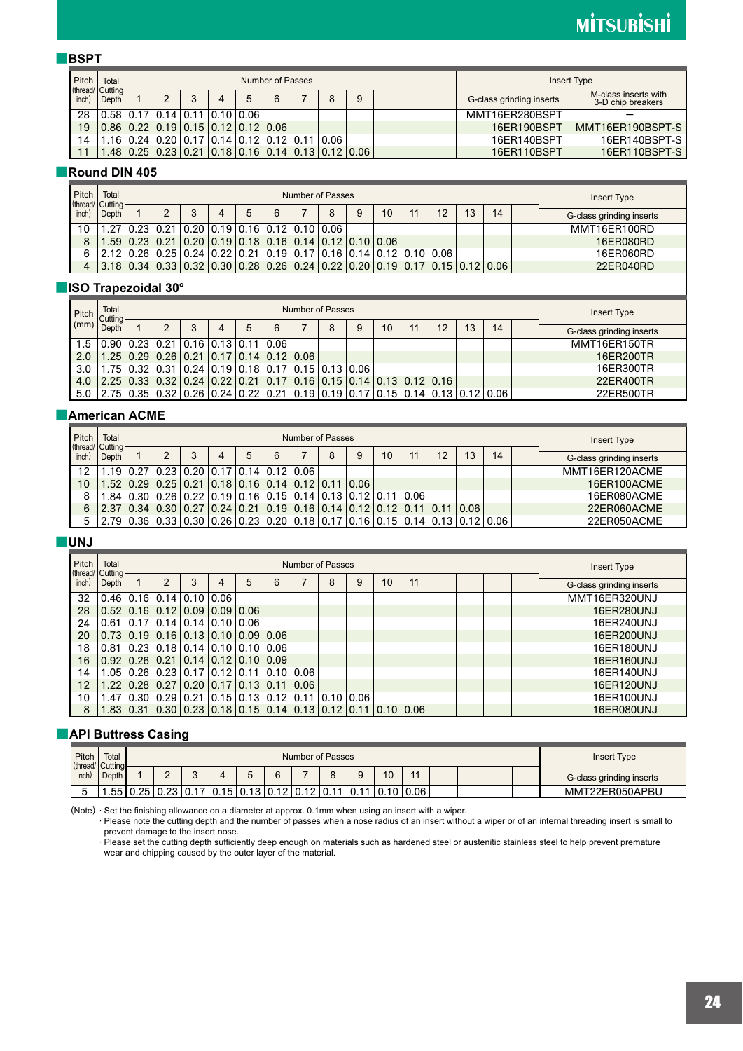## BSPT

| Pitch (thread/inch) | Total Cutting Depth | Number of Passes | | | | | | | | | | | | Insert Type | |
|---|---|---|---|---|---|---|---|---|---|---|---|---|---|---|---|
| | | 1 | 2 | 3 | 4 | 5 | 6 | 7 | 8 | 9 | | | | G-class grinding inserts | M-class inserts with 3-D chip breakers |
| 28 | 0.58 | 0.17 | 0.14 | 0.11 | 0.10 | 0.06 | | | | | | | | MMT16ER280BSPT | — |
| 19 | 0.86 | 0.22 | 0.19 | 0.15 | 0.12 | 0.12 | 0.06 | | | | | | | 16ER190BSPT | MMT16ER190BSPT-S |
| 14 | 1.16 | 0.24 | 0.20 | 0.17 | 0.14 | 0.12 | 0.12 | 0.11 | 0.06 | | | | | 16ER140BSPT | 16ER140BSPT-S |
| 11 | 1.48 | 0.25 | 0.23 | 0.21 | 0.18 | 0.16 | 0.14 | 0.13 | 0.12 | 0.06 | | | | 16ER110BSPT | 16ER110BSPT-S |

## Round DIN 405

| Pitch (thread/inch) | Total Cutting Depth | Number of Passes | | | | | | | | | | | | | | | Insert Type |
|---|---|---|---|---|---|---|---|---|---|---|---|---|---|---|---|---|---|
| | | 1 | 2 | 3 | 4 | 5 | 6 | 7 | 8 | 9 | 10 | 11 | 12 | 13 | 14 | | G-class grinding inserts |
| 10 | 1.27 | 0.23 | 0.21 | 0.20 | 0.19 | 0.16 | 0.12 | 0.10 | 0.06 | | | | | | | | MMT16ER100RD |
| 8 | 1.59 | 0.23 | 0.21 | 0.20 | 0.19 | 0.18 | 0.16 | 0.14 | 0.12 | 0.10 | 0.06 | | | | | | 16ER080RD |
| 6 | 2.12 | 0.26 | 0.25 | 0.24 | 0.22 | 0.21 | 0.19 | 0.17 | 0.16 | 0.14 | 0.12 | 0.10 | 0.06 | | | | 16ER060RD |
| 4 | 3.18 | 0.34 | 0.33 | 0.32 | 0.30 | 0.28 | 0.26 | 0.24 | 0.22 | 0.20 | 0.19 | 0.17 | 0.15 | 0.12 | 0.06 | | 22ER040RD |

## ISO Trapezoidal 30°

| Pitch (mm) | Total Cutting Depth | Number of Passes | | | | | | | | | | | | | | | Insert Type |
|---|---|---|---|---|---|---|---|---|---|---|---|---|---|---|---|---|---|
| | | 1 | 2 | 3 | 4 | 5 | 6 | 7 | 8 | 9 | 10 | 11 | 12 | 13 | 14 | | G-class grinding inserts |
| 1.5 | 0.90 | 0.23 | 0.21 | 0.16 | 0.13 | 0.11 | 0.06 | | | | | | | | | | MMT16ER150TR |
| 2.0 | 1.25 | 0.29 | 0.26 | 0.21 | 0.17 | 0.14 | 0.12 | 0.06 | | | | | | | | | 16ER200TR |
| 3.0 | 1.75 | 0.32 | 0.31 | 0.24 | 0.19 | 0.18 | 0.17 | 0.15 | 0.13 | 0.06 | | | | | | | 16ER300TR |
| 4.0 | 2.25 | 0.33 | 0.32 | 0.24 | 0.22 | 0.21 | 0.17 | 0.16 | 0.15 | 0.14 | 0.13 | 0.12 | 0.16 | | | | 22ER400TR |
| 5.0 | 2.75 | 0.35 | 0.32 | 0.26 | 0.24 | 0.22 | 0.21 | 0.19 | 0.19 | 0.17 | 0.15 | 0.14 | 0.13 | 0.12 | 0.06 | | 22ER500TR |

## American ACME

| Pitch (thread/inch) | Total Cutting Depth | Number of Passes | | | | | | | | | | | | | | | Insert Type |
|---|---|---|---|---|---|---|---|---|---|---|---|---|---|---|---|---|---|
| | | 1 | 2 | 3 | 4 | 5 | 6 | 7 | 8 | 9 | 10 | 11 | 12 | 13 | 14 | | G-class grinding inserts |
| 12 | 1.19 | 0.27 | 0.23 | 0.20 | 0.17 | 0.14 | 0.12 | 0.06 | | | | | | | | | MMT16ER120ACME |
| 10 | 1.52 | 0.29 | 0.25 | 0.21 | 0.18 | 0.16 | 0.14 | 0.12 | 0.11 | 0.06 | | | | | | | 16ER100ACME |
| 8 | 1.84 | 0.30 | 0.26 | 0.22 | 0.19 | 0.16 | 0.15 | 0.14 | 0.13 | 0.12 | 0.11 | 0.06 | | | | | 16ER080ACME |
| 6 | 2.37 | 0.34 | 0.30 | 0.27 | 0.24 | 0.21 | 0.19 | 0.16 | 0.14 | 0.12 | 0.12 | 0.11 | 0.11 | 0.06 | | | 22ER060ACME |
| 5 | 2.79 | 0.36 | 0.33 | 0.30 | 0.26 | 0.23 | 0.20 | 0.18 | 0.17 | 0.16 | 0.15 | 0.14 | 0.13 | 0.12 | 0.06 | | 22ER050ACME |

## UNJ

| Pitch (thread/inch) | Total Cutting Depth | Number of Passes | | | | | | | | | | | | | | | Insert Type |
|---|---|---|---|---|---|---|---|---|---|---|---|---|---|---|---|---|---|
| | | 1 | 2 | 3 | 4 | 5 | 6 | 7 | 8 | 9 | 10 | 11 | | | | | G-class grinding inserts |
| 32 | 0.46 | 0.16 | 0.14 | 0.10 | 0.06 | | | | | | | | | | | | MMT16ER320UNJ |
| 28 | 0.52 | 0.16 | 0.12 | 0.09 | 0.09 | 0.06 | | | | | | | | | | | 16ER280UNJ |
| 24 | 0.61 | 0.17 | 0.14 | 0.14 | 0.10 | 0.06 | | | | | | | | | | | 16ER240UNJ |
| 20 | 0.73 | 0.19 | 0.16 | 0.13 | 0.10 | 0.09 | 0.06 | | | | | | | | | | 16ER200UNJ |
| 18 | 0.81 | 0.23 | 0.18 | 0.14 | 0.10 | 0.10 | 0.06 | | | | | | | | | | 16ER180UNJ |
| 16 | 0.92 | 0.26 | 0.21 | 0.14 | 0.12 | 0.10 | 0.09 | | | | | | | | | | 16ER160UNJ |
| 14 | 1.05 | 0.26 | 0.23 | 0.17 | 0.12 | 0.11 | 0.10 | 0.06 | | | | | | | | | 16ER140UNJ |
| 12 | 1.22 | 0.28 | 0.27 | 0.20 | 0.17 | 0.13 | 0.11 | 0.06 | | | | | | | | | 16ER120UNJ |
| 10 | 1.47 | 0.30 | 0.29 | 0.21 | 0.15 | 0.13 | 0.12 | 0.11 | 0.10 | 0.06 | | | | | | | 16ER100UNJ |
| 8 | 1.83 | 0.31 | 0.30 | 0.23 | 0.18 | 0.15 | 0.14 | 0.13 | 0.12 | 0.11 | 0.10 | 0.06 | | | | | 16ER080UNJ |

## API Buttress Casing

| Pitch (thread/inch) | Total Cutting Depth | Number of Passes | | | | | | | | | | | | | | | Insert Type |
|---|---|---|---|---|---|---|---|---|---|---|---|---|---|---|---|---|---|
| | | 1 | 2 | 3 | 4 | 5 | 6 | 7 | 8 | 9 | 10 | 11 | | | | | G-class grinding inserts |
| 5 | 1.55 | 0.25 | 0.23 | 0.17 | 0.15 | 0.13 | 0.12 | 0.12 | 0.11 | 0.11 | 0.10 | 0.06 | | | | | MMT22ER050APBU |

(Note) · Set the finishing allowance on a diameter at approx. 0.1mm when using an insert with a wiper.
· Please note the cutting depth and the number of passes when a nose radius of an insert without a wiper or of an internal threading insert is small to prevent damage to the insert nose.
· Please set the cutting depth sufficiently deep enough on materials such as hardened steel or austenitic stainless steel to help prevent premature wear and chipping caused by the outer layer of the material.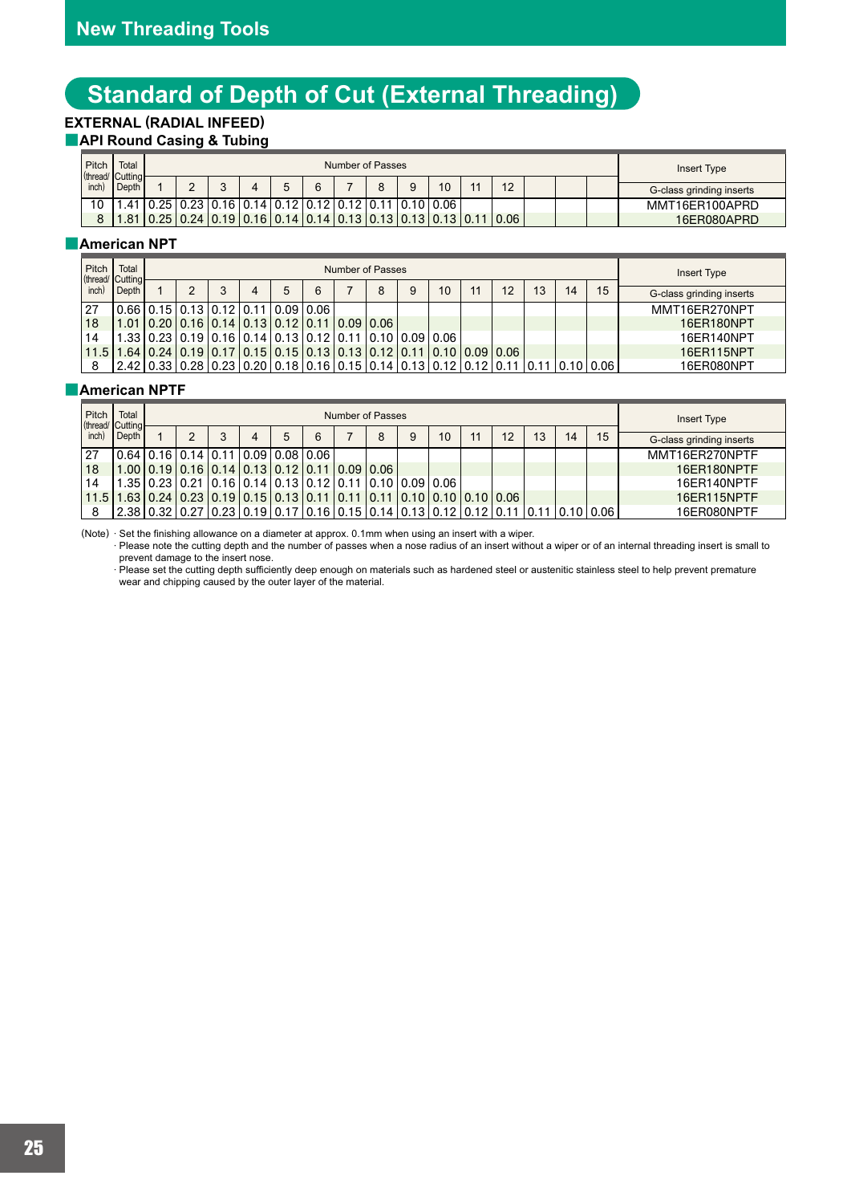## Standard of Depth of Cut (External Threading)

### EXTERNAL (RADIAL INFEED)

#### API Round Casing & Tubing

| Pitch (thread/ inch) | Total Cutting Depth | Number of Passes | | | | | | | | | | | | | | | Insert Type |
|---|---|---|---|---|---|---|---|---|---|---|---|---|---|---|---|---|---|
| | | 1 | 2 | 3 | 4 | 5 | 6 | 7 | 8 | 9 | 10 | 11 | 12 | | | | G-class grinding inserts |
| 10 | 1.41 | 0.25 | 0.23 | 0.16 | 0.14 | 0.12 | 0.12 | 0.12 | 0.11 | 0.10 | 0.06 | | | | | | MMT16ER100APRD |
| 8 | 1.81 | 0.25 | 0.24 | 0.19 | 0.16 | 0.14 | 0.14 | 0.13 | 0.13 | 0.13 | 0.13 | 0.11 | 0.06 | | | | 16ER080APRD |

#### American NPT

| Pitch (thread/ inch) | Total Cutting Depth | Number of Passes | | | | | | | | | | | | | | | Insert Type |
|---|---|---|---|---|---|---|---|---|---|---|---|---|---|---|---|---|---|
| | | 1 | 2 | 3 | 4 | 5 | 6 | 7 | 8 | 9 | 10 | 11 | 12 | 13 | 14 | 15 | G-class grinding inserts |
| 27 | 0.66 | 0.15 | 0.13 | 0.12 | 0.11 | 0.09 | 0.06 | | | | | | | | | | MMT16ER270NPT |
| 18 | 1.01 | 0.20 | 0.16 | 0.14 | 0.13 | 0.12 | 0.11 | 0.09 | 0.06 | | | | | | | | 16ER180NPT |
| 14 | 1.33 | 0.23 | 0.19 | 0.16 | 0.14 | 0.13 | 0.12 | 0.11 | 0.10 | 0.09 | 0.06 | | | | | | 16ER140NPT |
| 11.5 | 1.64 | 0.24 | 0.19 | 0.17 | 0.15 | 0.15 | 0.13 | 0.13 | 0.12 | 0.11 | 0.10 | 0.09 | 0.06 | | | | 16ER115NPT |
| 8 | 2.42 | 0.33 | 0.28 | 0.23 | 0.20 | 0.18 | 0.16 | 0.15 | 0.14 | 0.13 | 0.12 | 0.12 | 0.11 | 0.11 | 0.10 | 0.06 | 16ER080NPT |

#### American NPTF

| Pitch (thread/ inch) | Total Cutting Depth | Number of Passes | | | | | | | | | | | | | | | Insert Type |
|---|---|---|---|---|---|---|---|---|---|---|---|---|---|---|---|---|---|
| | | 1 | 2 | 3 | 4 | 5 | 6 | 7 | 8 | 9 | 10 | 11 | 12 | 13 | 14 | 15 | G-class grinding inserts |
| 27 | 0.64 | 0.16 | 0.14 | 0.11 | 0.09 | 0.08 | 0.06 | | | | | | | | | | MMT16ER270NPTF |
| 18 | 1.00 | 0.19 | 0.16 | 0.14 | 0.13 | 0.12 | 0.11 | 0.09 | 0.06 | | | | | | | | 16ER180NPTF |
| 14 | 1.35 | 0.23 | 0.21 | 0.16 | 0.14 | 0.13 | 0.12 | 0.11 | 0.10 | 0.09 | 0.06 | | | | | | 16ER140NPTF |
| 11.5 | 1.63 | 0.24 | 0.23 | 0.19 | 0.15 | 0.13 | 0.11 | 0.11 | 0.11 | 0.10 | 0.10 | 0.10 | 0.06 | | | | 16ER115NPTF |
| 8 | 2.38 | 0.32 | 0.27 | 0.23 | 0.19 | 0.17 | 0.16 | 0.15 | 0.14 | 0.13 | 0.12 | 0.12 | 0.11 | 0.11 | 0.10 | 0.06 | 16ER080NPTF |

(Note) · Set the finishing allowance on a diameter at approx. 0.1mm when using an insert with a wiper.
· Please note the cutting depth and the number of passes when a nose radius of an insert without a wiper or of an internal threading insert is small to prevent damage to the insert nose.
· Please set the cutting depth sufficiently deep enough on materials such as hardened steel or austenitic stainless steel to help prevent premature wear and chipping caused by the outer layer of the material.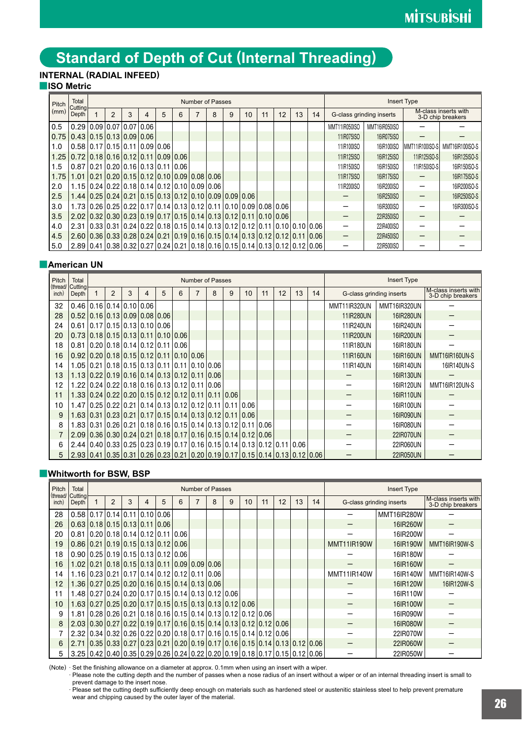# Standard of Depth of Cut (Internal Threading)

**INTERNAL (RADIAL INFEED)**

## ISO Metric

| Pitch (mm) | Total Cutting Depth | Number of Passes | | | | | | | | | | | | | | Insert Type | | | |
|---|---|---|---|---|---|---|---|---|---|---|---|---|---|---|---|---|---|---|---|
| | | 1 | 2 | 3 | 4 | 5 | 6 | 7 | 8 | 9 | 10 | 11 | 12 | 13 | 14 | G-class grinding inserts | | M-class inserts with 3-D chip breakers | |
| 0.5 | 0.29 | 0.09 | 0.07 | 0.07 | 0.06 | | | | | | | | | | | MMT11IR050ISO | MMT16IR050ISO | — | — |
| 0.75 | 0.43 | 0.15 | 0.13 | 0.09 | 0.06 | | | | | | | | | | | 11IR075ISO | 16IR075ISO | — | — |
| 1.0 | 0.58 | 0.17 | 0.15 | 0.11 | 0.09 | 0.06 | | | | | | | | | | 11IR100ISO | 16IR100ISO | MMT11IR100ISO-S | MMT16IR100ISO-S |
| 1.25 | 0.72 | 0.18 | 0.16 | 0.12 | 0.11 | 0.09 | 0.06 | | | | | | | | | 11IR125ISO | 16IR125ISO | 11IR125ISO-S | 16IR125ISO-S |
| 1.5 | 0.87 | 0.21 | 0.20 | 0.16 | 0.13 | 0.11 | 0.06 | | | | | | | | | 11IR150ISO | 16IR150ISO | 11IR150ISO-S | 16IR150ISO-S |
| 1.75 | 1.01 | 0.21 | 0.20 | 0.15 | 0.12 | 0.10 | 0.09 | 0.08 | 0.06 | | | | | | | 11IR175ISO | 16IR175ISO | — | 16IR175ISO-S |
| 2.0 | 1.15 | 0.24 | 0.22 | 0.18 | 0.14 | 0.12 | 0.10 | 0.09 | 0.06 | | | | | | | 11IR200ISO | 16IR200ISO | — | 16IR200ISO-S |
| 2.5 | 1.44 | 0.25 | 0.24 | 0.21 | 0.15 | 0.13 | 0.12 | 0.10 | 0.09 | 0.09 | 0.06 | | | | | — | 16IR250ISO | — | 16IR250ISO-S |
| 3.0 | 1.73 | 0.26 | 0.25 | 0.22 | 0.17 | 0.14 | 0.13 | 0.12 | 0.11 | 0.10 | 0.09 | 0.08 | 0.06 | | | — | 16IR300ISO | — | 16IR300ISO-S |
| 3.5 | 2.02 | 0.32 | 0.30 | 0.23 | 0.19 | 0.17 | 0.15 | 0.14 | 0.13 | 0.12 | 0.11 | 0.10 | 0.06 | | | — | 22IR350ISO | — | — |
| 4.0 | 2.31 | 0.33 | 0.31 | 0.24 | 0.22 | 0.18 | 0.15 | 0.14 | 0.13 | 0.12 | 0.12 | 0.11 | 0.10 | 0.10 | 0.06 | — | 22IR400ISO | — | — |
| 4.5 | 2.60 | 0.36 | 0.33 | 0.28 | 0.24 | 0.21 | 0.19 | 0.16 | 0.15 | 0.14 | 0.13 | 0.12 | 0.12 | 0.11 | 0.06 | — | 22IR450ISO | — | — |
| 5.0 | 2.89 | 0.41 | 0.38 | 0.32 | 0.27 | 0.24 | 0.21 | 0.18 | 0.16 | 0.15 | 0.14 | 0.13 | 0.12 | 0.12 | 0.06 | — | 22IR500ISO | — | — |

## American UN

| Pitch (thread/ inch) | Total Cutting Depth | Number of Passes | | | | | | | | | | | | | | Insert Type | | |
|---|---|---|---|---|---|---|---|---|---|---|---|---|---|---|---|---|---|---|
| | | 1 | 2 | 3 | 4 | 5 | 6 | 7 | 8 | 9 | 10 | 11 | 12 | 13 | 14 | G-class grinding inserts | | M-class inserts with 3-D chip breakers |
| 32 | 0.46 | 0.16 | 0.14 | 0.10 | 0.06 | | | | | | | | | | | MMT11IR320UN | MMT16IR320UN | — |
| 28 | 0.52 | 0.16 | 0.13 | 0.09 | 0.08 | 0.06 | | | | | | | | | | 11IR280UN | 16IR280UN | — |
| 24 | 0.61 | 0.17 | 0.15 | 0.13 | 0.10 | 0.06 | | | | | | | | | | 11IR240UN | 16IR240UN | — |
| 20 | 0.73 | 0.18 | 0.15 | 0.13 | 0.11 | 0.10 | 0.06 | | | | | | | | | 11IR200UN | 16IR200UN | — |
| 18 | 0.81 | 0.20 | 0.18 | 0.14 | 0.12 | 0.11 | 0.06 | | | | | | | | | 11IR180UN | 16IR180UN | — |
| 16 | 0.92 | 0.20 | 0.18 | 0.15 | 0.12 | 0.11 | 0.10 | 0.06 | | | | | | | | 11IR160UN | 16IR160UN | MMT16IR160UN-S |
| 14 | 1.05 | 0.21 | 0.18 | 0.15 | 0.13 | 0.11 | 0.11 | 0.10 | 0.06 | | | | | | | 11IR140UN | 16IR140UN | 16IR140UN-S |
| 13 | 1.13 | 0.22 | 0.19 | 0.16 | 0.14 | 0.13 | 0.12 | 0.11 | 0.06 | | | | | | | — | 16IR130UN | — |
| 12 | 1.22 | 0.24 | 0.22 | 0.18 | 0.16 | 0.13 | 0.12 | 0.11 | 0.06 | | | | | | | — | 16IR120UN | MMT16IR120UN-S |
| 11 | 1.33 | 0.24 | 0.22 | 0.20 | 0.15 | 0.12 | 0.12 | 0.11 | 0.11 | 0.06 | | | | | | — | 16IR110UN | — |
| 10 | 1.47 | 0.25 | 0.22 | 0.21 | 0.14 | 0.13 | 0.12 | 0.12 | 0.11 | 0.11 | 0.06 | | | | | — | 16IR100UN | — |
| 9 | 1.63 | 0.31 | 0.23 | 0.21 | 0.17 | 0.15 | 0.14 | 0.13 | 0.12 | 0.11 | 0.06 | | | | | — | 16IR090UN | — |
| 8 | 1.83 | 0.31 | 0.26 | 0.21 | 0.18 | 0.16 | 0.15 | 0.14 | 0.13 | 0.12 | 0.11 | 0.06 | | | | — | 16IR080UN | — |
| 7 | 2.09 | 0.36 | 0.30 | 0.24 | 0.21 | 0.18 | 0.17 | 0.16 | 0.15 | 0.14 | 0.12 | 0.06 | | | | — | 22IR070UN | — |
| 6 | 2.44 | 0.40 | 0.33 | 0.25 | 0.23 | 0.19 | 0.17 | 0.16 | 0.15 | 0.14 | 0.13 | 0.12 | 0.11 | 0.06 | | — | 22IR060UN | — |
| 5 | 2.93 | 0.41 | 0.35 | 0.31 | 0.26 | 0.23 | 0.21 | 0.20 | 0.19 | 0.17 | 0.15 | 0.14 | 0.13 | 0.12 | 0.06 | — | 22IR050UN | — |

## Whitworth for BSW, BSP

| Pitch (thread/ inch) | Total Cutting Depth | Number of Passes | | | | | | | | | | | | | | Insert Type | | |
|---|---|---|---|---|---|---|---|---|---|---|---|---|---|---|---|---|---|---|
| | | 1 | 2 | 3 | 4 | 5 | 6 | 7 | 8 | 9 | 10 | 11 | 12 | 13 | 14 | G-class grinding inserts | | M-class inserts with 3-D chip breakers |
| 28 | 0.58 | 0.17 | 0.14 | 0.11 | 0.10 | 0.06 | | | | | | | | | | — | MMT16IR280W | — |
| 26 | 0.63 | 0.18 | 0.15 | 0.13 | 0.11 | 0.06 | | | | | | | | | | — | 16IR260W | — |
| 20 | 0.81 | 0.20 | 0.18 | 0.14 | 0.12 | 0.11 | 0.06 | | | | | | | | | — | 16IR200W | — |
| 19 | 0.86 | 0.21 | 0.19 | 0.15 | 0.13 | 0.12 | 0.06 | | | | | | | | | MMT11IR190W | 16IR190W | MMT16IR190W-S |
| 18 | 0.90 | 0.25 | 0.19 | 0.15 | 0.13 | 0.12 | 0.06 | | | | | | | | | — | 16IR180W | — |
| 16 | 1.02 | 0.21 | 0.18 | 0.15 | 0.13 | 0.11 | 0.09 | 0.09 | 0.06 | | | | | | | — | 16IR160W | — |
| 14 | 1.16 | 0.23 | 0.21 | 0.17 | 0.14 | 0.12 | 0.12 | 0.11 | 0.06 | | | | | | | MMT11IR140W | 16IR140W | MMT16IR140W-S |
| 12 | 1.36 | 0.27 | 0.25 | 0.20 | 0.16 | 0.15 | 0.14 | 0.13 | 0.06 | | | | | | | — | 16IR120W | 16IR120W-S |
| 11 | 1.48 | 0.27 | 0.24 | 0.20 | 0.17 | 0.15 | 0.14 | 0.13 | 0.12 | 0.06 | | | | | | — | 16IR110W | — |
| 10 | 1.63 | 0.27 | 0.25 | 0.20 | 0.17 | 0.15 | 0.15 | 0.13 | 0.13 | 0.12 | 0.06 | | | | | — | 16IR100W | — |
| 9 | 1.81 | 0.28 | 0.26 | 0.21 | 0.18 | 0.16 | 0.15 | 0.14 | 0.13 | 0.12 | 0.12 | 0.06 | | | | — | 16IR090W | — |
| 8 | 2.03 | 0.30 | 0.27 | 0.22 | 0.19 | 0.17 | 0.16 | 0.15 | 0.14 | 0.13 | 0.12 | 0.12 | 0.06 | | | — | 16IR080W | — |
| 7 | 2.32 | 0.34 | 0.32 | 0.26 | 0.22 | 0.20 | 0.18 | 0.17 | 0.16 | 0.15 | 0.14 | 0.12 | 0.06 | | | — | 22IR070W | — |
| 6 | 2.71 | 0.35 | 0.33 | 0.27 | 0.23 | 0.21 | 0.20 | 0.19 | 0.17 | 0.16 | 0.15 | 0.14 | 0.13 | 0.12 | 0.06 | — | 22IR060W | — |
| 5 | 3.25 | 0.42 | 0.40 | 0.35 | 0.29 | 0.26 | 0.24 | 0.22 | 0.20 | 0.19 | 0.18 | 0.17 | 0.15 | 0.12 | 0.06 | — | 22IR050W | — |

(Note) · Set the finishing allowance on a diameter at approx. 0.1mm when using an insert with a wiper.
· Please note the cutting depth and the number of passes when a nose radius of an insert without a wiper or of an internal threading insert is small to prevent damage to the insert nose.
· Please set the cutting depth sufficiently deep enough on materials such as hardened steel or austenitic stainless steel to help prevent premature wear and chipping caused by the outer layer of the material.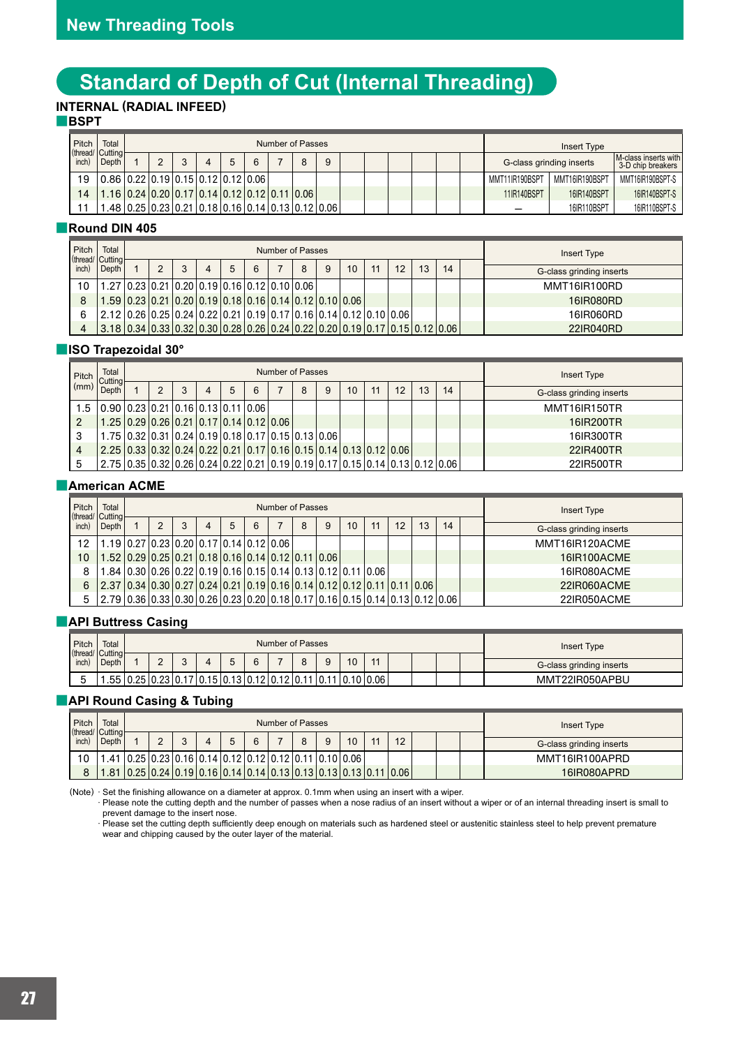## New Threading Tools

# Standard of Depth of Cut (Internal Threading)

### INTERNAL (RADIAL INFEED)

### BSPT

| Pitch (thread/inch) | Total Cutting Depth | Number of Passes | | | | | | | | | | | | | | Insert Type | | |
|---|---|---|---|---|---|---|---|---|---|---|---|---|---|---|---|---|---|---|
| | | 1 | 2 | 3 | 4 | 5 | 6 | 7 | 8 | 9 | | | | | | G-class grinding inserts | | M-class inserts with 3-D chip breakers |
| 19 | 0.86 | 0.22 | 0.19 | 0.15 | 0.12 | 0.12 | 0.06 | | | | | | | | | MMT11IR190BSPT | MMT16IR190BSPT | MMT16IR190BSPT-S |
| 14 | 1.16 | 0.24 | 0.20 | 0.17 | 0.14 | 0.12 | 0.12 | 0.11 | 0.06 | | | | | | | 11IR140BSPT | 16IR140BSPT | 16IR140BSPT-S |
| 11 | 1.48 | 0.25 | 0.23 | 0.21 | 0.18 | 0.16 | 0.14 | 0.13 | 0.12 | 0.06 | | | | | | – | 16IR110BSPT | 16IR110BSPT-S |

### Round DIN 405

| Pitch (thread/inch) | Total Cutting Depth | Number of Passes | | | | | | | | | | | | | | | Insert Type |
|---|---|---|---|---|---|---|---|---|---|---|---|---|---|---|---|---|---|
| | | 1 | 2 | 3 | 4 | 5 | 6 | 7 | 8 | 9 | 10 | 11 | 12 | 13 | 14 | | G-class grinding inserts |
| 10 | 1.27 | 0.23 | 0.21 | 0.20 | 0.19 | 0.16 | 0.12 | 0.10 | 0.06 | | | | | | | | MMT16IR100RD |
| 8 | 1.59 | 0.23 | 0.21 | 0.20 | 0.19 | 0.18 | 0.16 | 0.14 | 0.12 | 0.10 | 0.06 | | | | | | 16IR080RD |
| 6 | 2.12 | 0.26 | 0.25 | 0.24 | 0.22 | 0.21 | 0.19 | 0.17 | 0.16 | 0.14 | 0.12 | 0.10 | 0.06 | | | | 16IR060RD |
| 4 | 3.18 | 0.34 | 0.33 | 0.32 | 0.30 | 0.28 | 0.26 | 0.24 | 0.22 | 0.20 | 0.19 | 0.17 | 0.15 | 0.12 | 0.06 | | 22IR040RD |

### ISO Trapezoidal 30°

| Pitch (mm) | Total Cutting Depth | Number of Passes | | | | | | | | | | | | | | | Insert Type |
|---|---|---|---|---|---|---|---|---|---|---|---|---|---|---|---|---|---|
| | | 1 | 2 | 3 | 4 | 5 | 6 | 7 | 8 | 9 | 10 | 11 | 12 | 13 | 14 | | G-class grinding inserts |
| 1.5 | 0.90 | 0.23 | 0.21 | 0.16 | 0.13 | 0.11 | 0.06 | | | | | | | | | | MMT16IR150TR |
| 2 | 1.25 | 0.29 | 0.26 | 0.21 | 0.17 | 0.14 | 0.12 | 0.06 | | | | | | | | | 16IR200TR |
| 3 | 1.75 | 0.32 | 0.31 | 0.24 | 0.19 | 0.18 | 0.17 | 0.15 | 0.13 | 0.06 | | | | | | | 16IR300TR |
| 4 | 2.25 | 0.33 | 0.32 | 0.24 | 0.22 | 0.21 | 0.17 | 0.16 | 0.15 | 0.14 | 0.13 | 0.12 | 0.06 | | | | 22IR400TR |
| 5 | 2.75 | 0.35 | 0.32 | 0.26 | 0.24 | 0.22 | 0.21 | 0.19 | 0.19 | 0.17 | 0.15 | 0.14 | 0.13 | 0.12 | 0.06 | | 22IR500TR |

### American ACME

| Pitch (thread/inch) | Total Cutting Depth | Number of Passes | | | | | | | | | | | | | | | Insert Type |
|---|---|---|---|---|---|---|---|---|---|---|---|---|---|---|---|---|---|
| | | 1 | 2 | 3 | 4 | 5 | 6 | 7 | 8 | 9 | 10 | 11 | 12 | 13 | 14 | | G-class grinding inserts |
| 12 | 1.19 | 0.27 | 0.23 | 0.20 | 0.17 | 0.14 | 0.12 | 0.06 | | | | | | | | | MMT16IR120ACME |
| 10 | 1.52 | 0.29 | 0.25 | 0.21 | 0.18 | 0.16 | 0.14 | 0.12 | 0.11 | 0.06 | | | | | | | 16IR100ACME |
| 8 | 1.84 | 0.30 | 0.26 | 0.22 | 0.19 | 0.16 | 0.15 | 0.14 | 0.13 | 0.12 | 0.11 | 0.06 | | | | | 16IR080ACME |
| 6 | 2.37 | 0.34 | 0.30 | 0.27 | 0.24 | 0.21 | 0.19 | 0.16 | 0.14 | 0.12 | 0.12 | 0.11 | 0.11 | 0.06 | | | 22IR060ACME |
| 5 | 2.79 | 0.36 | 0.33 | 0.30 | 0.26 | 0.23 | 0.20 | 0.18 | 0.17 | 0.16 | 0.15 | 0.14 | 0.13 | 0.12 | 0.06 | | 22IR050ACME |

### API Buttress Casing

| Pitch (thread/inch) | Total Cutting Depth | Number of Passes | | | | | | | | | | | | | | | Insert Type |
|---|---|---|---|---|---|---|---|---|---|---|---|---|---|---|---|---|---|
| | | 1 | 2 | 3 | 4 | 5 | 6 | 7 | 8 | 9 | 10 | 11 | | | | | G-class grinding inserts |
| 5 | 1.55 | 0.25 | 0.23 | 0.17 | 0.15 | 0.13 | 0.12 | 0.12 | 0.11 | 0.11 | 0.10 | 0.06 | | | | | MMT22IR050APBU |

### API Round Casing & Tubing

| Pitch (thread/inch) | Total Cutting Depth | Number of Passes | | | | | | | | | | | | | | | Insert Type |
|---|---|---|---|---|---|---|---|---|---|---|---|---|---|---|---|---|---|
| | | 1 | 2 | 3 | 4 | 5 | 6 | 7 | 8 | 9 | 10 | 11 | 12 | | | | G-class grinding inserts |
| 10 | 1.41 | 0.25 | 0.23 | 0.16 | 0.14 | 0.12 | 0.12 | 0.12 | 0.11 | 0.10 | 0.06 | | | | | | MMT16IR100APRD |
| 8 | 1.81 | 0.25 | 0.24 | 0.19 | 0.16 | 0.14 | 0.14 | 0.13 | 0.13 | 0.13 | 0.13 | 0.11 | 0.06 | | | | 16IR080APRD |

(Note)
- Set the finishing allowance on a diameter at approx. 0.1mm when using an insert with a wiper.
- Please note the cutting depth and the number of passes when a nose radius of an insert without a wiper or of an internal threading insert is small to prevent damage to the insert nose.
- Please set the cutting depth sufficiently deep enough on materials such as hardened steel or austenitic stainless steel to help prevent premature wear and chipping caused by the outer layer of the material.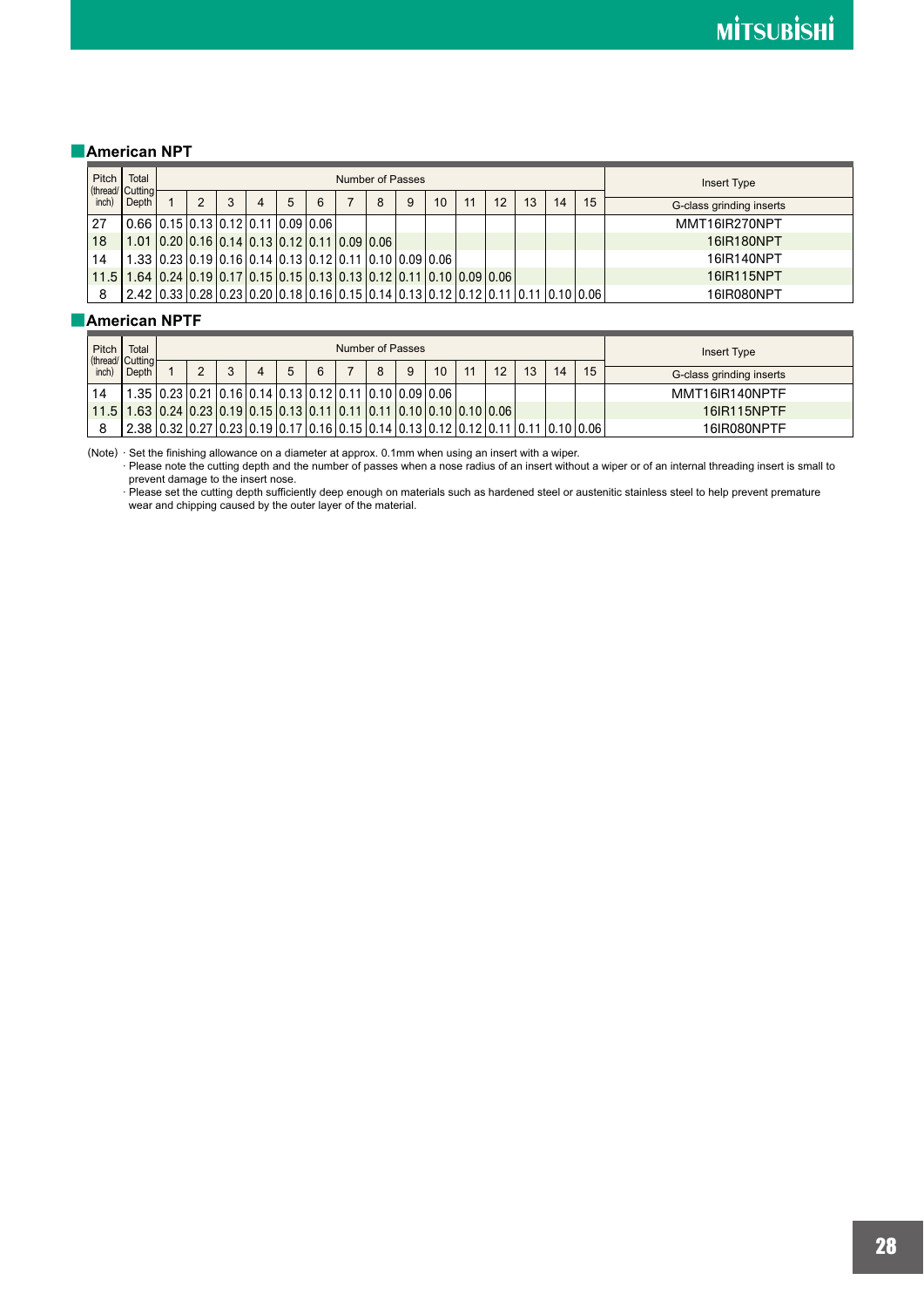## American NPT

| Pitch (thread/inch) | Total Cutting Depth | Number of Passes | | | | | | | | | | | | | | | Insert Type |
|---|---|---|---|---|---|---|---|---|---|---|---|---|---|---|---|---|---|
| | | 1 | 2 | 3 | 4 | 5 | 6 | 7 | 8 | 9 | 10 | 11 | 12 | 13 | 14 | 15 | G-class grinding inserts |
| 27 | 0.66 | 0.15 | 0.13 | 0.12 | 0.11 | 0.09 | 0.06 | | | | | | | | | | MMT16IR270NPT |
| 18 | 1.01 | 0.20 | 0.16 | 0.14 | 0.13 | 0.12 | 0.11 | 0.09 | 0.06 | | | | | | | | 16IR180NPT |
| 14 | 1.33 | 0.23 | 0.19 | 0.16 | 0.14 | 0.13 | 0.12 | 0.11 | 0.10 | 0.09 | 0.06 | | | | | | 16IR140NPT |
| 11.5 | 1.64 | 0.24 | 0.19 | 0.17 | 0.15 | 0.15 | 0.13 | 0.13 | 0.12 | 0.11 | 0.10 | 0.09 | 0.06 | | | | 16IR115NPT |
| 8 | 2.42 | 0.33 | 0.28 | 0.23 | 0.20 | 0.18 | 0.16 | 0.15 | 0.14 | 0.13 | 0.12 | 0.12 | 0.11 | 0.11 | 0.10 | 0.06 | 16IR080NPT |

## American NPTF

| Pitch (thread/inch) | Total Cutting Depth | Number of Passes | | | | | | | | | | | | | | | Insert Type |
|---|---|---|---|---|---|---|---|---|---|---|---|---|---|---|---|---|---|
| | | 1 | 2 | 3 | 4 | 5 | 6 | 7 | 8 | 9 | 10 | 11 | 12 | 13 | 14 | 15 | G-class grinding inserts |
| 14 | 1.35 | 0.23 | 0.21 | 0.16 | 0.14 | 0.13 | 0.12 | 0.11 | 0.10 | 0.09 | 0.06 | | | | | | MMT16IR140NPTF |
| 11.5 | 1.63 | 0.24 | 0.23 | 0.19 | 0.15 | 0.13 | 0.11 | 0.11 | 0.11 | 0.10 | 0.10 | 0.10 | 0.06 | | | | 16IR115NPTF |
| 8 | 2.38 | 0.32 | 0.27 | 0.23 | 0.19 | 0.17 | 0.16 | 0.15 | 0.14 | 0.13 | 0.12 | 0.12 | 0.11 | 0.11 | 0.10 | 0.06 | 16IR080NPTF |

(Note) · Set the finishing allowance on a diameter at approx. 0.1mm when using an insert with a wiper.
· Please note the cutting depth and the number of passes when a nose radius of an insert without a wiper or of an internal threading insert is small to prevent damage to the insert nose.
· Please set the cutting depth sufficiently deep enough on materials such as hardened steel or austenitic stainless steel to help prevent premature wear and chipping caused by the outer layer of the material.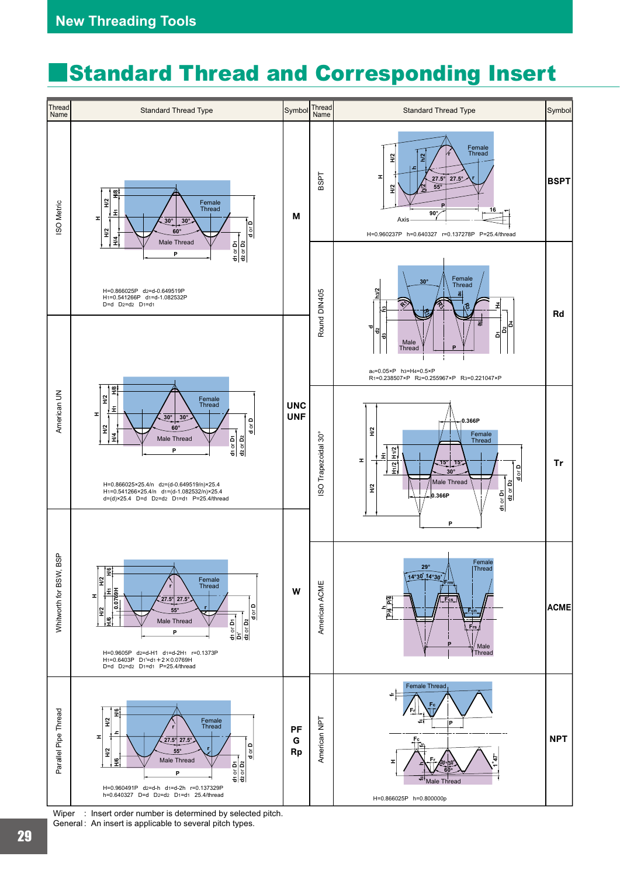## Standard Thread and Corresponding Insert

| Thread Name | Standard Thread Type | Symbol | Thread Name | Standard Thread Type | Symbol |
|---|---|---|---|---|---|
| ISO Metric | $H=0.866025P$ $d_2=d-0.649519P$<br>$H_1=0.541266P$ $d_1=d-1.082532P$<br>$D=d$ $D_2=d_2$ $D_1=d_1$ | M | BSPT | $H=0.960237P$ $h=0.640327$ $r=0.137278P$ $P=25.4/thread$ | BSPT |
| | | | Round DIN405 | $a_c=0.05\times P$ $h_3=H_4=0.5\times P$<br>$R_1=0.238507\times P$ $R_2=0.255967\times P$ $R_3=0.221047\times P$ | Rd |
| American UN | $H=0.866025\times25.4/n$ $d_2=(d-0.649519/n)\times25.4$<br>$H_1=0.541266\times25.4/n$ $d_1=(d-1.082532/n)\times25.4$<br>$d=(d)\times25.4$ $D=d$ $D_2=d_2$ $D_1=d_1$ $P=25.4/thread$ | UNC<br>UNF | ISO Trapezoidal 30° | | Tr |
| Whitworth for BSW, BSP | $H=0.9605P$ $d_2=d-H_1$ $d_1=d-2H_1$ $r=0.1373P$<br>$H_1=0.6403P$ $D_1'=d_1+2\times0.0769H$<br>$D=d$ $D_2=d_2$ $D_1=d_1$ $P=25.4/thread$ | W | American ACME | | ACME |
| Parallel Pipe Thread | $H=0.960491P$ $d_2=d-h$ $d_1=d-2h$ $r=0.137329P$<br>$h=0.640327$ $D=d$ $D_2=d_2$ $D_1=d_1$ $25.4/thread$ | PF<br>G<br>Rp | American NPT | $H=0.866025P$ $h=0.800000p$ | NPT |

Wiper : Insert order number is determined by selected pitch.

General : An insert is applicable to several pitch types.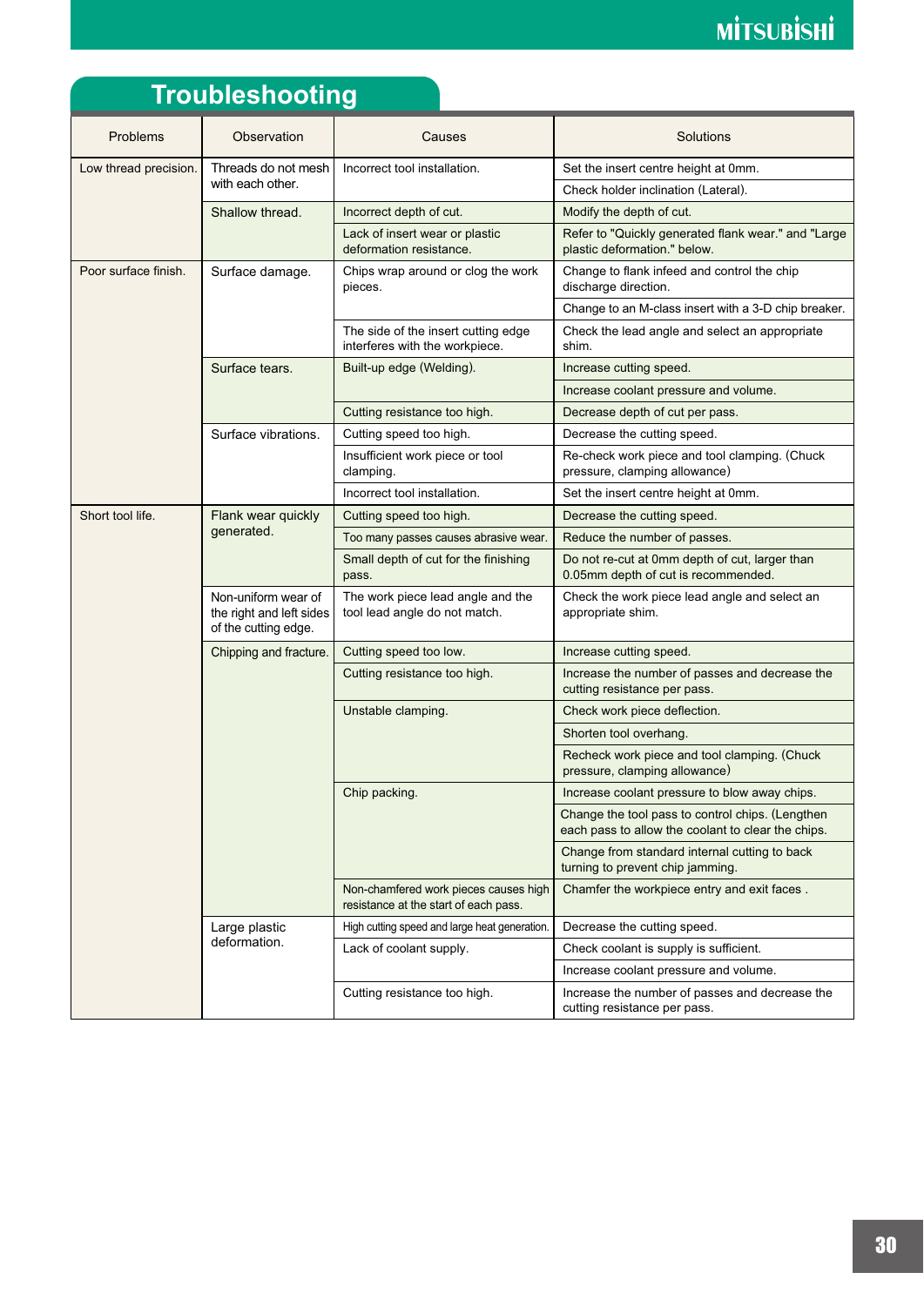# Troubleshooting

| Problems | Observation | Causes | Solutions |
|---|---|---|---|
| Low thread precision. | Threads do not mesh with each other. | Incorrect tool installation. | Set the insert centre height at 0mm. |
| | | | Check holder inclination (Lateral). |
| | Shallow thread. | Incorrect depth of cut. | Modify the depth of cut. |
| | | Lack of insert wear or plastic deformation resistance. | Refer to "Quickly generated flank wear." and "Large plastic deformation." below. |
| Poor surface finish. | Surface damage. | Chips wrap around or clog the work pieces. | Change to flank infeed and control the chip discharge direction. |
| | | | Change to an M-class insert with a 3-D chip breaker. |
| | | The side of the insert cutting edge interferes with the workpiece. | Check the lead angle and select an appropriate shim. |
| | Surface tears. | Built-up edge (Welding). | Increase cutting speed. |
| | | | Increase coolant pressure and volume. |
| | | Cutting resistance too high. | Decrease depth of cut per pass. |
| | Surface vibrations. | Cutting speed too high. | Decrease the cutting speed. |
| | | Insufficient work piece or tool clamping. | Re-check work piece and tool clamping. (Chuck pressure, clamping allowance) |
| | | Incorrect tool installation. | Set the insert centre height at 0mm. |
| Short tool life. | Flank wear quickly generated. | Cutting speed too high. | Decrease the cutting speed. |
| | | Too many passes causes abrasive wear. | Reduce the number of passes. |
| | | Small depth of cut for the finishing pass. | Do not re-cut at 0mm depth of cut, larger than 0.05mm depth of cut is recommended. |
| | Non-uniform wear of the right and left sides of the cutting edge. | The work piece lead angle and the tool lead angle do not match. | Check the work piece lead angle and select an appropriate shim. |
| | Chipping and fracture. | Cutting speed too low. | Increase cutting speed. |
| | | Cutting resistance too high. | Increase the number of passes and decrease the cutting resistance per pass. |
| | | Unstable clamping. | Check work piece deflection. |
| | | | Shorten tool overhang. |
| | | | Recheck work piece and tool clamping. (Chuck pressure, clamping allowance) |
| | | Chip packing. | Increase coolant pressure to blow away chips. |
| | | | Change the tool pass to control chips. (Lengthen each pass to allow the coolant to clear the chips. |
| | | | Change from standard internal cutting to back turning to prevent chip jamming. |
| | | Non-chamfered work pieces causes high resistance at the start of each pass. | Chamfer the workpiece entry and exit faces . |
| | Large plastic deformation. | High cutting speed and large heat generation. | Decrease the cutting speed. |
| | | Lack of coolant supply. | Check coolant is supply is sufficient. |
| | | | Increase coolant pressure and volume. |
| | | Cutting resistance too high. | Increase the number of passes and decrease the cutting resistance per pass. |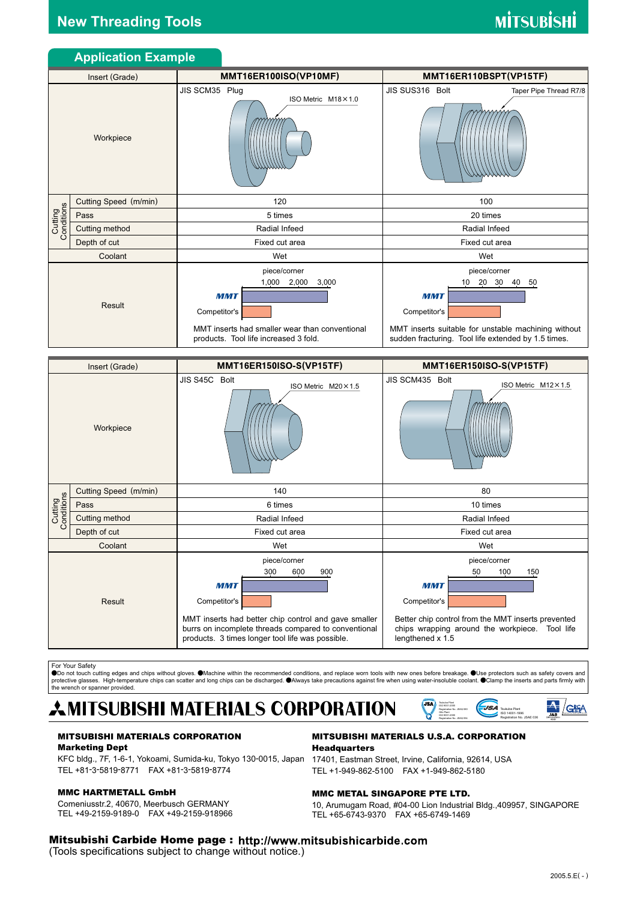## New Threading Tools

## Application Example

| Insert (Grade) | | MMT16ER100ISO(VP10MF) | MMT16ER110BSPT(VP15TF) |
|---|---|---|---|
| Workpiece | | JIS SCM35 Plug<br>ISO Metric M18×1.0 | JIS SUS316 Bolt<br>Taper Pipe Thread R7/8 |
| Cutting Conditions | Cutting Speed (m/min) | 120 | 100 |
| | Pass | 5 times | 20 times |
| | Cutting method | Radial Infeed | Radial Infeed |
| | Depth of cut | Fixed cut area | Fixed cut area |
| Coolant | | Wet | Wet |
| Result | | piece/corner<br>1,000 2,000 3,000<br>MMT<br>Competitor's<br>MMT inserts had smaller wear than conventional products. Tool life increased 3 fold. | piece/corner<br>10 20 30 40 50<br>MMT<br>Competitor's<br>MMT inserts suitable for unstable machining without sudden fracturing. Tool life extended by 1.5 times. |

| Insert (Grade) | | MMT16ER150ISO-S(VP15TF) | MMT16ER150ISO-S(VP15TF) |
|---|---|---|---|
| Workpiece | | JIS S45C Bolt<br>ISO Metric M20×1.5 | JIS SCM435 Bolt<br>ISO Metric M12×1.5 |
| Cutting Conditions | Cutting Speed (m/min) | 140 | 80 |
| | Pass | 6 times | 10 times |
| | Cutting method | Radial Infeed | Radial Infeed |
| | Depth of cut | Fixed cut area | Fixed cut area |
| Coolant | | Wet | Wet |
| Result | | piece/corner<br>300 600 900<br>MMT<br>Competitor's<br>MMT inserts had better chip control and gave smaller burrs on incomplete threads compared to conventional products. 3 times longer tool life was possible. | piece/corner<br>50 100 150<br>MMT<br>Competitor's<br>Better chip control from the MMT inserts prevented chips wrapping around the workpiece. Tool life lengthened x 1.5 |

For Your Safety
●Do not touch cutting edges and chips without gloves. ●Machine within the recommended conditions, and replace worn tools with new ones before breakage. ●Use protectors such as safety covers and protective glasses. High-temperature chips can scatter and long chips can be discharged. ●Always take precautions against fire when using water-insoluble coolant. ●Clamp the inserts and parts firmly with the wrench or spanner provided.

# MITSUBISHI MATERIALS CORPORATION

**MITSUBISHI MATERIALS CORPORATION**
**Marketing Dept**
KFC bldg., 7F, 1-6-1, Yokoami, Sumida-ku, Tokyo 130-0015, Japan
TEL +81-3-5819-8771 FAX +81-3-5819-8774

**MMC HARTMETALL GmbH**
Comeniusstr.2, 40670, Meerbusch GERMANY
TEL +49-2159-9189-0 FAX +49-2159-918966

**MITSUBISHI MATERIALS U.S.A. CORPORATION**
**Headquarters**
17401, Eastman Street, Irvine, California, 92614, USA
TEL +1-949-862-5100 FAX +1-949-862-5180

**MMC METAL SINGAPORE PTE LTD.**
10, Arumugam Road, #04-00 Lion Industrial Bldg.,409957, SINGAPORE
TEL +65-6743-9370 FAX +65-6749-1469

**Mitsubishi Carbide Home page : http://www.mitsubishicarbide.com**
(Tools specifications subject to change without notice.)

2005.5.E( - )